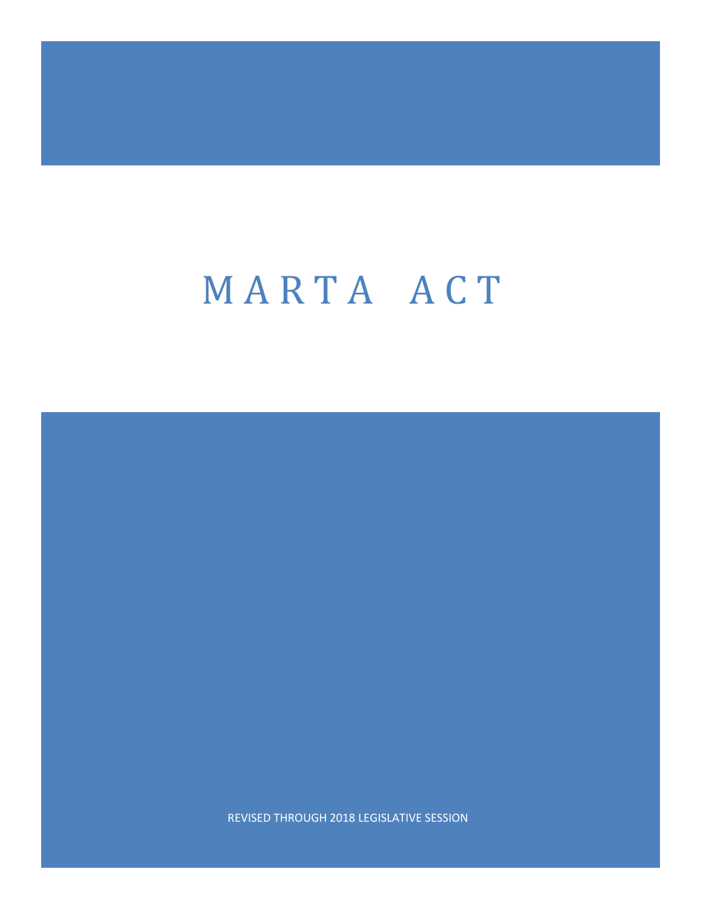# MARTA ACT

REVISED THROUGH 2018 LEGISLATIVE SESSION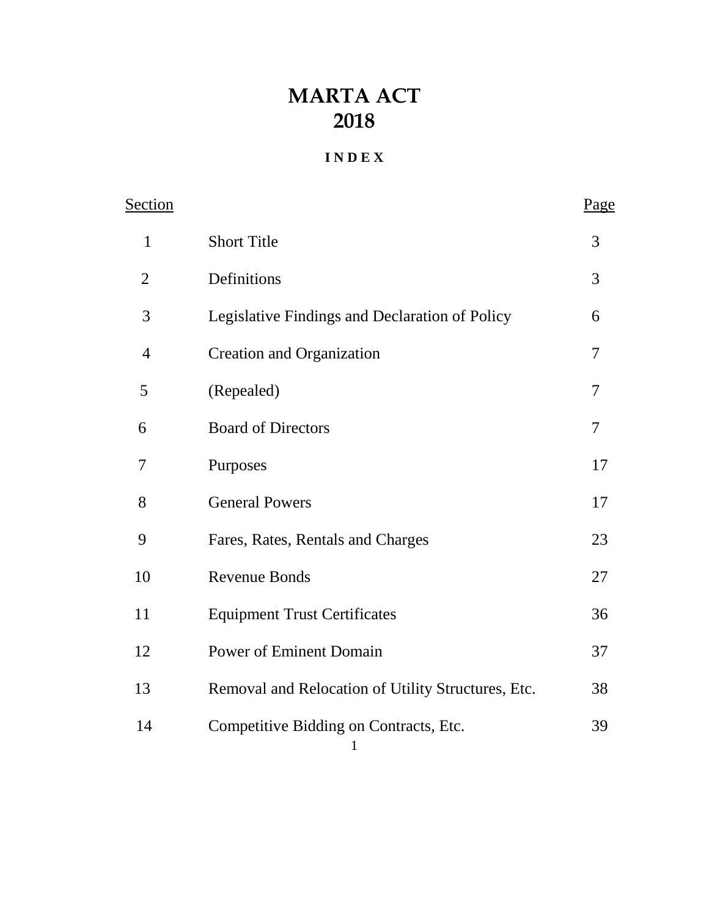# MARTA ACT
# 2018

### I N D E X

| Section | | Page |
|---|---|---|
| 1 | Short Title | 3 |
| 2 | Definitions | 3 |
| 3 | Legislative Findings and Declaration of Policy | 6 |
| 4 | Creation and Organization | 7 |
| 5 | (Repealed) | 7 |
| 6 | Board of Directors | 7 |
| 7 | Purposes | 17 |
| 8 | General Powers | 17 |
| 9 | Fares, Rates, Rentals and Charges | 23 |
| 10 | Revenue Bonds | 27 |
| 11 | Equipment Trust Certificates | 36 |
| 12 | Power of Eminent Domain | 37 |
| 13 | Removal and Relocation of Utility Structures, Etc. | 38 |
| 14 | Competitive Bidding on Contracts, Etc. | 39 |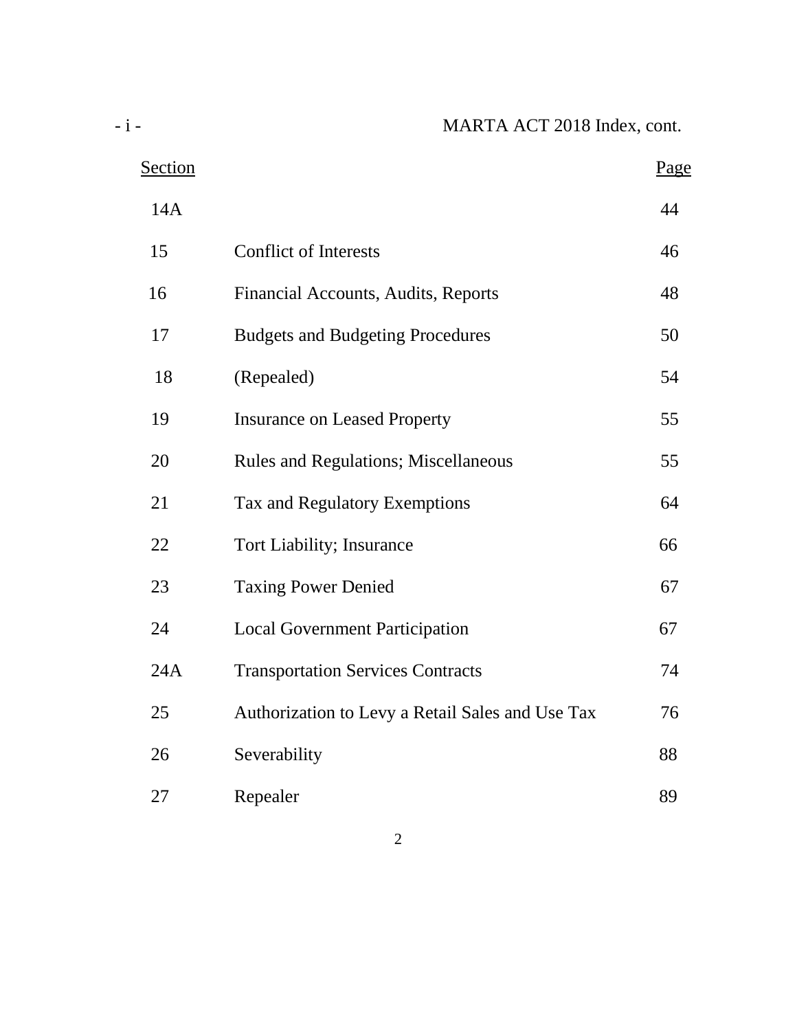MARTA ACT 2018 Index, cont.

| Section | | Page |
| --- | --- | --- |
| 14A | | 44 |
| 15 | Conflict of Interests | 46 |
| 16 | Financial Accounts, Audits, Reports | 48 |
| 17 | Budgets and Budgeting Procedures | 50 |
| 18 | (Repealed) | 54 |
| 19 | Insurance on Leased Property | 55 |
| 20 | Rules and Regulations; Miscellaneous | 55 |
| 21 | Tax and Regulatory Exemptions | 64 |
| 22 | Tort Liability; Insurance | 66 |
| 23 | Taxing Power Denied | 67 |
| 24 | Local Government Participation | 67 |
| 24A | Transportation Services Contracts | 74 |
| 25 | Authorization to Levy a Retail Sales and Use Tax | 76 |
| 26 | Severability | 88 |
| 27 | Repealer | 89 |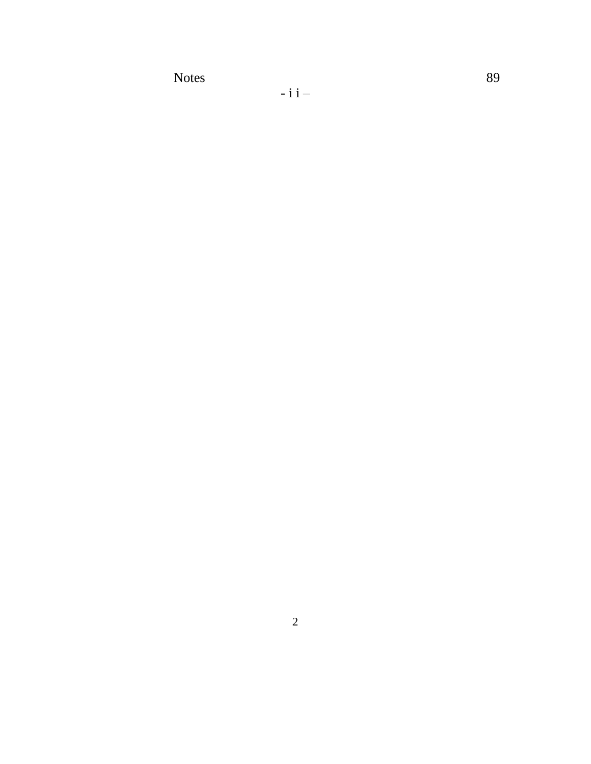Notes 89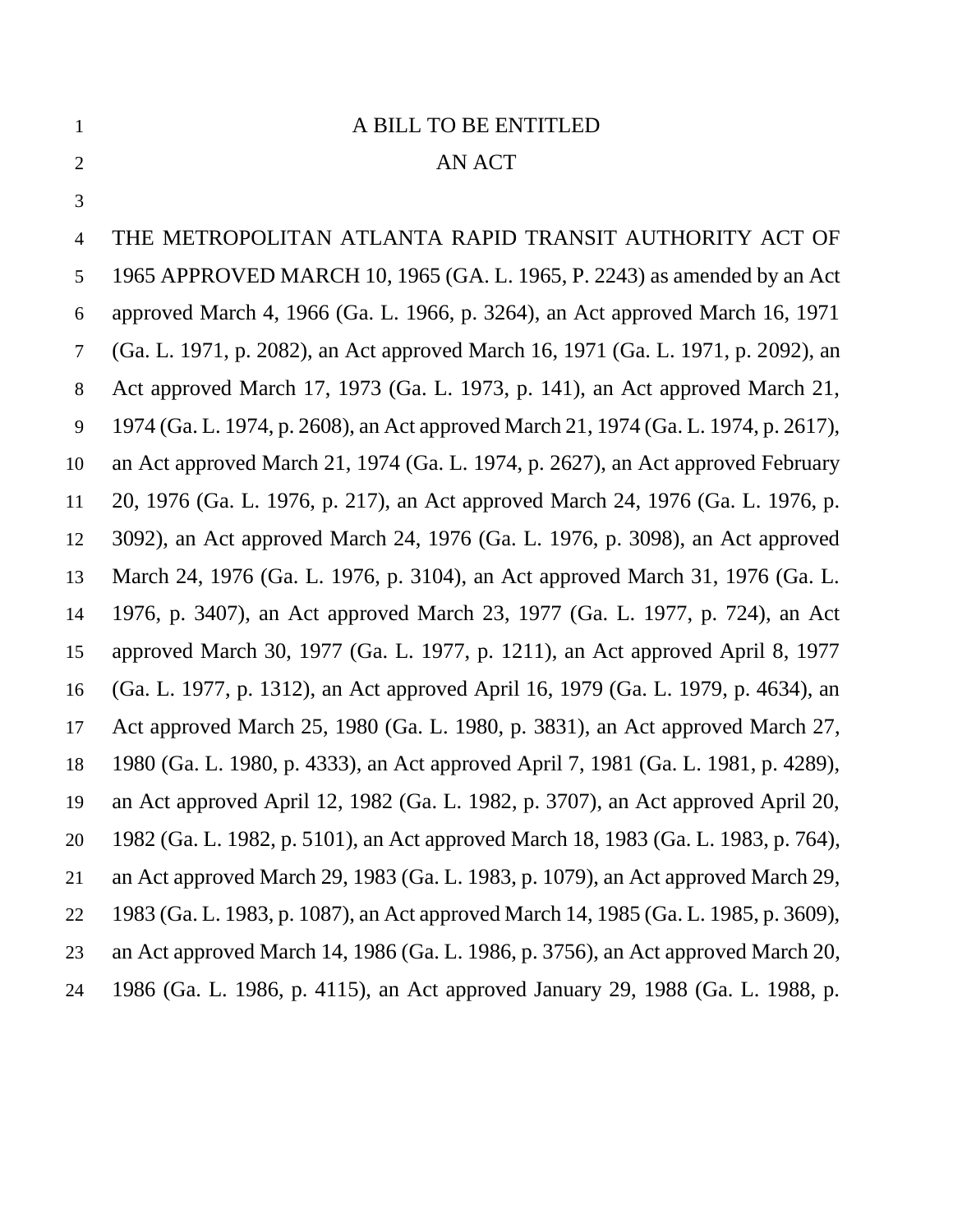A BILL TO BE ENTITLED

AN ACT

THE METROPOLITAN ATLANTA RAPID TRANSIT AUTHORITY ACT OF 1965 APPROVED MARCH 10, 1965 (GA. L. 1965, P. 2243) as amended by an Act approved March 4, 1966 (Ga. L. 1966, p. 3264), an Act approved March 16, 1971 (Ga. L. 1971, p. 2082), an Act approved March 16, 1971 (Ga. L. 1971, p. 2092), an Act approved March 17, 1973 (Ga. L. 1973, p. 141), an Act approved March 21, 1974 (Ga. L. 1974, p. 2608), an Act approved March 21, 1974 (Ga. L. 1974, p. 2617), an Act approved March 21, 1974 (Ga. L. 1974, p. 2627), an Act approved February 20, 1976 (Ga. L. 1976, p. 217), an Act approved March 24, 1976 (Ga. L. 1976, p. 3092), an Act approved March 24, 1976 (Ga. L. 1976, p. 3098), an Act approved March 24, 1976 (Ga. L. 1976, p. 3104), an Act approved March 31, 1976 (Ga. L. 1976, p. 3407), an Act approved March 23, 1977 (Ga. L. 1977, p. 724), an Act approved March 30, 1977 (Ga. L. 1977, p. 1211), an Act approved April 8, 1977 (Ga. L. 1977, p. 1312), an Act approved April 16, 1979 (Ga. L. 1979, p. 4634), an Act approved March 25, 1980 (Ga. L. 1980, p. 3831), an Act approved March 27, 1980 (Ga. L. 1980, p. 4333), an Act approved April 7, 1981 (Ga. L. 1981, p. 4289), an Act approved April 12, 1982 (Ga. L. 1982, p. 3707), an Act approved April 20, 1982 (Ga. L. 1982, p. 5101), an Act approved March 18, 1983 (Ga. L. 1983, p. 764), an Act approved March 29, 1983 (Ga. L. 1983, p. 1079), an Act approved March 29, 1983 (Ga. L. 1983, p. 1087), an Act approved March 14, 1985 (Ga. L. 1985, p. 3609), an Act approved March 14, 1986 (Ga. L. 1986, p. 3756), an Act approved March 20, 1986 (Ga. L. 1986, p. 4115), an Act approved January 29, 1988 (Ga. L. 1988, p.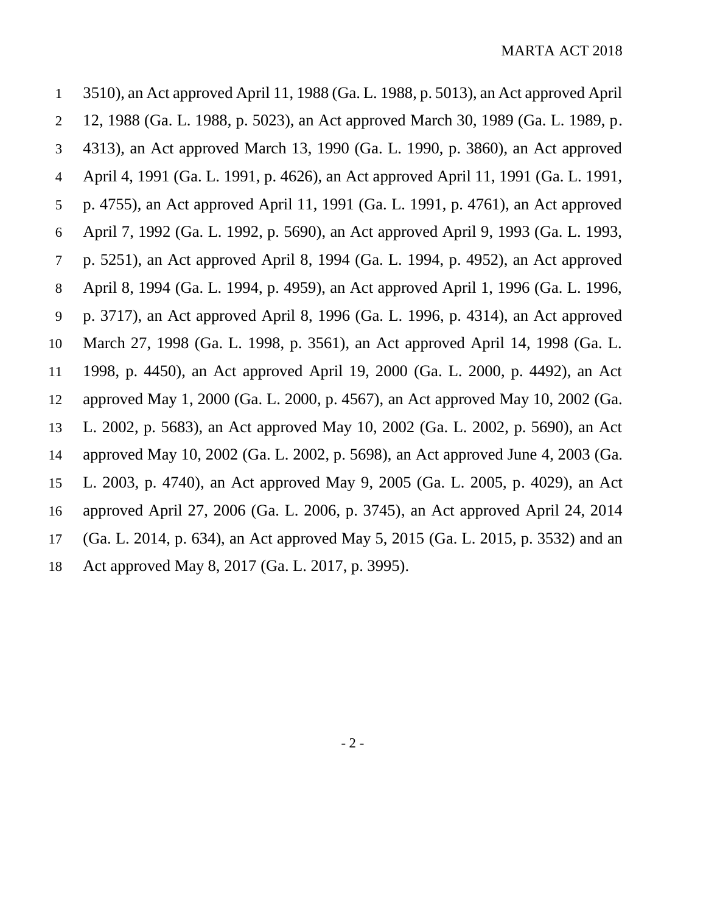3510), an Act approved April 11, 1988 (Ga. L. 1988, p. 5013), an Act approved April 12, 1988 (Ga. L. 1988, p. 5023), an Act approved March 30, 1989 (Ga. L. 1989, p. 4313), an Act approved March 13, 1990 (Ga. L. 1990, p. 3860), an Act approved April 4, 1991 (Ga. L. 1991, p. 4626), an Act approved April 11, 1991 (Ga. L. 1991, p. 4755), an Act approved April 11, 1991 (Ga. L. 1991, p. 4761), an Act approved April 7, 1992 (Ga. L. 1992, p. 5690), an Act approved April 9, 1993 (Ga. L. 1993, p. 5251), an Act approved April 8, 1994 (Ga. L. 1994, p. 4952), an Act approved April 8, 1994 (Ga. L. 1994, p. 4959), an Act approved April 1, 1996 (Ga. L. 1996, p. 3717), an Act approved April 8, 1996 (Ga. L. 1996, p. 4314), an Act approved March 27, 1998 (Ga. L. 1998, p. 3561), an Act approved April 14, 1998 (Ga. L. 1998, p. 4450), an Act approved April 19, 2000 (Ga. L. 2000, p. 4492), an Act approved May 1, 2000 (Ga. L. 2000, p. 4567), an Act approved May 10, 2002 (Ga. L. 2002, p. 5683), an Act approved May 10, 2002 (Ga. L. 2002, p. 5690), an Act approved May 10, 2002 (Ga. L. 2002, p. 5698), an Act approved June 4, 2003 (Ga. L. 2003, p. 4740), an Act approved May 9, 2005 (Ga. L. 2005, p. 4029), an Act approved April 27, 2006 (Ga. L. 2006, p. 3745), an Act approved April 24, 2014 (Ga. L. 2014, p. 634), an Act approved May 5, 2015 (Ga. L. 2015, p. 3532) and an Act approved May 8, 2017 (Ga. L. 2017, p. 3995).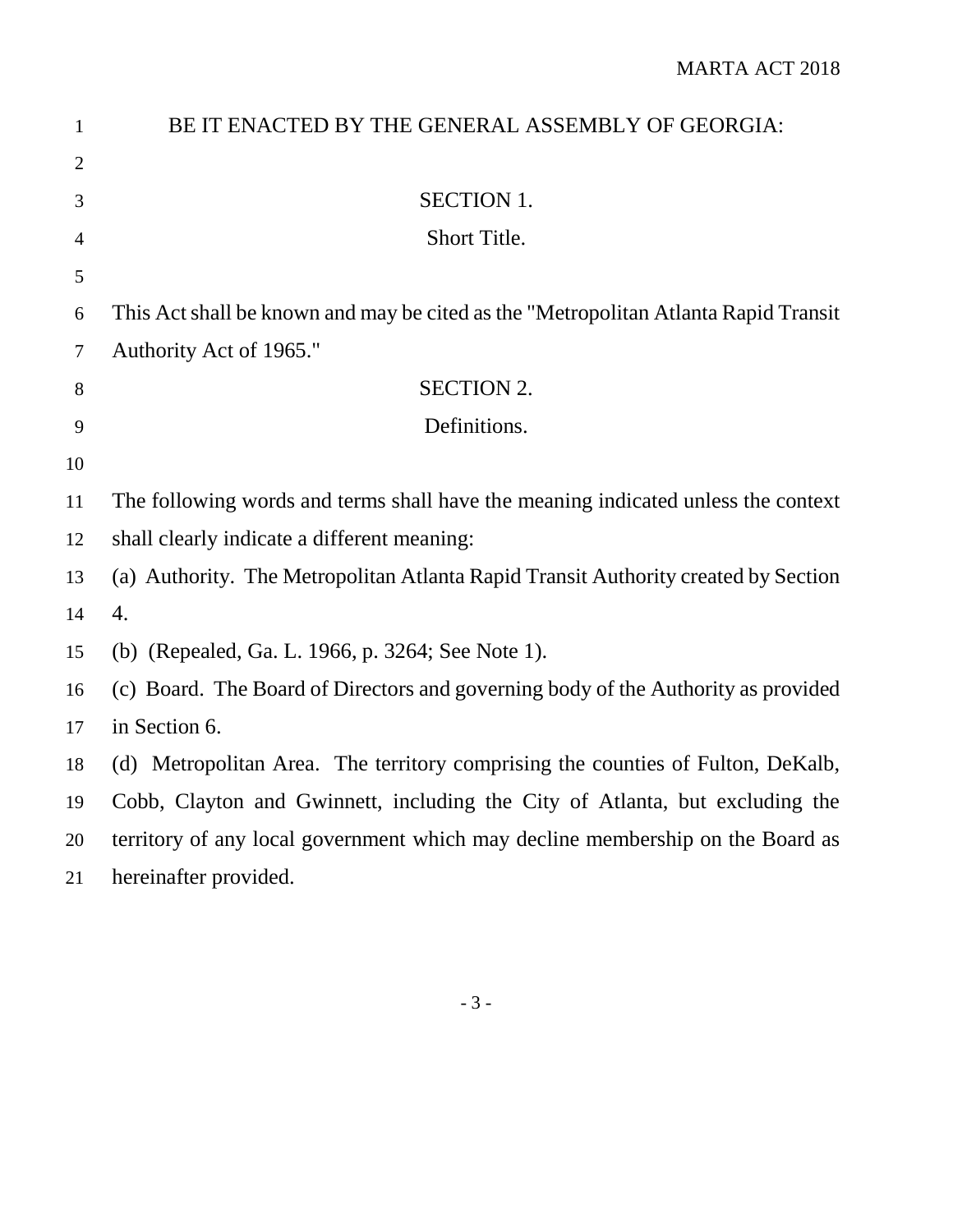BE IT ENACTED BY THE GENERAL ASSEMBLY OF GEORGIA:

## SECTION 1.
## Short Title.

This Act shall be known and may be cited as the "Metropolitan Atlanta Rapid Transit Authority Act of 1965."

## SECTION 2.
## Definitions.

The following words and terms shall have the meaning indicated unless the context shall clearly indicate a different meaning:

(a) Authority. The Metropolitan Atlanta Rapid Transit Authority created by Section 4.

(b) (Repealed, Ga. L. 1966, p. 3264; See Note 1).

(c) Board. The Board of Directors and governing body of the Authority as provided in Section 6.

(d) Metropolitan Area. The territory comprising the counties of Fulton, DeKalb, Cobb, Clayton and Gwinnett, including the City of Atlanta, but excluding the territory of any local government which may decline membership on the Board as hereinafter provided.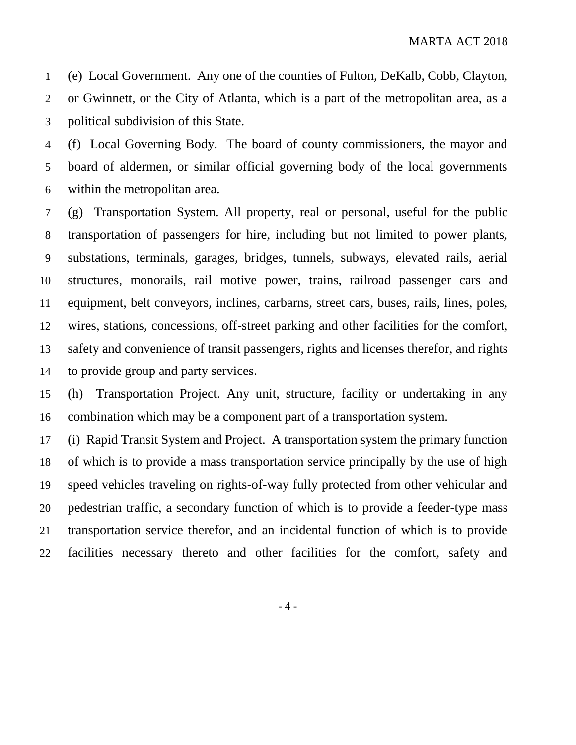(e) Local Government. Any one of the counties of Fulton, DeKalb, Cobb, Clayton, or Gwinnett, or the City of Atlanta, which is a part of the metropolitan area, as a political subdivision of this State.

(f) Local Governing Body. The board of county commissioners, the mayor and board of aldermen, or similar official governing body of the local governments within the metropolitan area.

(g) Transportation System. All property, real or personal, useful for the public transportation of passengers for hire, including but not limited to power plants, substations, terminals, garages, bridges, tunnels, subways, elevated rails, aerial structures, monorails, rail motive power, trains, railroad passenger cars and equipment, belt conveyors, inclines, carbarns, street cars, buses, rails, lines, poles, wires, stations, concessions, off-street parking and other facilities for the comfort, safety and convenience of transit passengers, rights and licenses therefor, and rights to provide group and party services.

(h) Transportation Project. Any unit, structure, facility or undertaking in any combination which may be a component part of a transportation system.

(i) Rapid Transit System and Project. A transportation system the primary function of which is to provide a mass transportation service principally by the use of high speed vehicles traveling on rights-of-way fully protected from other vehicular and pedestrian traffic, a secondary function of which is to provide a feeder-type mass transportation service therefor, and an incidental function of which is to provide facilities necessary thereto and other facilities for the comfort, safety and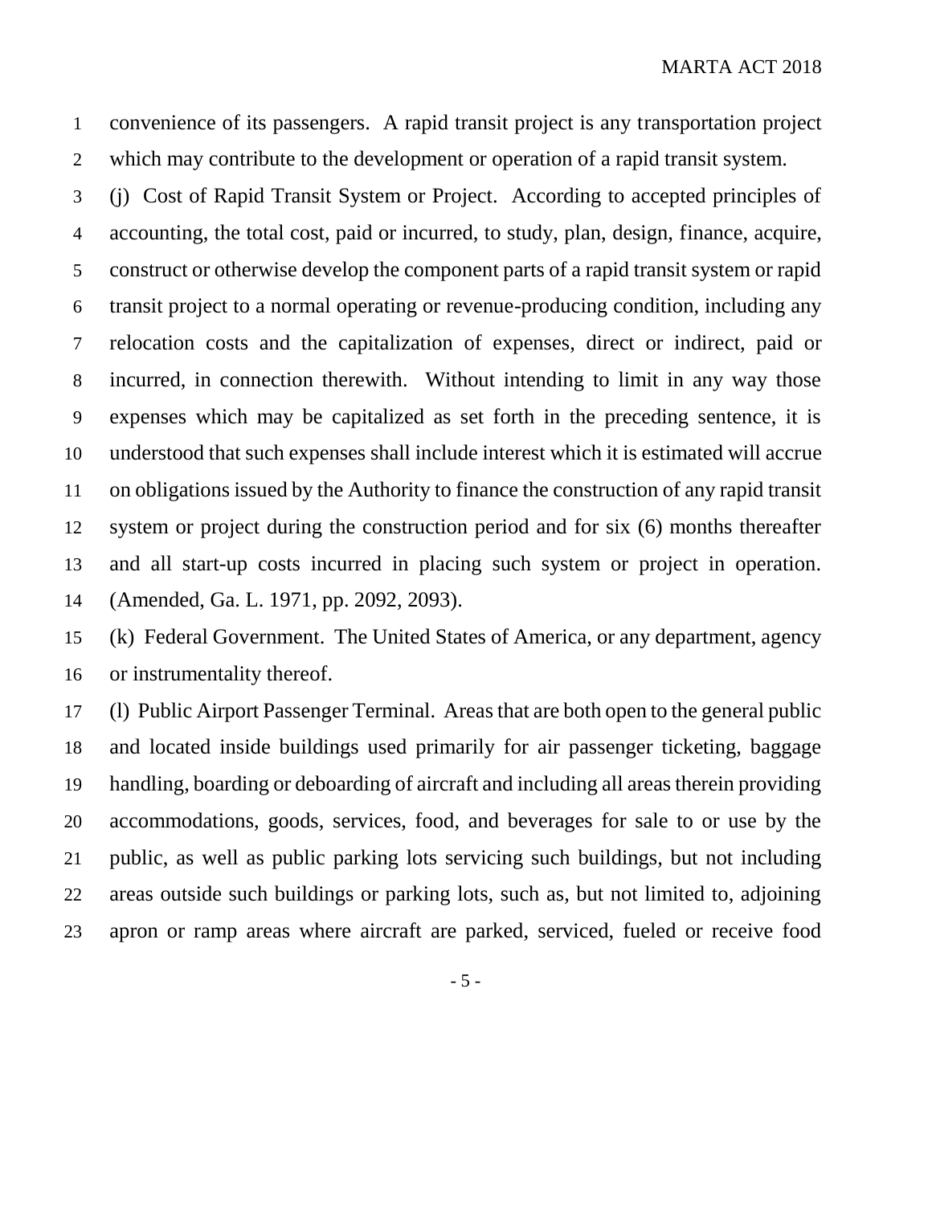convenience of its passengers. A rapid transit project is any transportation project which may contribute to the development or operation of a rapid transit system.

(j) Cost of Rapid Transit System or Project. According to accepted principles of accounting, the total cost, paid or incurred, to study, plan, design, finance, acquire, construct or otherwise develop the component parts of a rapid transit system or rapid transit project to a normal operating or revenue-producing condition, including any relocation costs and the capitalization of expenses, direct or indirect, paid or incurred, in connection therewith. Without intending to limit in any way those expenses which may be capitalized as set forth in the preceding sentence, it is understood that such expenses shall include interest which it is estimated will accrue on obligations issued by the Authority to finance the construction of any rapid transit system or project during the construction period and for six (6) months thereafter and all start-up costs incurred in placing such system or project in operation. (Amended, Ga. L. 1971, pp. 2092, 2093).

(k) Federal Government. The United States of America, or any department, agency or instrumentality thereof.

(l) Public Airport Passenger Terminal. Areas that are both open to the general public and located inside buildings used primarily for air passenger ticketing, baggage handling, boarding or deboarding of aircraft and including all areas therein providing accommodations, goods, services, food, and beverages for sale to or use by the public, as well as public parking lots servicing such buildings, but not including areas outside such buildings or parking lots, such as, but not limited to, adjoining apron or ramp areas where aircraft are parked, serviced, fueled or receive food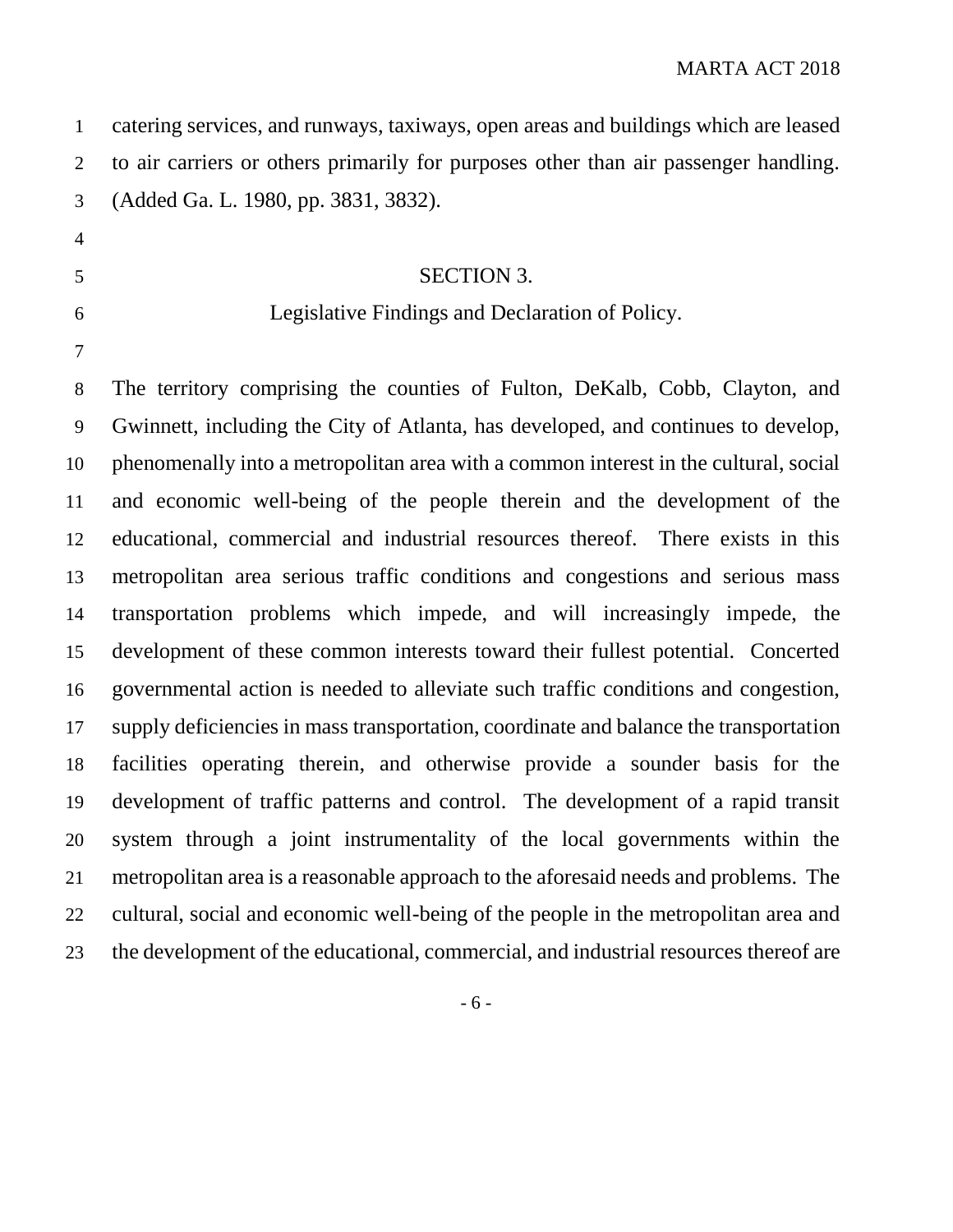catering services, and runways, taxiways, open areas and buildings which are leased to air carriers or others primarily for purposes other than air passenger handling. (Added Ga. L. 1980, pp. 3831, 3832).

## SECTION 3.

## Legislative Findings and Declaration of Policy.

The territory comprising the counties of Fulton, DeKalb, Cobb, Clayton, and Gwinnett, including the City of Atlanta, has developed, and continues to develop, phenomenally into a metropolitan area with a common interest in the cultural, social and economic well-being of the people therein and the development of the educational, commercial and industrial resources thereof. There exists in this metropolitan area serious traffic conditions and congestions and serious mass transportation problems which impede, and will increasingly impede, the development of these common interests toward their fullest potential. Concerted governmental action is needed to alleviate such traffic conditions and congestion, supply deficiencies in mass transportation, coordinate and balance the transportation facilities operating therein, and otherwise provide a sounder basis for the development of traffic patterns and control. The development of a rapid transit system through a joint instrumentality of the local governments within the metropolitan area is a reasonable approach to the aforesaid needs and problems. The cultural, social and economic well-being of the people in the metropolitan area and the development of the educational, commercial, and industrial resources thereof are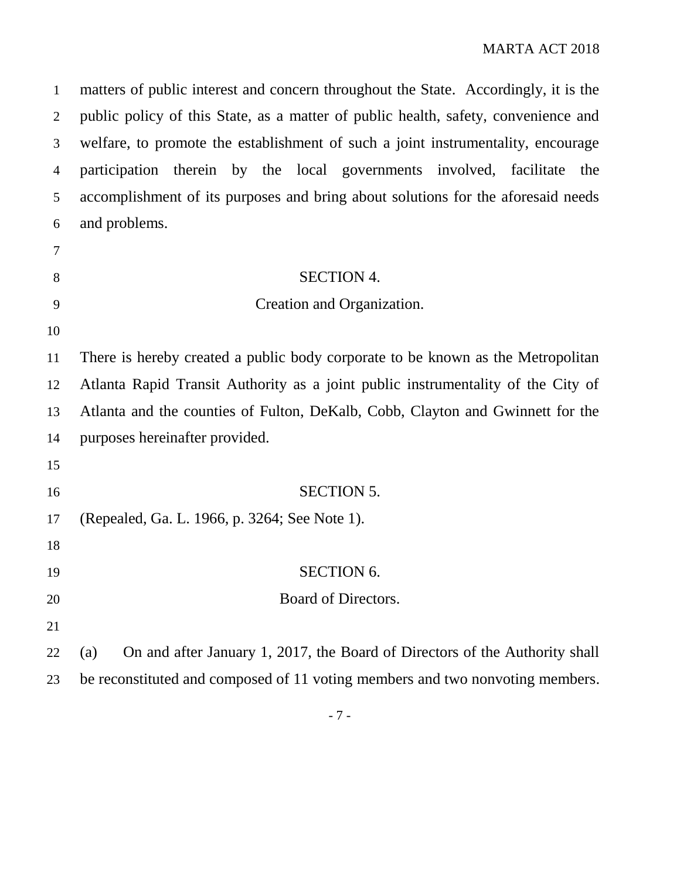matters of public interest and concern throughout the State. Accordingly, it is the public policy of this State, as a matter of public health, safety, convenience and welfare, to promote the establishment of such a joint instrumentality, encourage participation therein by the local governments involved, facilitate the accomplishment of its purposes and bring about solutions for the aforesaid needs and problems.

## SECTION 4.
## Creation and Organization.

There is hereby created a public body corporate to be known as the Metropolitan Atlanta Rapid Transit Authority as a joint public instrumentality of the City of Atlanta and the counties of Fulton, DeKalb, Cobb, Clayton and Gwinnett for the purposes hereinafter provided.

## SECTION 5.

(Repealed, Ga. L. 1966, p. 3264; See Note 1).

## SECTION 6.
## Board of Directors.

(a) On and after January 1, 2017, the Board of Directors of the Authority shall be reconstituted and composed of 11 voting members and two nonvoting members.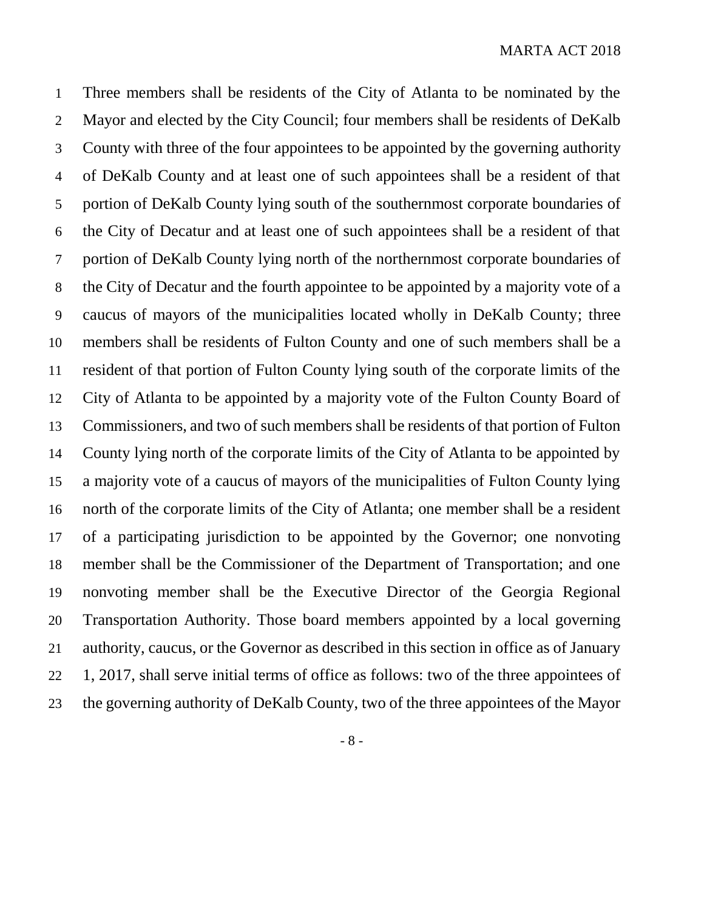Three members shall be residents of the City of Atlanta to be nominated by the Mayor and elected by the City Council; four members shall be residents of DeKalb County with three of the four appointees to be appointed by the governing authority of DeKalb County and at least one of such appointees shall be a resident of that portion of DeKalb County lying south of the southernmost corporate boundaries of the City of Decatur and at least one of such appointees shall be a resident of that portion of DeKalb County lying north of the northernmost corporate boundaries of the City of Decatur and the fourth appointee to be appointed by a majority vote of a caucus of mayors of the municipalities located wholly in DeKalb County; three members shall be residents of Fulton County and one of such members shall be a resident of that portion of Fulton County lying south of the corporate limits of the City of Atlanta to be appointed by a majority vote of the Fulton County Board of Commissioners, and two of such members shall be residents of that portion of Fulton County lying north of the corporate limits of the City of Atlanta to be appointed by a majority vote of a caucus of mayors of the municipalities of Fulton County lying north of the corporate limits of the City of Atlanta; one member shall be a resident of a participating jurisdiction to be appointed by the Governor; one nonvoting member shall be the Commissioner of the Department of Transportation; and one nonvoting member shall be the Executive Director of the Georgia Regional Transportation Authority. Those board members appointed by a local governing authority, caucus, or the Governor as described in this section in office as of January 1, 2017, shall serve initial terms of office as follows: two of the three appointees of the governing authority of DeKalb County, two of the three appointees of the Mayor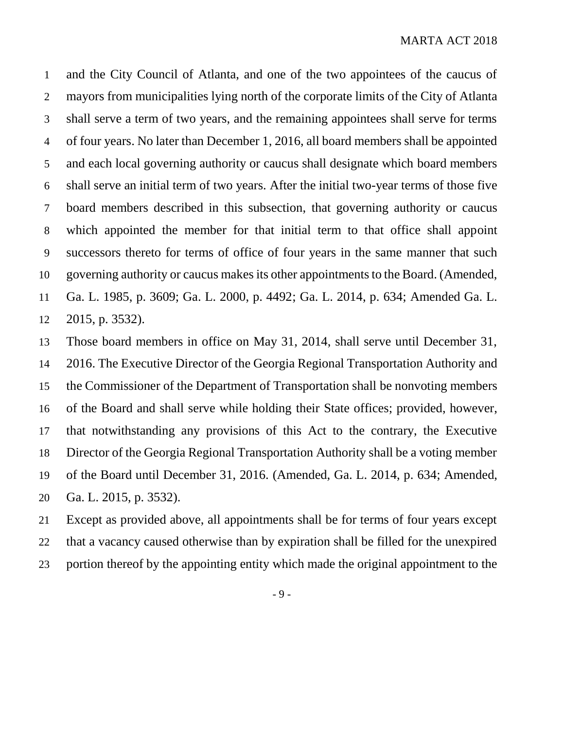and the City Council of Atlanta, and one of the two appointees of the caucus of mayors from municipalities lying north of the corporate limits of the City of Atlanta shall serve a term of two years, and the remaining appointees shall serve for terms of four years. No later than December 1, 2016, all board members shall be appointed and each local governing authority or caucus shall designate which board members shall serve an initial term of two years. After the initial two-year terms of those five board members described in this subsection, that governing authority or caucus which appointed the member for that initial term to that office shall appoint successors thereto for terms of office of four years in the same manner that such governing authority or caucus makes its other appointments to the Board. (Amended, Ga. L. 1985, p. 3609; Ga. L. 2000, p. 4492; Ga. L. 2014, p. 634; Amended Ga. L. 2015, p. 3532).

Those board members in office on May 31, 2014, shall serve until December 31, 2016. The Executive Director of the Georgia Regional Transportation Authority and the Commissioner of the Department of Transportation shall be nonvoting members of the Board and shall serve while holding their State offices; provided, however, that notwithstanding any provisions of this Act to the contrary, the Executive Director of the Georgia Regional Transportation Authority shall be a voting member of the Board until December 31, 2016. (Amended, Ga. L. 2014, p. 634; Amended, Ga. L. 2015, p. 3532).

Except as provided above, all appointments shall be for terms of four years except that a vacancy caused otherwise than by expiration shall be filled for the unexpired portion thereof by the appointing entity which made the original appointment to the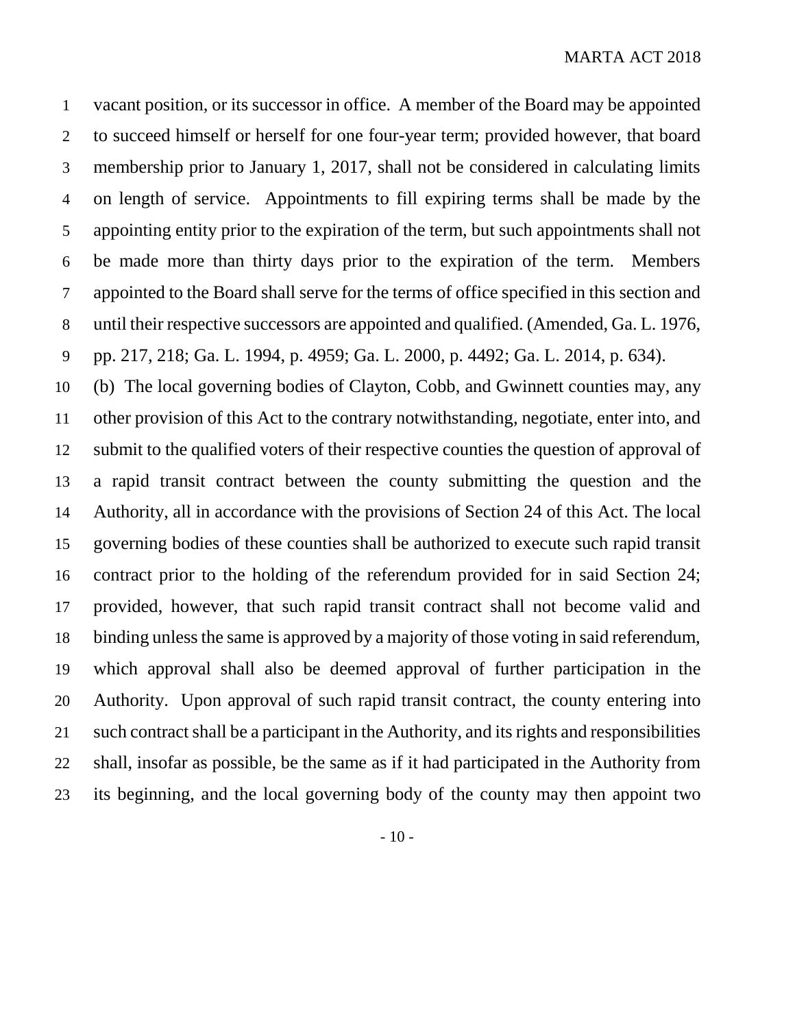vacant position, or its successor in office. A member of the Board may be appointed to succeed himself or herself for one four-year term; provided however, that board membership prior to January 1, 2017, shall not be considered in calculating limits on length of service. Appointments to fill expiring terms shall be made by the appointing entity prior to the expiration of the term, but such appointments shall not be made more than thirty days prior to the expiration of the term. Members appointed to the Board shall serve for the terms of office specified in this section and until their respective successors are appointed and qualified. (Amended, Ga. L. 1976, pp. 217, 218; Ga. L. 1994, p. 4959; Ga. L. 2000, p. 4492; Ga. L. 2014, p. 634).

(b) The local governing bodies of Clayton, Cobb, and Gwinnett counties may, any other provision of this Act to the contrary notwithstanding, negotiate, enter into, and submit to the qualified voters of their respective counties the question of approval of a rapid transit contract between the county submitting the question and the Authority, all in accordance with the provisions of Section 24 of this Act. The local governing bodies of these counties shall be authorized to execute such rapid transit contract prior to the holding of the referendum provided for in said Section 24; provided, however, that such rapid transit contract shall not become valid and binding unless the same is approved by a majority of those voting in said referendum, which approval shall also be deemed approval of further participation in the Authority. Upon approval of such rapid transit contract, the county entering into such contract shall be a participant in the Authority, and its rights and responsibilities shall, insofar as possible, be the same as if it had participated in the Authority from its beginning, and the local governing body of the county may then appoint two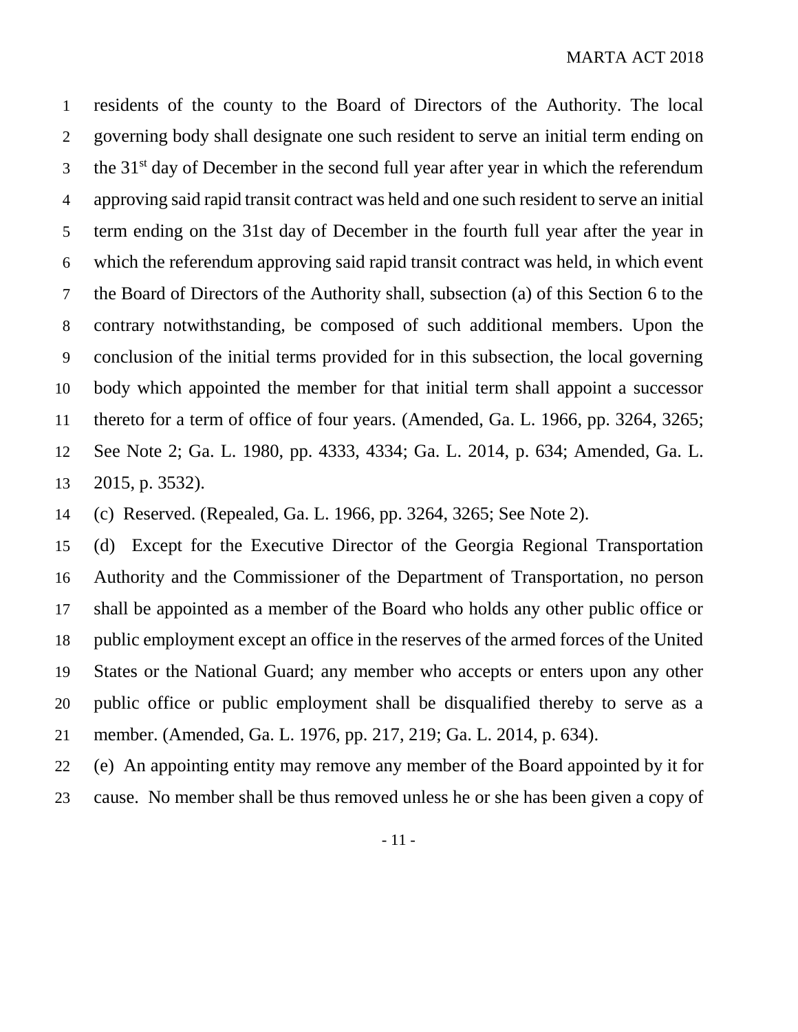residents of the county to the Board of Directors of the Authority. The local governing body shall designate one such resident to serve an initial term ending on the 31st day of December in the second full year after year in which the referendum approving said rapid transit contract was held and one such resident to serve an initial term ending on the 31st day of December in the fourth full year after the year in which the referendum approving said rapid transit contract was held, in which event the Board of Directors of the Authority shall, subsection (a) of this Section 6 to the contrary notwithstanding, be composed of such additional members. Upon the conclusion of the initial terms provided for in this subsection, the local governing body which appointed the member for that initial term shall appoint a successor thereto for a term of office of four years. (Amended, Ga. L. 1966, pp. 3264, 3265; See Note 2; Ga. L. 1980, pp. 4333, 4334; Ga. L. 2014, p. 634; Amended, Ga. L. 2015, p. 3532).

(c) Reserved. (Repealed, Ga. L. 1966, pp. 3264, 3265; See Note 2).

(d) Except for the Executive Director of the Georgia Regional Transportation Authority and the Commissioner of the Department of Transportation, no person shall be appointed as a member of the Board who holds any other public office or public employment except an office in the reserves of the armed forces of the United States or the National Guard; any member who accepts or enters upon any other public office or public employment shall be disqualified thereby to serve as a member. (Amended, Ga. L. 1976, pp. 217, 219; Ga. L. 2014, p. 634).

(e) An appointing entity may remove any member of the Board appointed by it for cause. No member shall be thus removed unless he or she has been given a copy of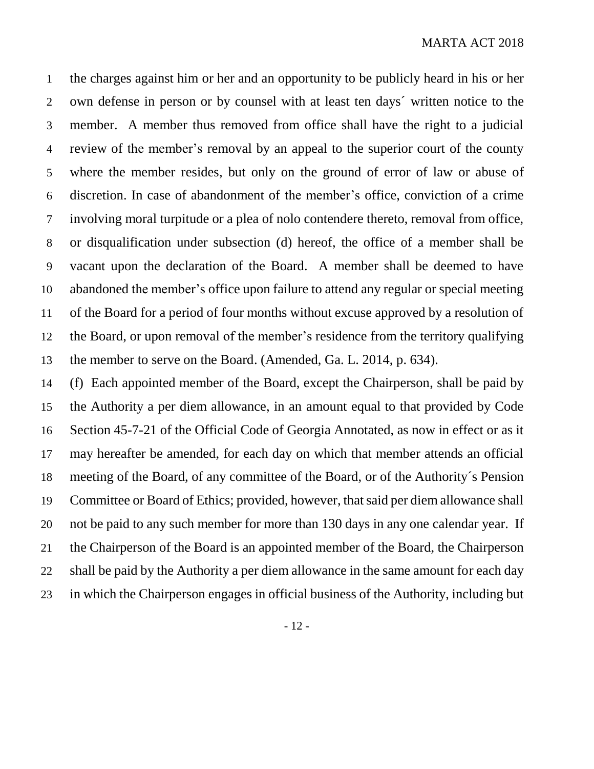the charges against him or her and an opportunity to be publicly heard in his or her own defense in person or by counsel with at least ten days´ written notice to the member. A member thus removed from office shall have the right to a judicial review of the member's removal by an appeal to the superior court of the county where the member resides, but only on the ground of error of law or abuse of discretion. In case of abandonment of the member's office, conviction of a crime involving moral turpitude or a plea of nolo contendere thereto, removal from office, or disqualification under subsection (d) hereof, the office of a member shall be vacant upon the declaration of the Board. A member shall be deemed to have abandoned the member's office upon failure to attend any regular or special meeting of the Board for a period of four months without excuse approved by a resolution of the Board, or upon removal of the member's residence from the territory qualifying the member to serve on the Board. (Amended, Ga. L. 2014, p. 634).

(f) Each appointed member of the Board, except the Chairperson, shall be paid by the Authority a per diem allowance, in an amount equal to that provided by Code Section 45-7-21 of the Official Code of Georgia Annotated, as now in effect or as it may hereafter be amended, for each day on which that member attends an official meeting of the Board, of any committee of the Board, or of the Authority´s Pension Committee or Board of Ethics; provided, however, that said per diem allowance shall not be paid to any such member for more than 130 days in any one calendar year. If the Chairperson of the Board is an appointed member of the Board, the Chairperson shall be paid by the Authority a per diem allowance in the same amount for each day in which the Chairperson engages in official business of the Authority, including but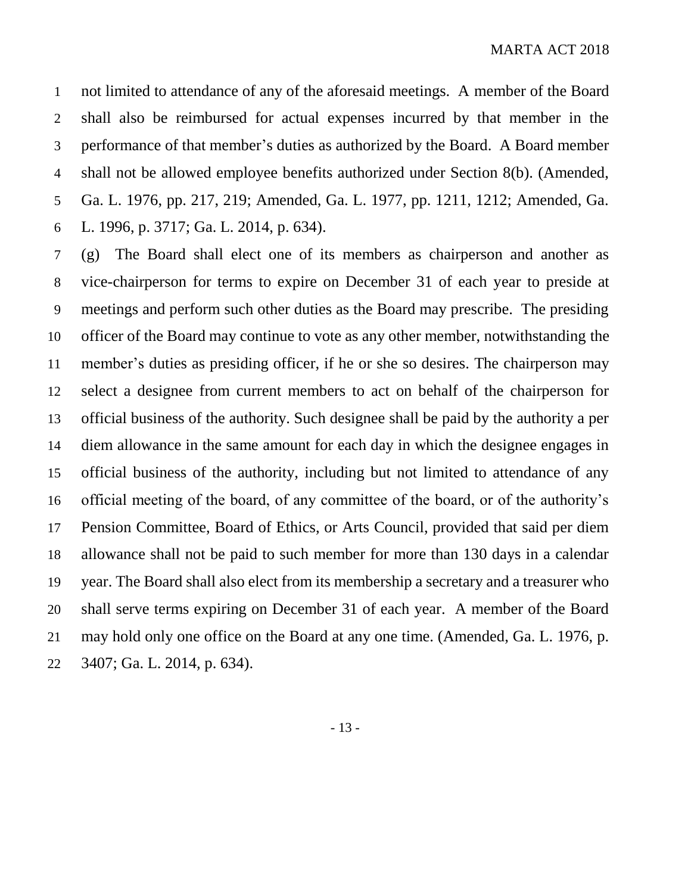not limited to attendance of any of the aforesaid meetings. A member of the Board shall also be reimbursed for actual expenses incurred by that member in the performance of that member's duties as authorized by the Board. A Board member shall not be allowed employee benefits authorized under Section 8(b). (Amended, Ga. L. 1976, pp. 217, 219; Amended, Ga. L. 1977, pp. 1211, 1212; Amended, Ga. L. 1996, p. 3717; Ga. L. 2014, p. 634).

(g) The Board shall elect one of its members as chairperson and another as vice-chairperson for terms to expire on December 31 of each year to preside at meetings and perform such other duties as the Board may prescribe. The presiding officer of the Board may continue to vote as any other member, notwithstanding the member's duties as presiding officer, if he or she so desires. The chairperson may select a designee from current members to act on behalf of the chairperson for official business of the authority. Such designee shall be paid by the authority a per diem allowance in the same amount for each day in which the designee engages in official business of the authority, including but not limited to attendance of any official meeting of the board, of any committee of the board, or of the authority's Pension Committee, Board of Ethics, or Arts Council, provided that said per diem allowance shall not be paid to such member for more than 130 days in a calendar year. The Board shall also elect from its membership a secretary and a treasurer who shall serve terms expiring on December 31 of each year. A member of the Board may hold only one office on the Board at any one time. (Amended, Ga. L. 1976, p. 3407; Ga. L. 2014, p. 634).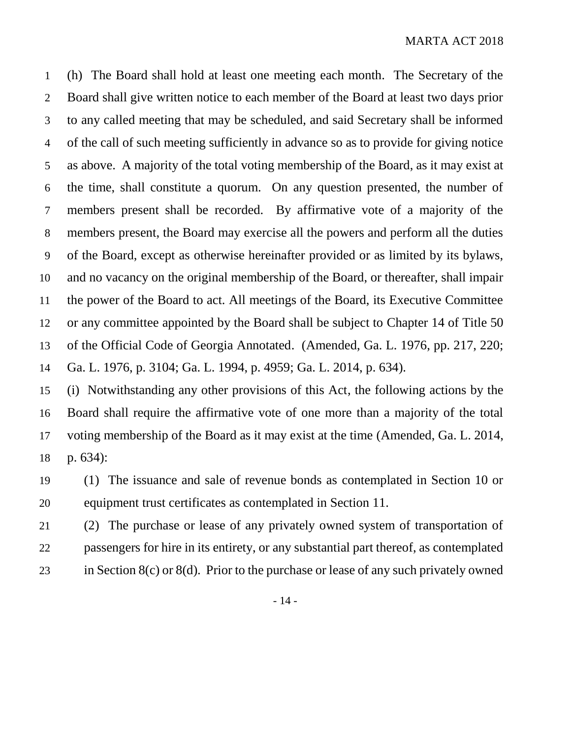(h) The Board shall hold at least one meeting each month. The Secretary of the Board shall give written notice to each member of the Board at least two days prior to any called meeting that may be scheduled, and said Secretary shall be informed of the call of such meeting sufficiently in advance so as to provide for giving notice as above. A majority of the total voting membership of the Board, as it may exist at the time, shall constitute a quorum. On any question presented, the number of members present shall be recorded. By affirmative vote of a majority of the members present, the Board may exercise all the powers and perform all the duties of the Board, except as otherwise hereinafter provided or as limited by its bylaws, and no vacancy on the original membership of the Board, or thereafter, shall impair the power of the Board to act. All meetings of the Board, its Executive Committee or any committee appointed by the Board shall be subject to Chapter 14 of Title 50 of the Official Code of Georgia Annotated. (Amended, Ga. L. 1976, pp. 217, 220; Ga. L. 1976, p. 3104; Ga. L. 1994, p. 4959; Ga. L. 2014, p. 634).

(i) Notwithstanding any other provisions of this Act, the following actions by the Board shall require the affirmative vote of one more than a majority of the total voting membership of the Board as it may exist at the time (Amended, Ga. L. 2014, p. 634):

(1) The issuance and sale of revenue bonds as contemplated in Section 10 or equipment trust certificates as contemplated in Section 11.

(2) The purchase or lease of any privately owned system of transportation of passengers for hire in its entirety, or any substantial part thereof, as contemplated in Section 8(c) or 8(d). Prior to the purchase or lease of any such privately owned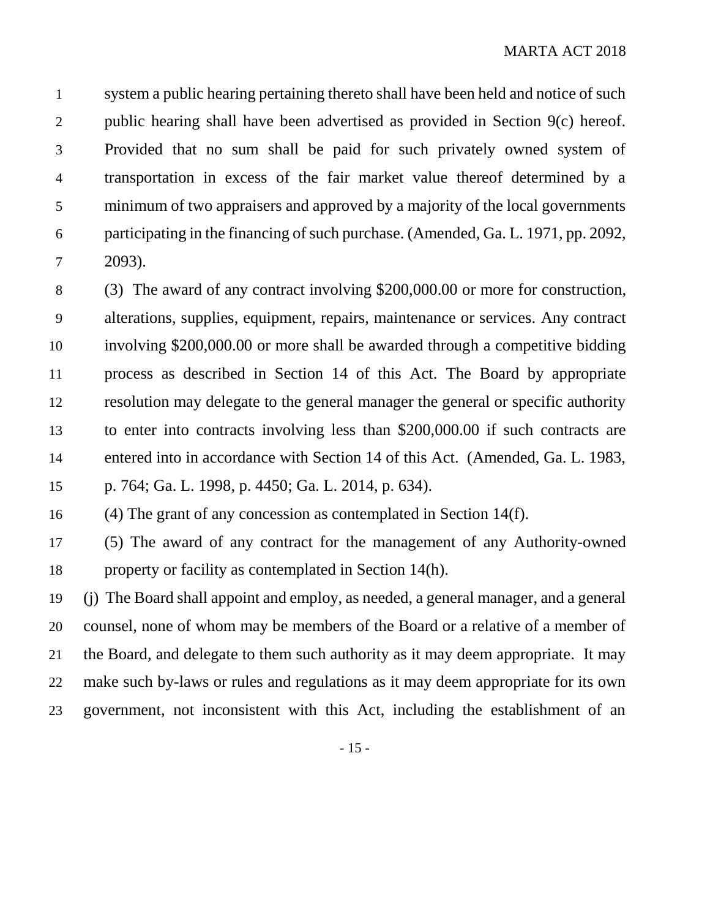system a public hearing pertaining thereto shall have been held and notice of such public hearing shall have been advertised as provided in Section 9(c) hereof. Provided that no sum shall be paid for such privately owned system of transportation in excess of the fair market value thereof determined by a minimum of two appraisers and approved by a majority of the local governments participating in the financing of such purchase. (Amended, Ga. L. 1971, pp. 2092, 2093).

(3) The award of any contract involving $200,000.00 or more for construction, alterations, supplies, equipment, repairs, maintenance or services. Any contract involving $200,000.00 or more shall be awarded through a competitive bidding process as described in Section 14 of this Act. The Board by appropriate resolution may delegate to the general manager the general or specific authority to enter into contracts involving less than $200,000.00 if such contracts are entered into in accordance with Section 14 of this Act. (Amended, Ga. L. 1983, p. 764; Ga. L. 1998, p. 4450; Ga. L. 2014, p. 634).

(4) The grant of any concession as contemplated in Section 14(f).

(5) The award of any contract for the management of any Authority-owned property or facility as contemplated in Section 14(h).

(j) The Board shall appoint and employ, as needed, a general manager, and a general counsel, none of whom may be members of the Board or a relative of a member of the Board, and delegate to them such authority as it may deem appropriate. It may make such by-laws or rules and regulations as it may deem appropriate for its own government, not inconsistent with this Act, including the establishment of an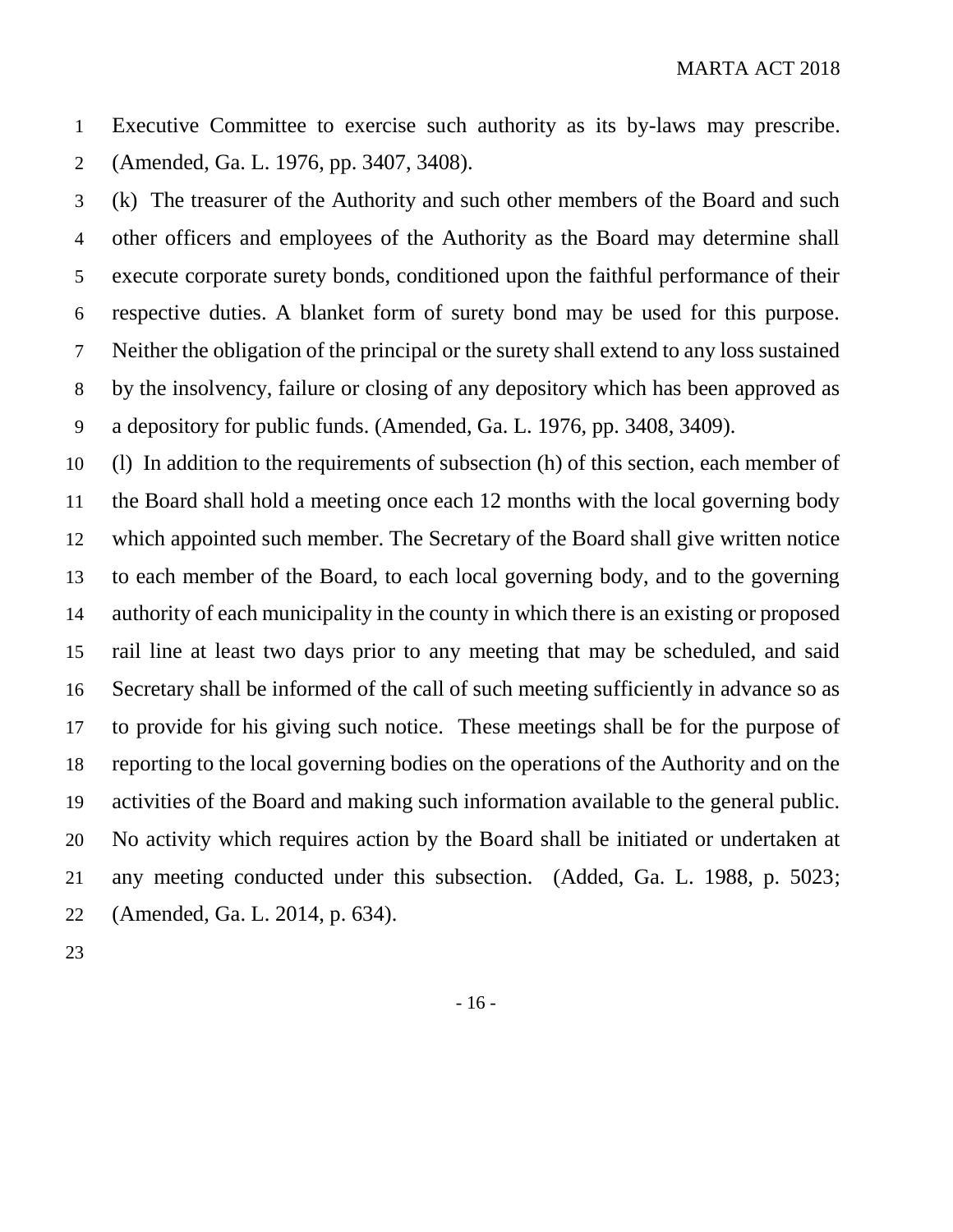Executive Committee to exercise such authority as its by-laws may prescribe. (Amended, Ga. L. 1976, pp. 3407, 3408).

(k) The treasurer of the Authority and such other members of the Board and such other officers and employees of the Authority as the Board may determine shall execute corporate surety bonds, conditioned upon the faithful performance of their respective duties. A blanket form of surety bond may be used for this purpose. Neither the obligation of the principal or the surety shall extend to any loss sustained by the insolvency, failure or closing of any depository which has been approved as a depository for public funds. (Amended, Ga. L. 1976, pp. 3408, 3409).

(l) In addition to the requirements of subsection (h) of this section, each member of the Board shall hold a meeting once each 12 months with the local governing body which appointed such member. The Secretary of the Board shall give written notice to each member of the Board, to each local governing body, and to the governing authority of each municipality in the county in which there is an existing or proposed rail line at least two days prior to any meeting that may be scheduled, and said Secretary shall be informed of the call of such meeting sufficiently in advance so as to provide for his giving such notice. These meetings shall be for the purpose of reporting to the local governing bodies on the operations of the Authority and on the activities of the Board and making such information available to the general public. No activity which requires action by the Board shall be initiated or undertaken at any meeting conducted under this subsection. (Added, Ga. L. 1988, p. 5023; (Amended, Ga. L. 2014, p. 634).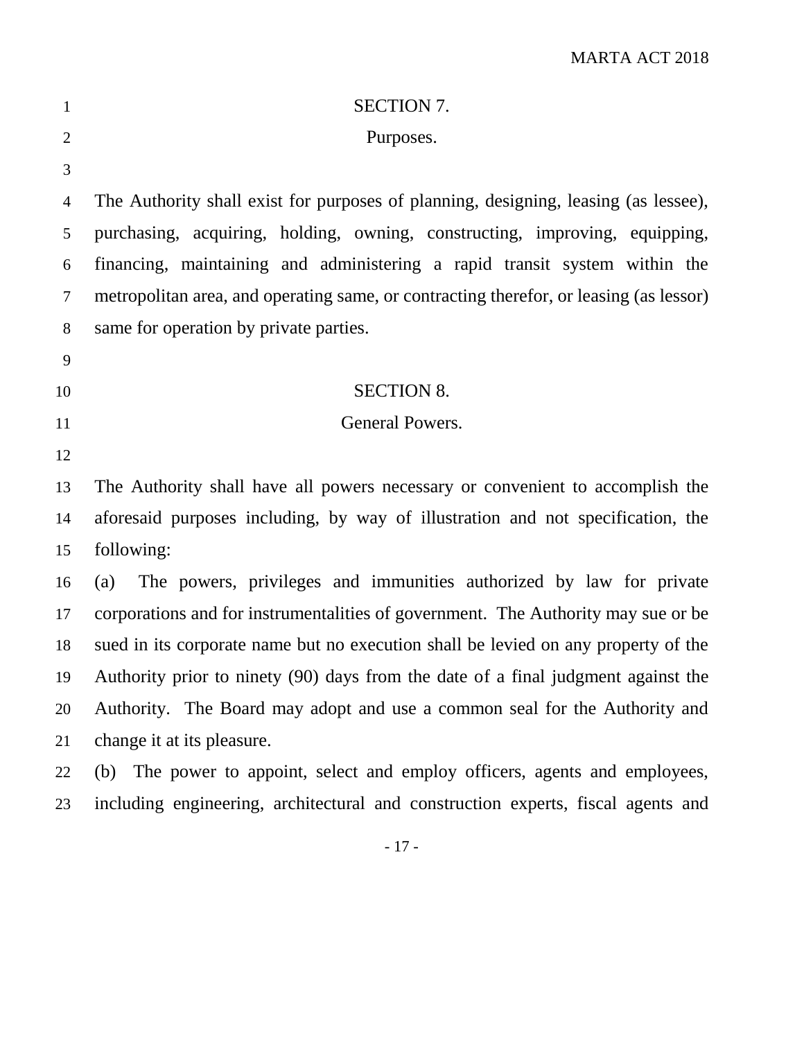## SECTION 7.

## Purposes.

The Authority shall exist for purposes of planning, designing, leasing (as lessee), purchasing, acquiring, holding, owning, constructing, improving, equipping, financing, maintaining and administering a rapid transit system within the metropolitan area, and operating same, or contracting therefor, or leasing (as lessor) same for operation by private parties.

## SECTION 8.

## General Powers.

The Authority shall have all powers necessary or convenient to accomplish the aforesaid purposes including, by way of illustration and not specification, the following:

(a) The powers, privileges and immunities authorized by law for private corporations and for instrumentalities of government. The Authority may sue or be sued in its corporate name but no execution shall be levied on any property of the Authority prior to ninety (90) days from the date of a final judgment against the Authority. The Board may adopt and use a common seal for the Authority and change it at its pleasure.

(b) The power to appoint, select and employ officers, agents and employees, including engineering, architectural and construction experts, fiscal agents and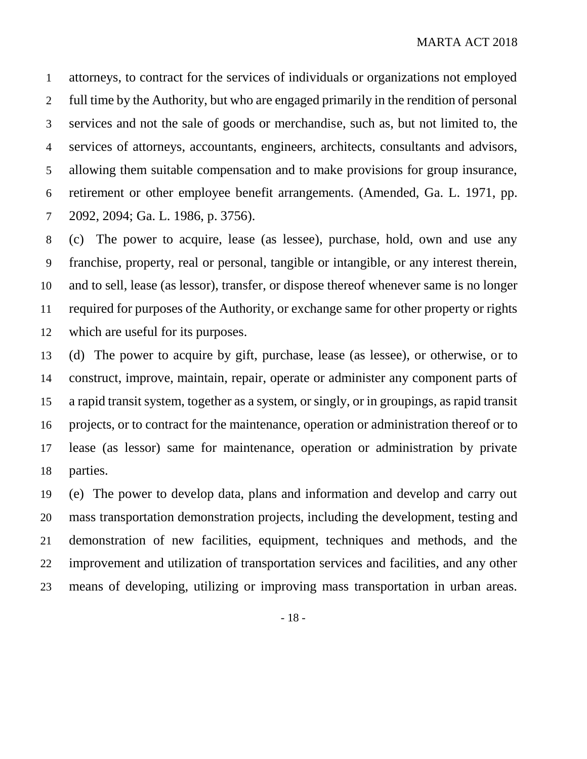attorneys, to contract for the services of individuals or organizations not employed full time by the Authority, but who are engaged primarily in the rendition of personal services and not the sale of goods or merchandise, such as, but not limited to, the services of attorneys, accountants, engineers, architects, consultants and advisors, allowing them suitable compensation and to make provisions for group insurance, retirement or other employee benefit arrangements. (Amended, Ga. L. 1971, pp. 2092, 2094; Ga. L. 1986, p. 3756).

(c) The power to acquire, lease (as lessee), purchase, hold, own and use any franchise, property, real or personal, tangible or intangible, or any interest therein, and to sell, lease (as lessor), transfer, or dispose thereof whenever same is no longer required for purposes of the Authority, or exchange same for other property or rights which are useful for its purposes.

(d) The power to acquire by gift, purchase, lease (as lessee), or otherwise, or to construct, improve, maintain, repair, operate or administer any component parts of a rapid transit system, together as a system, or singly, or in groupings, as rapid transit projects, or to contract for the maintenance, operation or administration thereof or to lease (as lessor) same for maintenance, operation or administration by private parties.

(e) The power to develop data, plans and information and develop and carry out mass transportation demonstration projects, including the development, testing and demonstration of new facilities, equipment, techniques and methods, and the improvement and utilization of transportation services and facilities, and any other means of developing, utilizing or improving mass transportation in urban areas.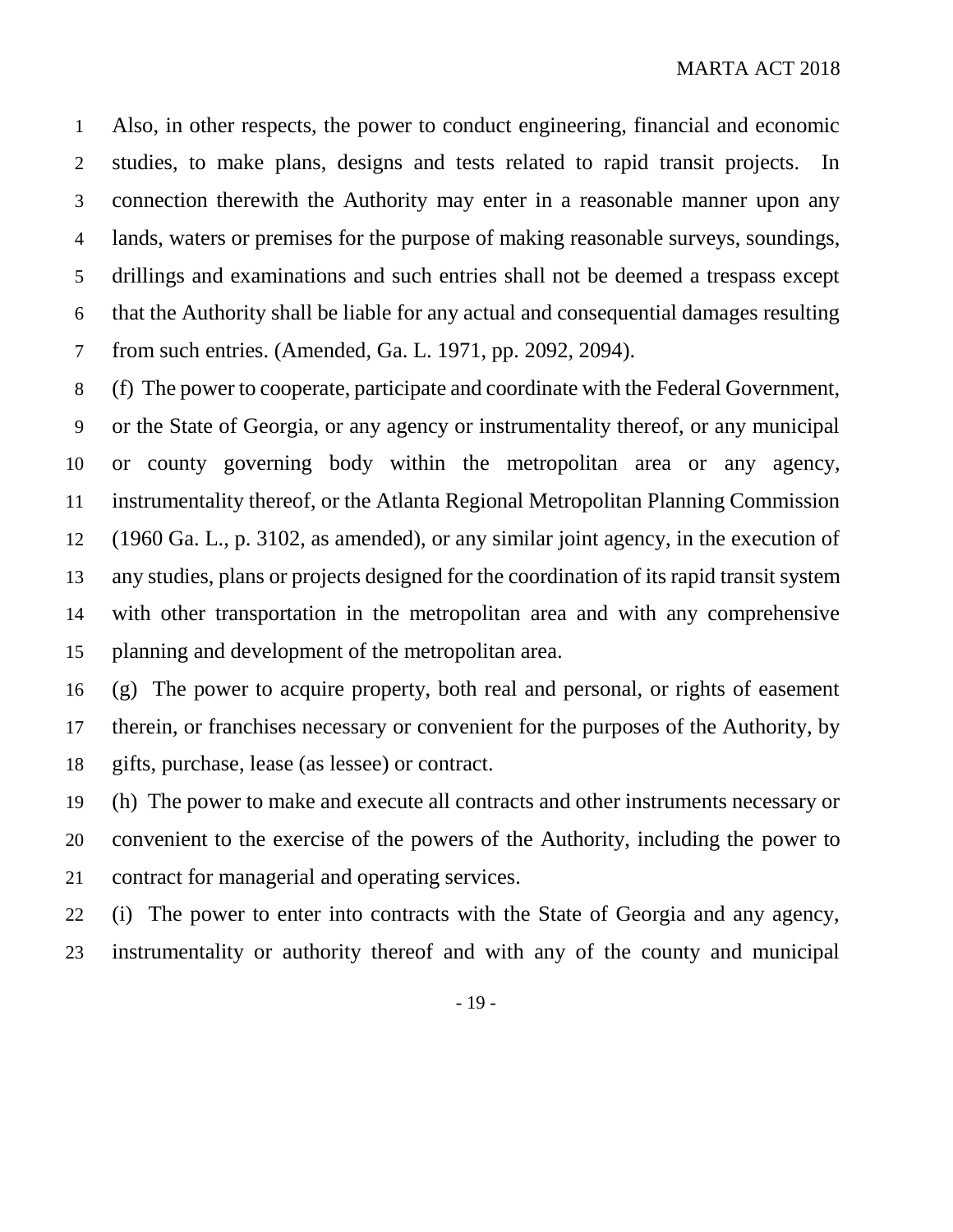Also, in other respects, the power to conduct engineering, financial and economic studies, to make plans, designs and tests related to rapid transit projects. In connection therewith the Authority may enter in a reasonable manner upon any lands, waters or premises for the purpose of making reasonable surveys, soundings, drillings and examinations and such entries shall not be deemed a trespass except that the Authority shall be liable for any actual and consequential damages resulting from such entries. (Amended, Ga. L. 1971, pp. 2092, 2094).

(f) The power to cooperate, participate and coordinate with the Federal Government, or the State of Georgia, or any agency or instrumentality thereof, or any municipal or county governing body within the metropolitan area or any agency, instrumentality thereof, or the Atlanta Regional Metropolitan Planning Commission (1960 Ga. L., p. 3102, as amended), or any similar joint agency, in the execution of any studies, plans or projects designed for the coordination of its rapid transit system with other transportation in the metropolitan area and with any comprehensive planning and development of the metropolitan area.

(g) The power to acquire property, both real and personal, or rights of easement therein, or franchises necessary or convenient for the purposes of the Authority, by gifts, purchase, lease (as lessee) or contract.

(h) The power to make and execute all contracts and other instruments necessary or convenient to the exercise of the powers of the Authority, including the power to contract for managerial and operating services.

(i) The power to enter into contracts with the State of Georgia and any agency, instrumentality or authority thereof and with any of the county and municipal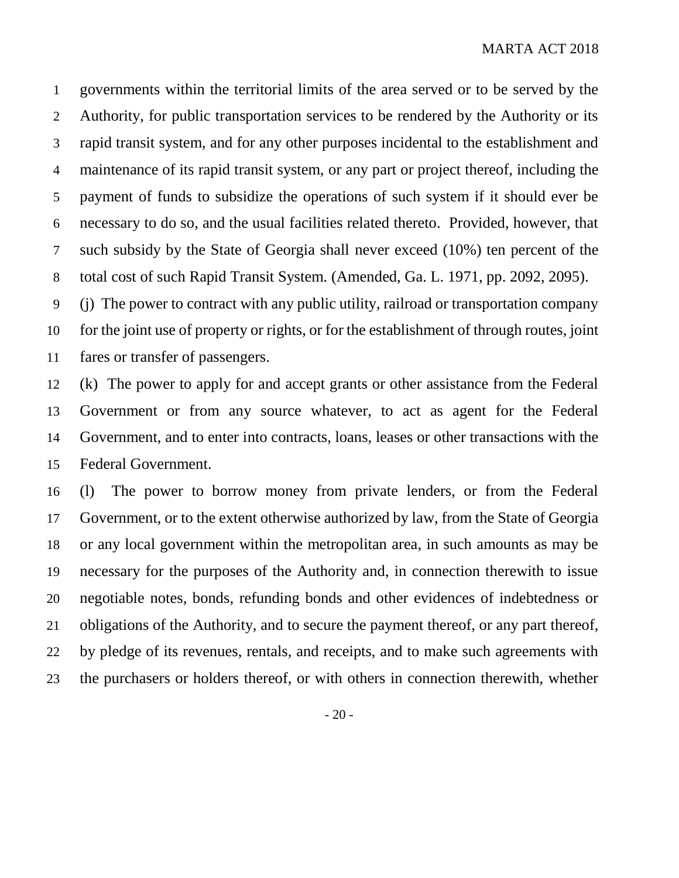governments within the territorial limits of the area served or to be served by the Authority, for public transportation services to be rendered by the Authority or its rapid transit system, and for any other purposes incidental to the establishment and maintenance of its rapid transit system, or any part or project thereof, including the payment of funds to subsidize the operations of such system if it should ever be necessary to do so, and the usual facilities related thereto. Provided, however, that such subsidy by the State of Georgia shall never exceed (10%) ten percent of the total cost of such Rapid Transit System. (Amended, Ga. L. 1971, pp. 2092, 2095).

(j) The power to contract with any public utility, railroad or transportation company for the joint use of property or rights, or for the establishment of through routes, joint fares or transfer of passengers.

(k) The power to apply for and accept grants or other assistance from the Federal Government or from any source whatever, to act as agent for the Federal Government, and to enter into contracts, loans, leases or other transactions with the Federal Government.

(l) The power to borrow money from private lenders, or from the Federal Government, or to the extent otherwise authorized by law, from the State of Georgia or any local government within the metropolitan area, in such amounts as may be necessary for the purposes of the Authority and, in connection therewith to issue negotiable notes, bonds, refunding bonds and other evidences of indebtedness or obligations of the Authority, and to secure the payment thereof, or any part thereof, by pledge of its revenues, rentals, and receipts, and to make such agreements with the purchasers or holders thereof, or with others in connection therewith, whether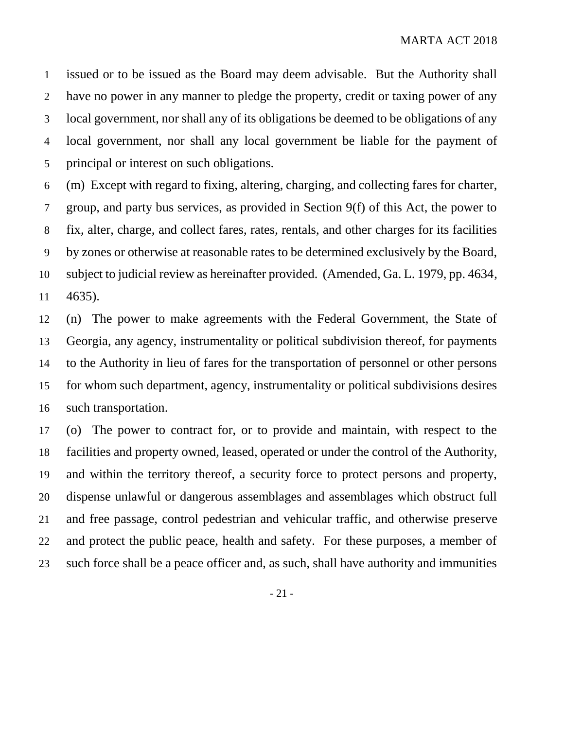issued or to be issued as the Board may deem advisable. But the Authority shall have no power in any manner to pledge the property, credit or taxing power of any local government, nor shall any of its obligations be deemed to be obligations of any local government, nor shall any local government be liable for the payment of principal or interest on such obligations.

(m) Except with regard to fixing, altering, charging, and collecting fares for charter, group, and party bus services, as provided in Section 9(f) of this Act, the power to fix, alter, charge, and collect fares, rates, rentals, and other charges for its facilities by zones or otherwise at reasonable rates to be determined exclusively by the Board, subject to judicial review as hereinafter provided. (Amended, Ga. L. 1979, pp. 4634, 4635).

(n) The power to make agreements with the Federal Government, the State of Georgia, any agency, instrumentality or political subdivision thereof, for payments to the Authority in lieu of fares for the transportation of personnel or other persons for whom such department, agency, instrumentality or political subdivisions desires such transportation.

(o) The power to contract for, or to provide and maintain, with respect to the facilities and property owned, leased, operated or under the control of the Authority, and within the territory thereof, a security force to protect persons and property, dispense unlawful or dangerous assemblages and assemblages which obstruct full and free passage, control pedestrian and vehicular traffic, and otherwise preserve and protect the public peace, health and safety. For these purposes, a member of such force shall be a peace officer and, as such, shall have authority and immunities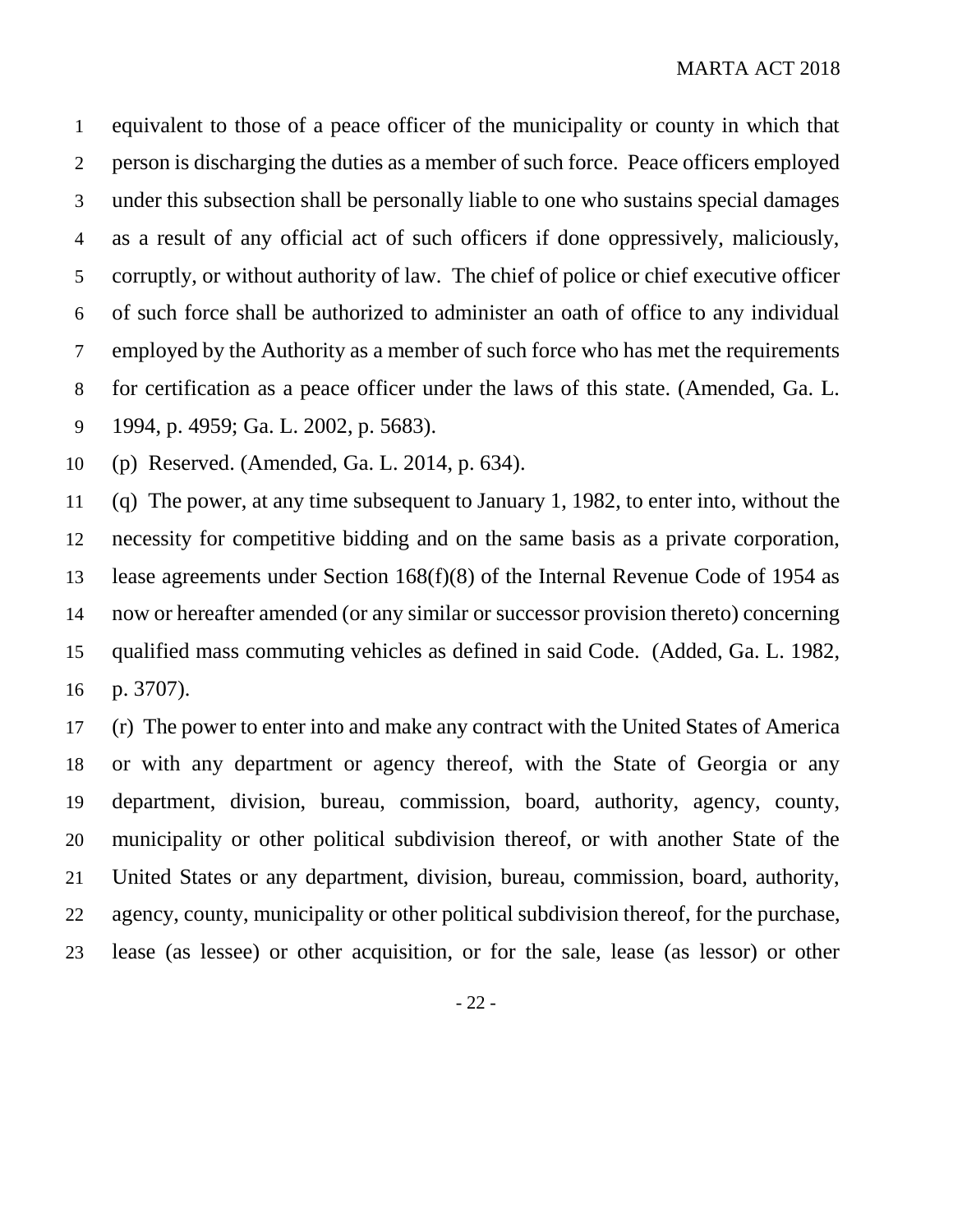equivalent to those of a peace officer of the municipality or county in which that person is discharging the duties as a member of such force. Peace officers employed under this subsection shall be personally liable to one who sustains special damages as a result of any official act of such officers if done oppressively, maliciously, corruptly, or without authority of law. The chief of police or chief executive officer of such force shall be authorized to administer an oath of office to any individual employed by the Authority as a member of such force who has met the requirements for certification as a peace officer under the laws of this state. (Amended, Ga. L. 1994, p. 4959; Ga. L. 2002, p. 5683).

(p) Reserved. (Amended, Ga. L. 2014, p. 634).

(q) The power, at any time subsequent to January 1, 1982, to enter into, without the necessity for competitive bidding and on the same basis as a private corporation, lease agreements under Section 168(f)(8) of the Internal Revenue Code of 1954 as now or hereafter amended (or any similar or successor provision thereto) concerning qualified mass commuting vehicles as defined in said Code. (Added, Ga. L. 1982, p. 3707).

(r) The power to enter into and make any contract with the United States of America or with any department or agency thereof, with the State of Georgia or any department, division, bureau, commission, board, authority, agency, county, municipality or other political subdivision thereof, or with another State of the United States or any department, division, bureau, commission, board, authority, agency, county, municipality or other political subdivision thereof, for the purchase, lease (as lessee) or other acquisition, or for the sale, lease (as lessor) or other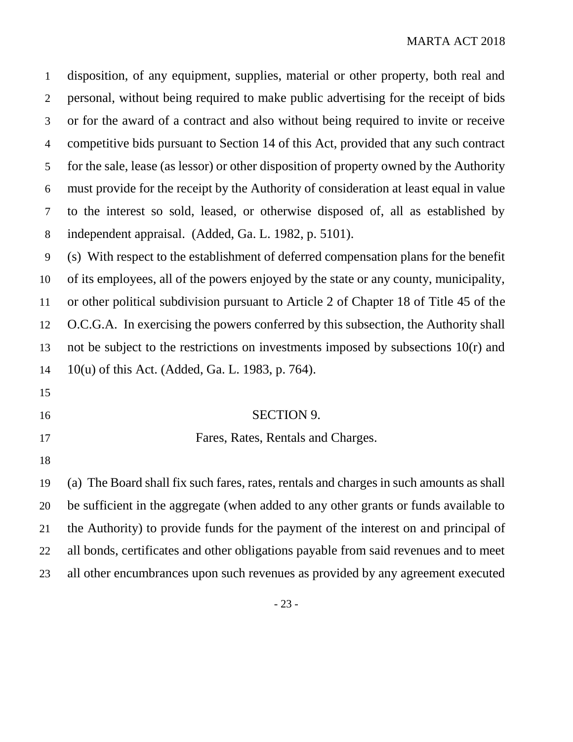disposition, of any equipment, supplies, material or other property, both real and personal, without being required to make public advertising for the receipt of bids or for the award of a contract and also without being required to invite or receive competitive bids pursuant to Section 14 of this Act, provided that any such contract for the sale, lease (as lessor) or other disposition of property owned by the Authority must provide for the receipt by the Authority of consideration at least equal in value to the interest so sold, leased, or otherwise disposed of, all as established by independent appraisal. (Added, Ga. L. 1982, p. 5101).

(s) With respect to the establishment of deferred compensation plans for the benefit of its employees, all of the powers enjoyed by the state or any county, municipality, or other political subdivision pursuant to Article 2 of Chapter 18 of Title 45 of the O.C.G.A. In exercising the powers conferred by this subsection, the Authority shall not be subject to the restrictions on investments imposed by subsections 10(r) and 10(u) of this Act. (Added, Ga. L. 1983, p. 764).

## SECTION 9.

### Fares, Rates, Rentals and Charges.

(a) The Board shall fix such fares, rates, rentals and charges in such amounts as shall be sufficient in the aggregate (when added to any other grants or funds available to the Authority) to provide funds for the payment of the interest on and principal of all bonds, certificates and other obligations payable from said revenues and to meet all other encumbrances upon such revenues as provided by any agreement executed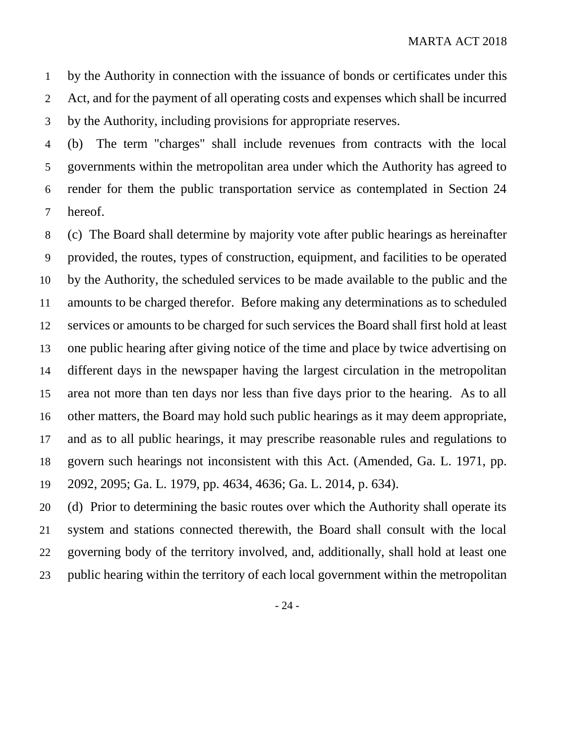by the Authority in connection with the issuance of bonds or certificates under this Act, and for the payment of all operating costs and expenses which shall be incurred by the Authority, including provisions for appropriate reserves.

(b) The term "charges" shall include revenues from contracts with the local governments within the metropolitan area under which the Authority has agreed to render for them the public transportation service as contemplated in Section 24 hereof.

(c) The Board shall determine by majority vote after public hearings as hereinafter provided, the routes, types of construction, equipment, and facilities to be operated by the Authority, the scheduled services to be made available to the public and the amounts to be charged therefor. Before making any determinations as to scheduled services or amounts to be charged for such services the Board shall first hold at least one public hearing after giving notice of the time and place by twice advertising on different days in the newspaper having the largest circulation in the metropolitan area not more than ten days nor less than five days prior to the hearing. As to all other matters, the Board may hold such public hearings as it may deem appropriate, and as to all public hearings, it may prescribe reasonable rules and regulations to govern such hearings not inconsistent with this Act. (Amended, Ga. L. 1971, pp. 2092, 2095; Ga. L. 1979, pp. 4634, 4636; Ga. L. 2014, p. 634).

(d) Prior to determining the basic routes over which the Authority shall operate its system and stations connected therewith, the Board shall consult with the local governing body of the territory involved, and, additionally, shall hold at least one public hearing within the territory of each local government within the metropolitan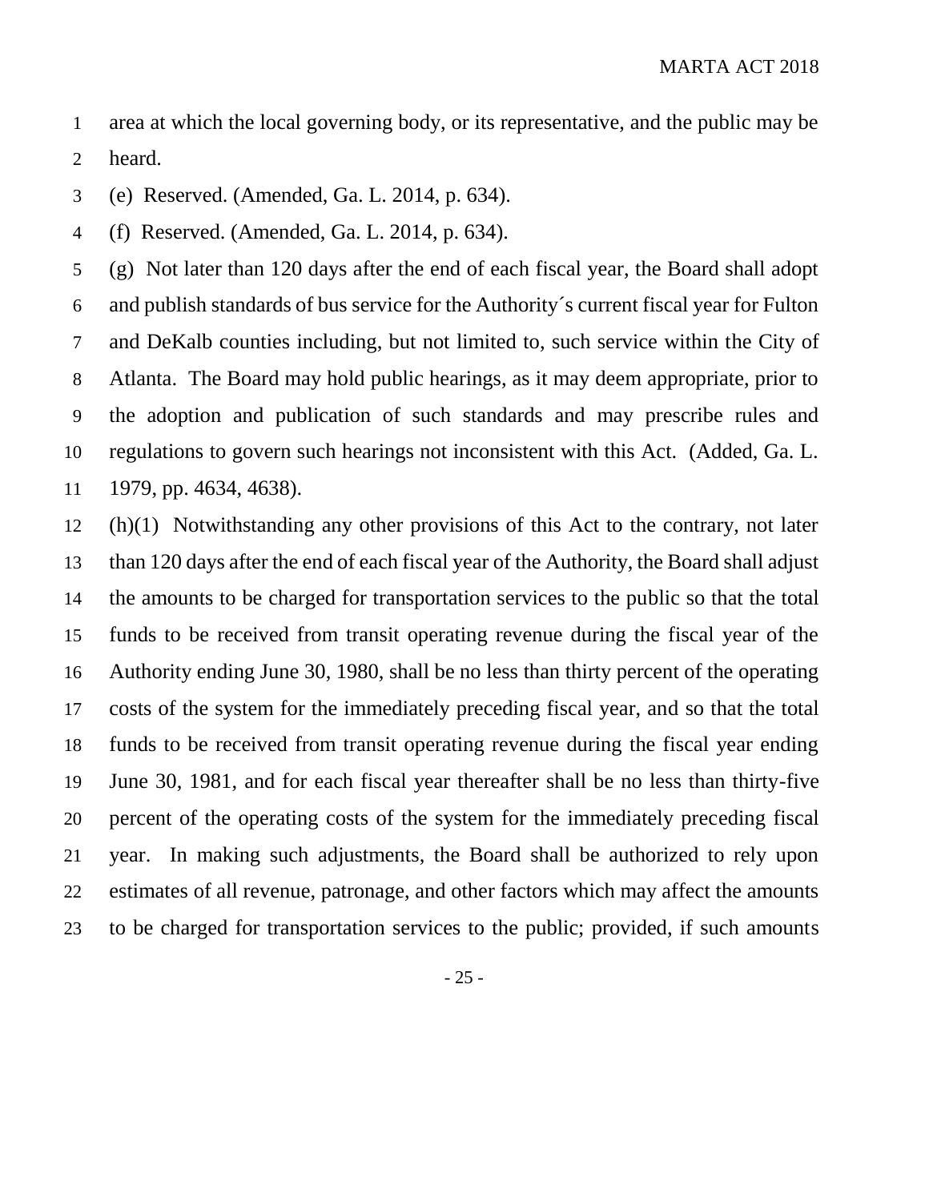area at which the local governing body, or its representative, and the public may be heard.

(e) Reserved. (Amended, Ga. L. 2014, p. 634).

(f) Reserved. (Amended, Ga. L. 2014, p. 634).

(g) Not later than 120 days after the end of each fiscal year, the Board shall adopt and publish standards of bus service for the Authority´s current fiscal year for Fulton and DeKalb counties including, but not limited to, such service within the City of Atlanta. The Board may hold public hearings, as it may deem appropriate, prior to the adoption and publication of such standards and may prescribe rules and regulations to govern such hearings not inconsistent with this Act. (Added, Ga. L. 1979, pp. 4634, 4638).

(h)(1) Notwithstanding any other provisions of this Act to the contrary, not later than 120 days after the end of each fiscal year of the Authority, the Board shall adjust the amounts to be charged for transportation services to the public so that the total funds to be received from transit operating revenue during the fiscal year of the Authority ending June 30, 1980, shall be no less than thirty percent of the operating costs of the system for the immediately preceding fiscal year, and so that the total funds to be received from transit operating revenue during the fiscal year ending June 30, 1981, and for each fiscal year thereafter shall be no less than thirty-five percent of the operating costs of the system for the immediately preceding fiscal year. In making such adjustments, the Board shall be authorized to rely upon estimates of all revenue, patronage, and other factors which may affect the amounts to be charged for transportation services to the public; provided, if such amounts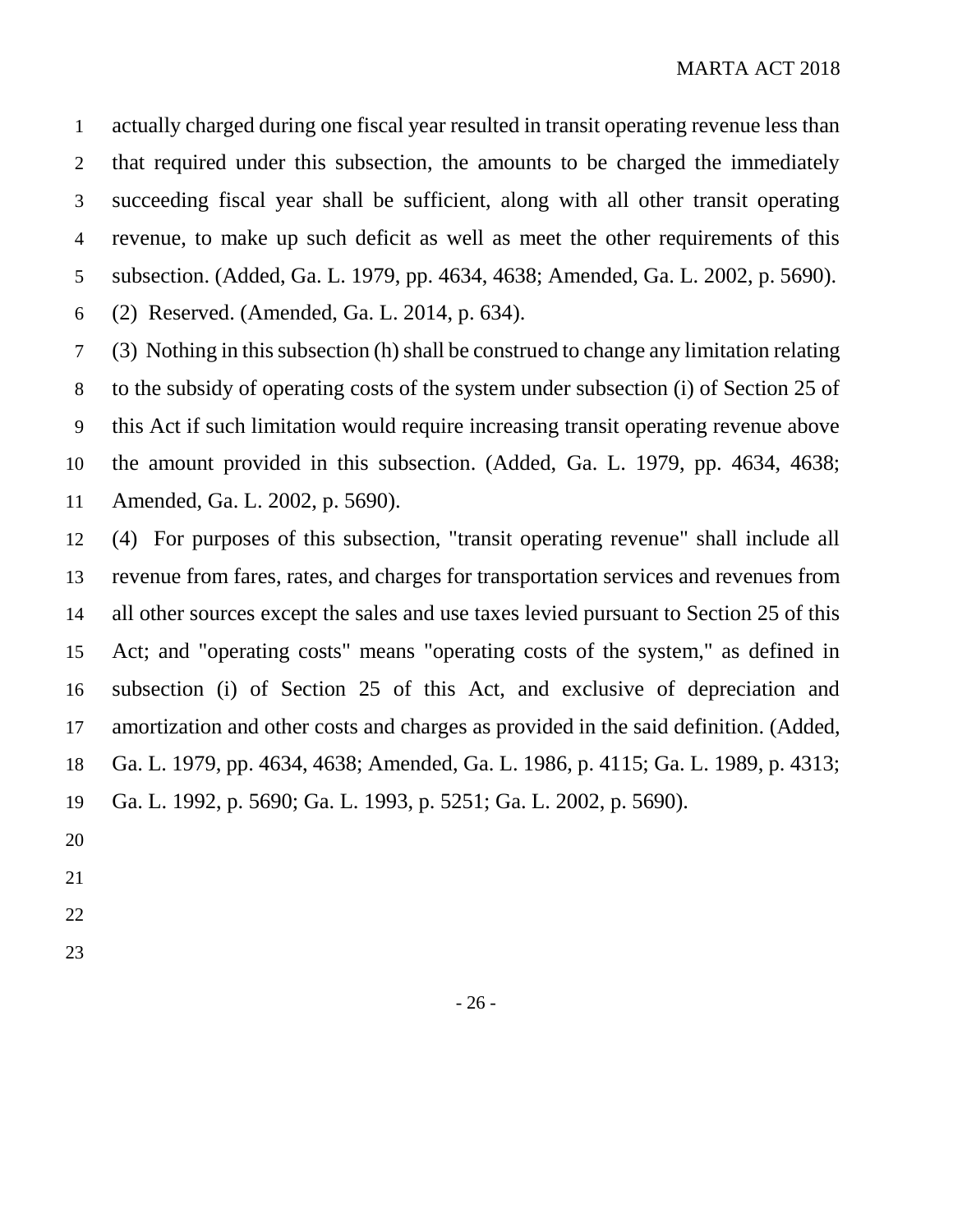actually charged during one fiscal year resulted in transit operating revenue less than that required under this subsection, the amounts to be charged the immediately succeeding fiscal year shall be sufficient, along with all other transit operating revenue, to make up such deficit as well as meet the other requirements of this subsection. (Added, Ga. L. 1979, pp. 4634, 4638; Amended, Ga. L. 2002, p. 5690).

(2) Reserved. (Amended, Ga. L. 2014, p. 634).

(3) Nothing in this subsection (h) shall be construed to change any limitation relating to the subsidy of operating costs of the system under subsection (i) of Section 25 of this Act if such limitation would require increasing transit operating revenue above the amount provided in this subsection. (Added, Ga. L. 1979, pp. 4634, 4638; Amended, Ga. L. 2002, p. 5690).

(4) For purposes of this subsection, "transit operating revenue" shall include all revenue from fares, rates, and charges for transportation services and revenues from all other sources except the sales and use taxes levied pursuant to Section 25 of this Act; and "operating costs" means "operating costs of the system," as defined in subsection (i) of Section 25 of this Act, and exclusive of depreciation and amortization and other costs and charges as provided in the said definition. (Added, Ga. L. 1979, pp. 4634, 4638; Amended, Ga. L. 1986, p. 4115; Ga. L. 1989, p. 4313; Ga. L. 1992, p. 5690; Ga. L. 1993, p. 5251; Ga. L. 2002, p. 5690).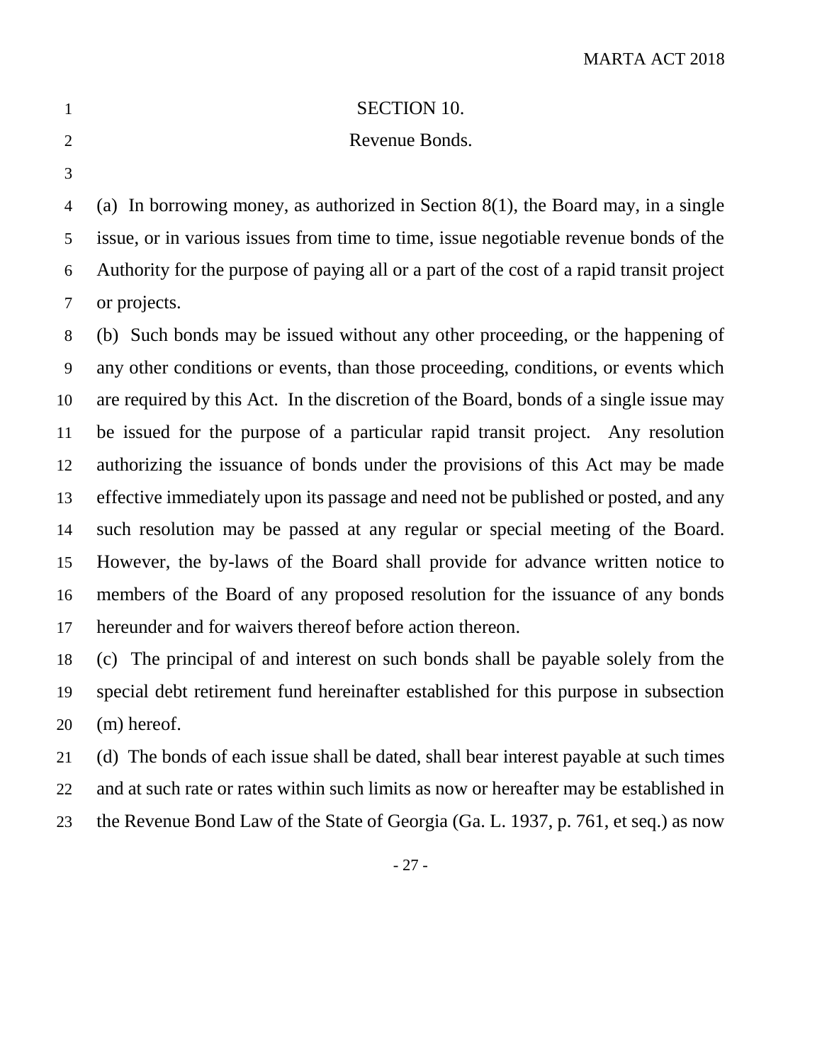## SECTION 10.

## Revenue Bonds.

(a) In borrowing money, as authorized in Section 8(1), the Board may, in a single issue, or in various issues from time to time, issue negotiable revenue bonds of the Authority for the purpose of paying all or a part of the cost of a rapid transit project or projects.

(b) Such bonds may be issued without any other proceeding, or the happening of any other conditions or events, than those proceeding, conditions, or events which are required by this Act. In the discretion of the Board, bonds of a single issue may be issued for the purpose of a particular rapid transit project. Any resolution authorizing the issuance of bonds under the provisions of this Act may be made effective immediately upon its passage and need not be published or posted, and any such resolution may be passed at any regular or special meeting of the Board. However, the by-laws of the Board shall provide for advance written notice to members of the Board of any proposed resolution for the issuance of any bonds hereunder and for waivers thereof before action thereon.

(c) The principal of and interest on such bonds shall be payable solely from the special debt retirement fund hereinafter established for this purpose in subsection (m) hereof.

(d) The bonds of each issue shall be dated, shall bear interest payable at such times and at such rate or rates within such limits as now or hereafter may be established in the Revenue Bond Law of the State of Georgia (Ga. L. 1937, p. 761, et seq.) as now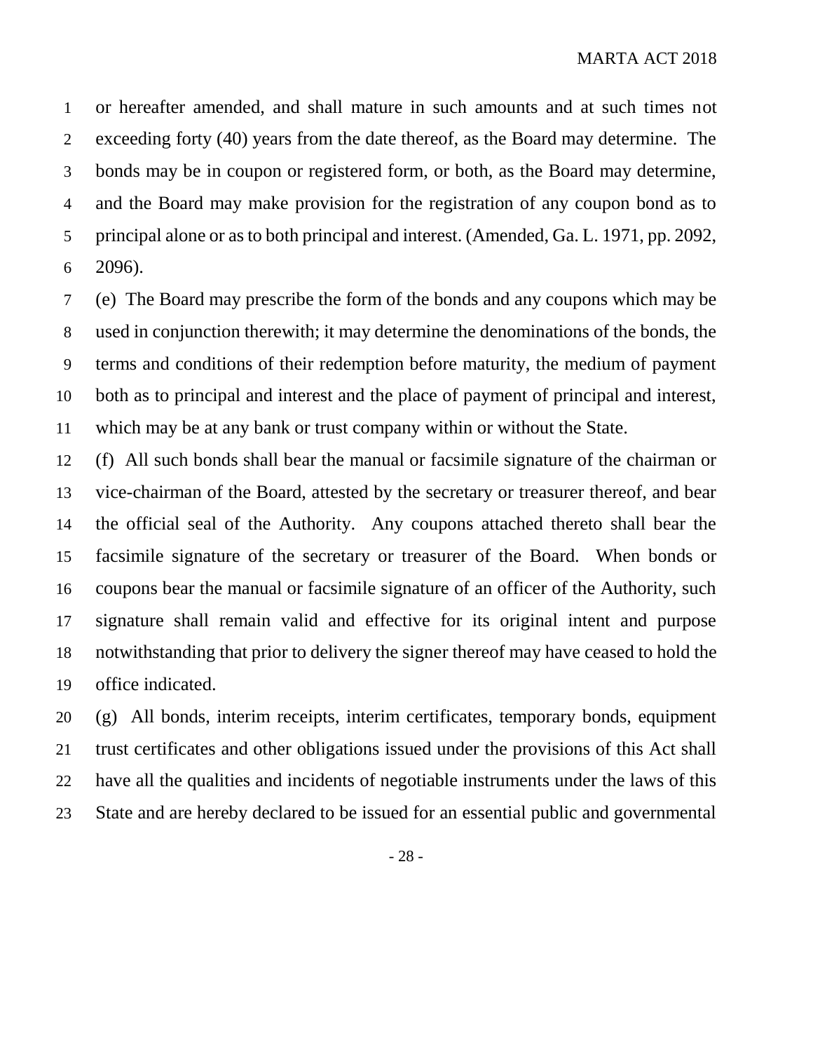or hereafter amended, and shall mature in such amounts and at such times not exceeding forty (40) years from the date thereof, as the Board may determine. The bonds may be in coupon or registered form, or both, as the Board may determine, and the Board may make provision for the registration of any coupon bond as to principal alone or as to both principal and interest. (Amended, Ga. L. 1971, pp. 2092, 2096).

(e) The Board may prescribe the form of the bonds and any coupons which may be used in conjunction therewith; it may determine the denominations of the bonds, the terms and conditions of their redemption before maturity, the medium of payment both as to principal and interest and the place of payment of principal and interest, which may be at any bank or trust company within or without the State.

(f) All such bonds shall bear the manual or facsimile signature of the chairman or vice-chairman of the Board, attested by the secretary or treasurer thereof, and bear the official seal of the Authority. Any coupons attached thereto shall bear the facsimile signature of the secretary or treasurer of the Board. When bonds or coupons bear the manual or facsimile signature of an officer of the Authority, such signature shall remain valid and effective for its original intent and purpose notwithstanding that prior to delivery the signer thereof may have ceased to hold the office indicated.

(g) All bonds, interim receipts, interim certificates, temporary bonds, equipment trust certificates and other obligations issued under the provisions of this Act shall have all the qualities and incidents of negotiable instruments under the laws of this State and are hereby declared to be issued for an essential public and governmental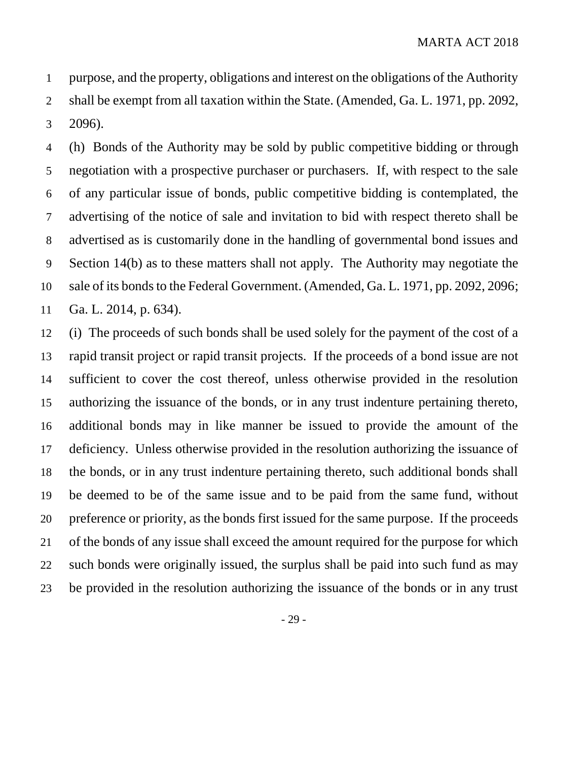purpose, and the property, obligations and interest on the obligations of the Authority shall be exempt from all taxation within the State. (Amended, Ga. L. 1971, pp. 2092, 2096).

(h) Bonds of the Authority may be sold by public competitive bidding or through negotiation with a prospective purchaser or purchasers. If, with respect to the sale of any particular issue of bonds, public competitive bidding is contemplated, the advertising of the notice of sale and invitation to bid with respect thereto shall be advertised as is customarily done in the handling of governmental bond issues and Section 14(b) as to these matters shall not apply. The Authority may negotiate the sale of its bonds to the Federal Government. (Amended, Ga. L. 1971, pp. 2092, 2096; Ga. L. 2014, p. 634).

(i) The proceeds of such bonds shall be used solely for the payment of the cost of a rapid transit project or rapid transit projects. If the proceeds of a bond issue are not sufficient to cover the cost thereof, unless otherwise provided in the resolution authorizing the issuance of the bonds, or in any trust indenture pertaining thereto, additional bonds may in like manner be issued to provide the amount of the deficiency. Unless otherwise provided in the resolution authorizing the issuance of the bonds, or in any trust indenture pertaining thereto, such additional bonds shall be deemed to be of the same issue and to be paid from the same fund, without preference or priority, as the bonds first issued for the same purpose. If the proceeds of the bonds of any issue shall exceed the amount required for the purpose for which such bonds were originally issued, the surplus shall be paid into such fund as may be provided in the resolution authorizing the issuance of the bonds or in any trust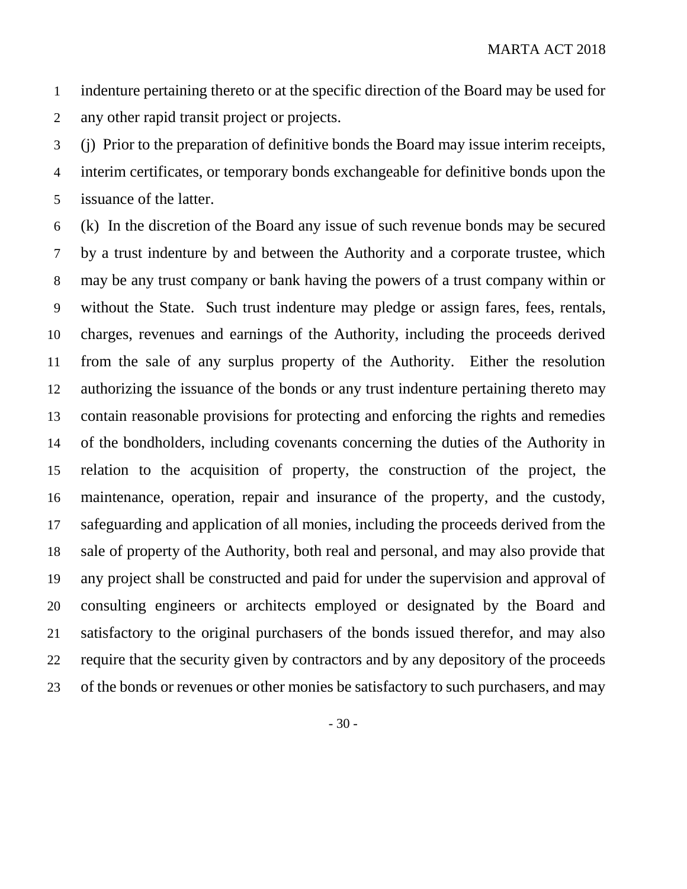indenture pertaining thereto or at the specific direction of the Board may be used for any other rapid transit project or projects.

(j) Prior to the preparation of definitive bonds the Board may issue interim receipts, interim certificates, or temporary bonds exchangeable for definitive bonds upon the issuance of the latter.

(k) In the discretion of the Board any issue of such revenue bonds may be secured by a trust indenture by and between the Authority and a corporate trustee, which may be any trust company or bank having the powers of a trust company within or without the State. Such trust indenture may pledge or assign fares, fees, rentals, charges, revenues and earnings of the Authority, including the proceeds derived from the sale of any surplus property of the Authority. Either the resolution authorizing the issuance of the bonds or any trust indenture pertaining thereto may contain reasonable provisions for protecting and enforcing the rights and remedies of the bondholders, including covenants concerning the duties of the Authority in relation to the acquisition of property, the construction of the project, the maintenance, operation, repair and insurance of the property, and the custody, safeguarding and application of all monies, including the proceeds derived from the sale of property of the Authority, both real and personal, and may also provide that any project shall be constructed and paid for under the supervision and approval of consulting engineers or architects employed or designated by the Board and satisfactory to the original purchasers of the bonds issued therefor, and may also require that the security given by contractors and by any depository of the proceeds of the bonds or revenues or other monies be satisfactory to such purchasers, and may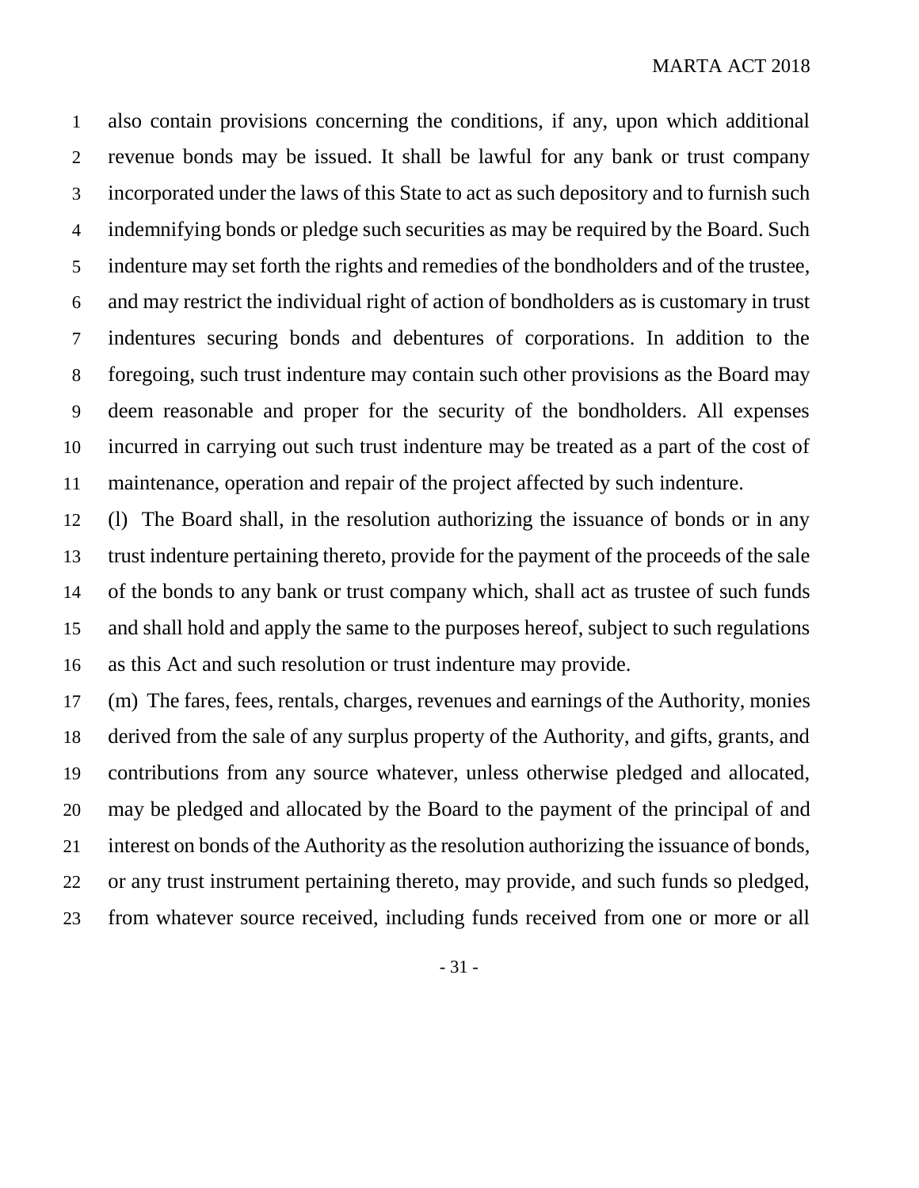also contain provisions concerning the conditions, if any, upon which additional revenue bonds may be issued. It shall be lawful for any bank or trust company incorporated under the laws of this State to act as such depository and to furnish such indemnifying bonds or pledge such securities as may be required by the Board. Such indenture may set forth the rights and remedies of the bondholders and of the trustee, and may restrict the individual right of action of bondholders as is customary in trust indentures securing bonds and debentures of corporations. In addition to the foregoing, such trust indenture may contain such other provisions as the Board may deem reasonable and proper for the security of the bondholders. All expenses incurred in carrying out such trust indenture may be treated as a part of the cost of maintenance, operation and repair of the project affected by such indenture.

(l) The Board shall, in the resolution authorizing the issuance of bonds or in any trust indenture pertaining thereto, provide for the payment of the proceeds of the sale of the bonds to any bank or trust company which, shall act as trustee of such funds and shall hold and apply the same to the purposes hereof, subject to such regulations as this Act and such resolution or trust indenture may provide.

(m) The fares, fees, rentals, charges, revenues and earnings of the Authority, monies derived from the sale of any surplus property of the Authority, and gifts, grants, and contributions from any source whatever, unless otherwise pledged and allocated, may be pledged and allocated by the Board to the payment of the principal of and interest on bonds of the Authority as the resolution authorizing the issuance of bonds, or any trust instrument pertaining thereto, may provide, and such funds so pledged, from whatever source received, including funds received from one or more or all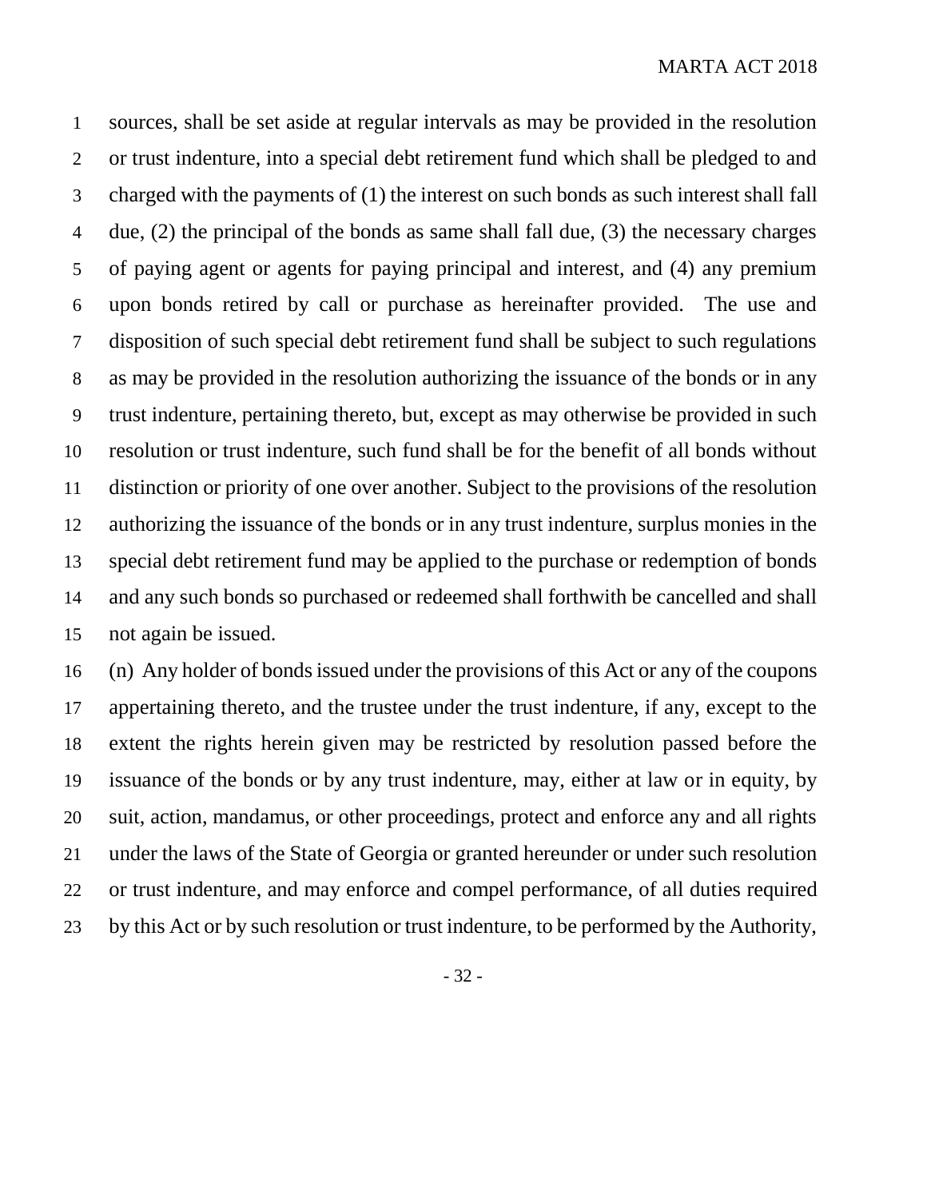sources, shall be set aside at regular intervals as may be provided in the resolution or trust indenture, into a special debt retirement fund which shall be pledged to and charged with the payments of (1) the interest on such bonds as such interest shall fall due, (2) the principal of the bonds as same shall fall due, (3) the necessary charges of paying agent or agents for paying principal and interest, and (4) any premium upon bonds retired by call or purchase as hereinafter provided. The use and disposition of such special debt retirement fund shall be subject to such regulations as may be provided in the resolution authorizing the issuance of the bonds or in any trust indenture, pertaining thereto, but, except as may otherwise be provided in such resolution or trust indenture, such fund shall be for the benefit of all bonds without distinction or priority of one over another. Subject to the provisions of the resolution authorizing the issuance of the bonds or in any trust indenture, surplus monies in the special debt retirement fund may be applied to the purchase or redemption of bonds and any such bonds so purchased or redeemed shall forthwith be cancelled and shall not again be issued.

(n) Any holder of bonds issued under the provisions of this Act or any of the coupons appertaining thereto, and the trustee under the trust indenture, if any, except to the extent the rights herein given may be restricted by resolution passed before the issuance of the bonds or by any trust indenture, may, either at law or in equity, by suit, action, mandamus, or other proceedings, protect and enforce any and all rights under the laws of the State of Georgia or granted hereunder or under such resolution or trust indenture, and may enforce and compel performance, of all duties required by this Act or by such resolution or trust indenture, to be performed by the Authority,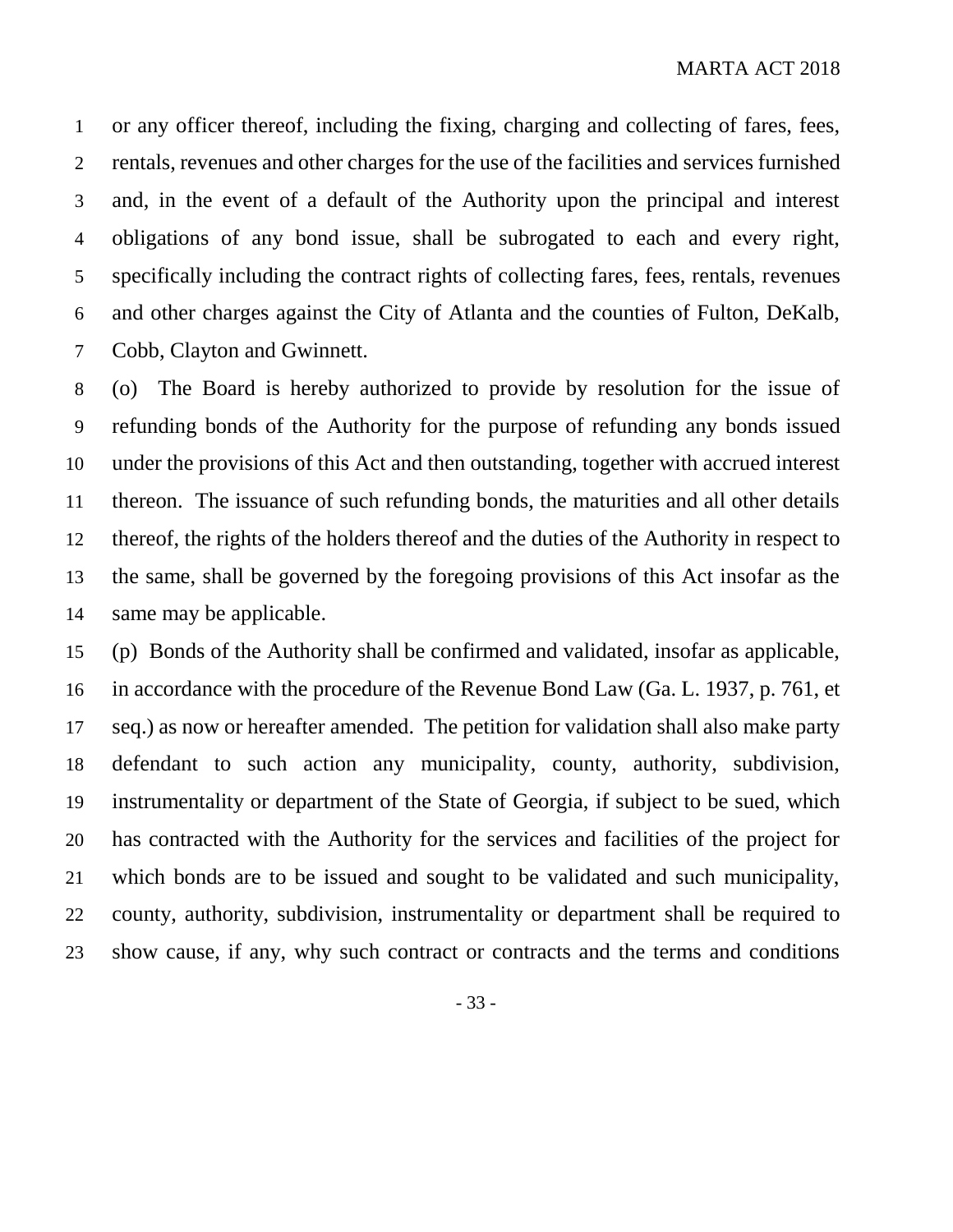or any officer thereof, including the fixing, charging and collecting of fares, fees, rentals, revenues and other charges for the use of the facilities and services furnished and, in the event of a default of the Authority upon the principal and interest obligations of any bond issue, shall be subrogated to each and every right, specifically including the contract rights of collecting fares, fees, rentals, revenues and other charges against the City of Atlanta and the counties of Fulton, DeKalb, Cobb, Clayton and Gwinnett.

(o) The Board is hereby authorized to provide by resolution for the issue of refunding bonds of the Authority for the purpose of refunding any bonds issued under the provisions of this Act and then outstanding, together with accrued interest thereon. The issuance of such refunding bonds, the maturities and all other details thereof, the rights of the holders thereof and the duties of the Authority in respect to the same, shall be governed by the foregoing provisions of this Act insofar as the same may be applicable.

(p) Bonds of the Authority shall be confirmed and validated, insofar as applicable, in accordance with the procedure of the Revenue Bond Law (Ga. L. 1937, p. 761, et seq.) as now or hereafter amended. The petition for validation shall also make party defendant to such action any municipality, county, authority, subdivision, instrumentality or department of the State of Georgia, if subject to be sued, which has contracted with the Authority for the services and facilities of the project for which bonds are to be issued and sought to be validated and such municipality, county, authority, subdivision, instrumentality or department shall be required to show cause, if any, why such contract or contracts and the terms and conditions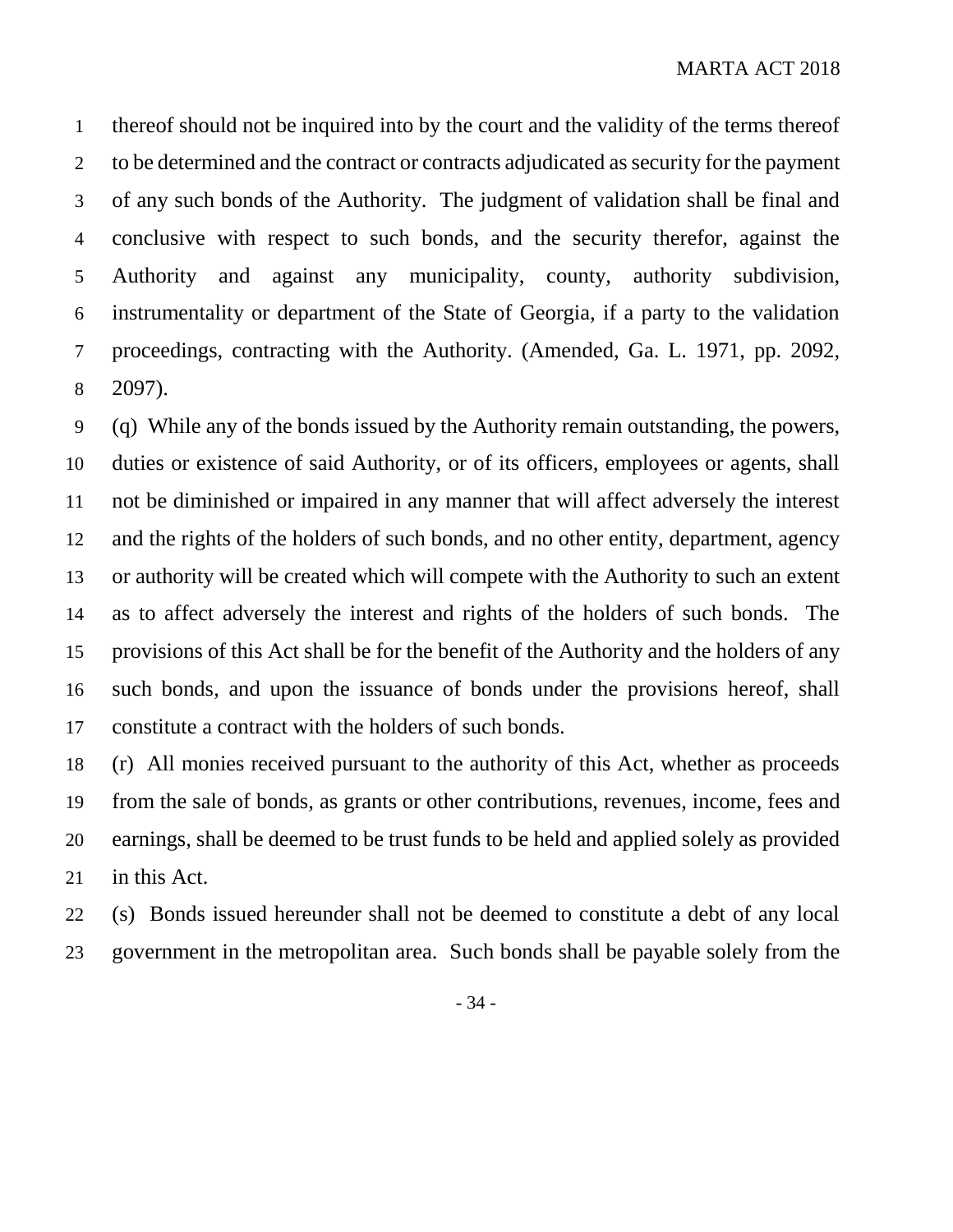thereof should not be inquired into by the court and the validity of the terms thereof to be determined and the contract or contracts adjudicated as security for the payment of any such bonds of the Authority. The judgment of validation shall be final and conclusive with respect to such bonds, and the security therefor, against the Authority and against any municipality, county, authority subdivision, instrumentality or department of the State of Georgia, if a party to the validation proceedings, contracting with the Authority. (Amended, Ga. L. 1971, pp. 2092, 2097).

(q) While any of the bonds issued by the Authority remain outstanding, the powers, duties or existence of said Authority, or of its officers, employees or agents, shall not be diminished or impaired in any manner that will affect adversely the interest and the rights of the holders of such bonds, and no other entity, department, agency or authority will be created which will compete with the Authority to such an extent as to affect adversely the interest and rights of the holders of such bonds. The provisions of this Act shall be for the benefit of the Authority and the holders of any such bonds, and upon the issuance of bonds under the provisions hereof, shall constitute a contract with the holders of such bonds.

(r) All monies received pursuant to the authority of this Act, whether as proceeds from the sale of bonds, as grants or other contributions, revenues, income, fees and earnings, shall be deemed to be trust funds to be held and applied solely as provided in this Act.

(s) Bonds issued hereunder shall not be deemed to constitute a debt of any local government in the metropolitan area. Such bonds shall be payable solely from the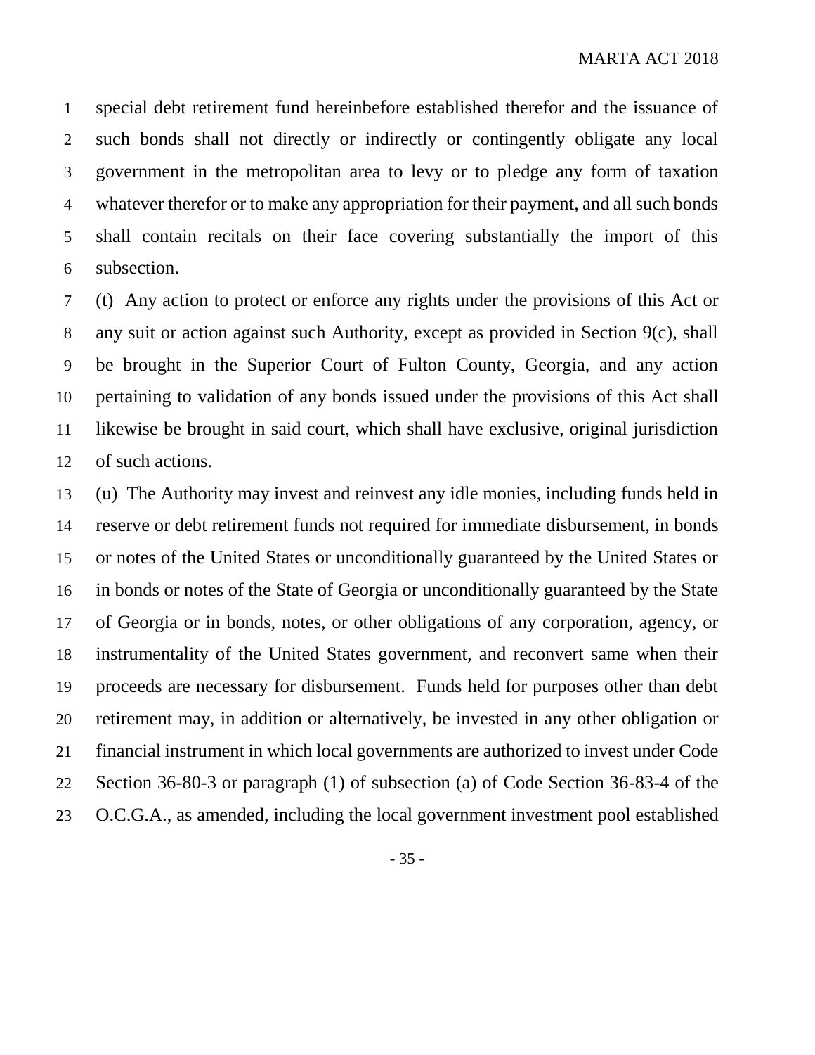special debt retirement fund hereinbefore established therefor and the issuance of such bonds shall not directly or indirectly or contingently obligate any local government in the metropolitan area to levy or to pledge any form of taxation whatever therefor or to make any appropriation for their payment, and all such bonds shall contain recitals on their face covering substantially the import of this subsection.

(t) Any action to protect or enforce any rights under the provisions of this Act or any suit or action against such Authority, except as provided in Section 9(c), shall be brought in the Superior Court of Fulton County, Georgia, and any action pertaining to validation of any bonds issued under the provisions of this Act shall likewise be brought in said court, which shall have exclusive, original jurisdiction of such actions.

(u) The Authority may invest and reinvest any idle monies, including funds held in reserve or debt retirement funds not required for immediate disbursement, in bonds or notes of the United States or unconditionally guaranteed by the United States or in bonds or notes of the State of Georgia or unconditionally guaranteed by the State of Georgia or in bonds, notes, or other obligations of any corporation, agency, or instrumentality of the United States government, and reconvert same when their proceeds are necessary for disbursement. Funds held for purposes other than debt retirement may, in addition or alternatively, be invested in any other obligation or financial instrument in which local governments are authorized to invest under Code Section 36-80-3 or paragraph (1) of subsection (a) of Code Section 36-83-4 of the O.C.G.A., as amended, including the local government investment pool established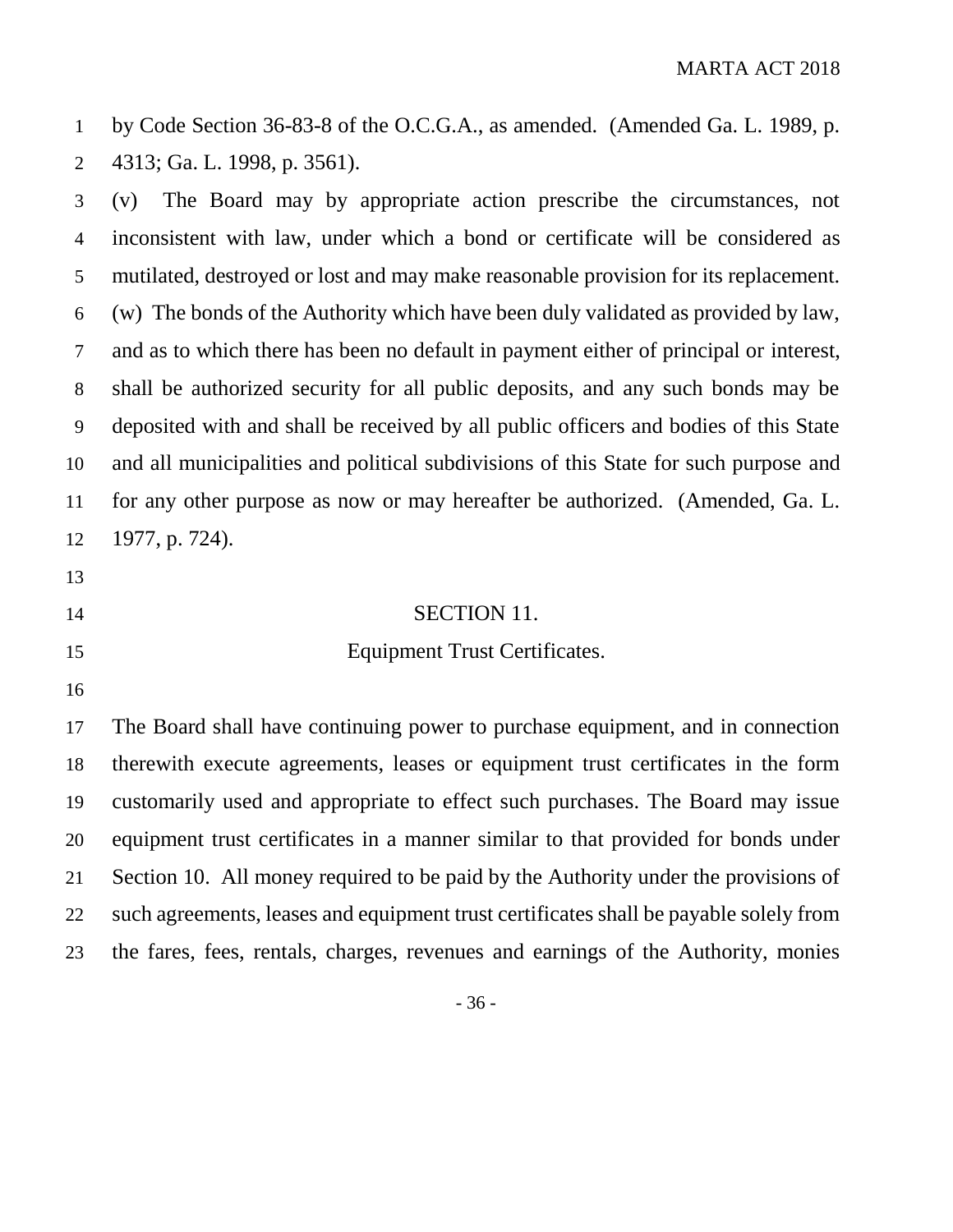by Code Section 36-83-8 of the O.C.G.A., as amended. (Amended Ga. L. 1989, p. 4313; Ga. L. 1998, p. 3561).

(v) The Board may by appropriate action prescribe the circumstances, not inconsistent with law, under which a bond or certificate will be considered as mutilated, destroyed or lost and may make reasonable provision for its replacement.

(w) The bonds of the Authority which have been duly validated as provided by law, and as to which there has been no default in payment either of principal or interest, shall be authorized security for all public deposits, and any such bonds may be deposited with and shall be received by all public officers and bodies of this State and all municipalities and political subdivisions of this State for such purpose and for any other purpose as now or may hereafter be authorized. (Amended, Ga. L. 1977, p. 724).

## SECTION 11.
## Equipment Trust Certificates.

The Board shall have continuing power to purchase equipment, and in connection therewith execute agreements, leases or equipment trust certificates in the form customarily used and appropriate to effect such purchases. The Board may issue equipment trust certificates in a manner similar to that provided for bonds under Section 10. All money required to be paid by the Authority under the provisions of such agreements, leases and equipment trust certificates shall be payable solely from the fares, fees, rentals, charges, revenues and earnings of the Authority, monies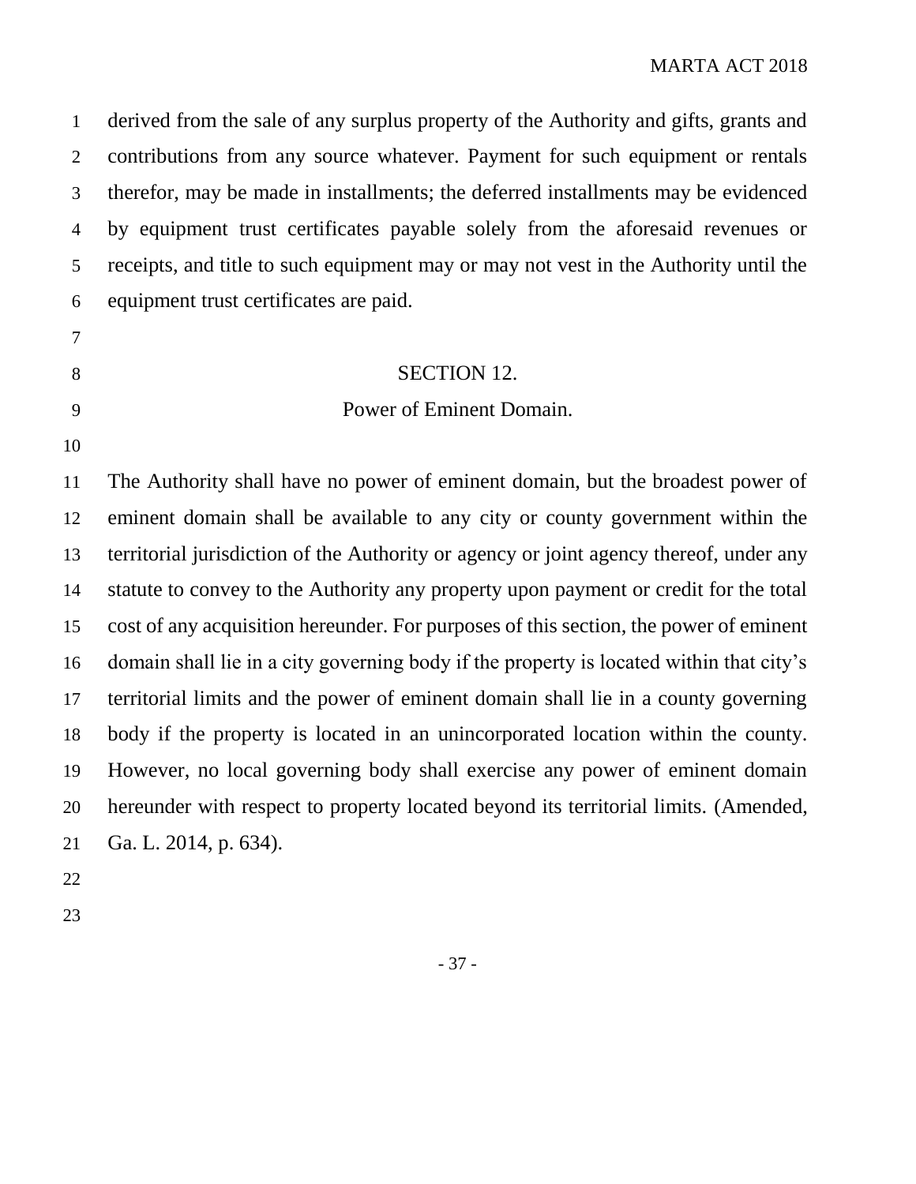derived from the sale of any surplus property of the Authority and gifts, grants and contributions from any source whatever. Payment for such equipment or rentals therefor, may be made in installments; the deferred installments may be evidenced by equipment trust certificates payable solely from the aforesaid revenues or receipts, and title to such equipment may or may not vest in the Authority until the equipment trust certificates are paid.

## SECTION 12.

## Power of Eminent Domain.

The Authority shall have no power of eminent domain, but the broadest power of eminent domain shall be available to any city or county government within the territorial jurisdiction of the Authority or agency or joint agency thereof, under any statute to convey to the Authority any property upon payment or credit for the total cost of any acquisition hereunder. For purposes of this section, the power of eminent domain shall lie in a city governing body if the property is located within that city's territorial limits and the power of eminent domain shall lie in a county governing body if the property is located in an unincorporated location within the county. However, no local governing body shall exercise any power of eminent domain hereunder with respect to property located beyond its territorial limits. (Amended, Ga. L. 2014, p. 634).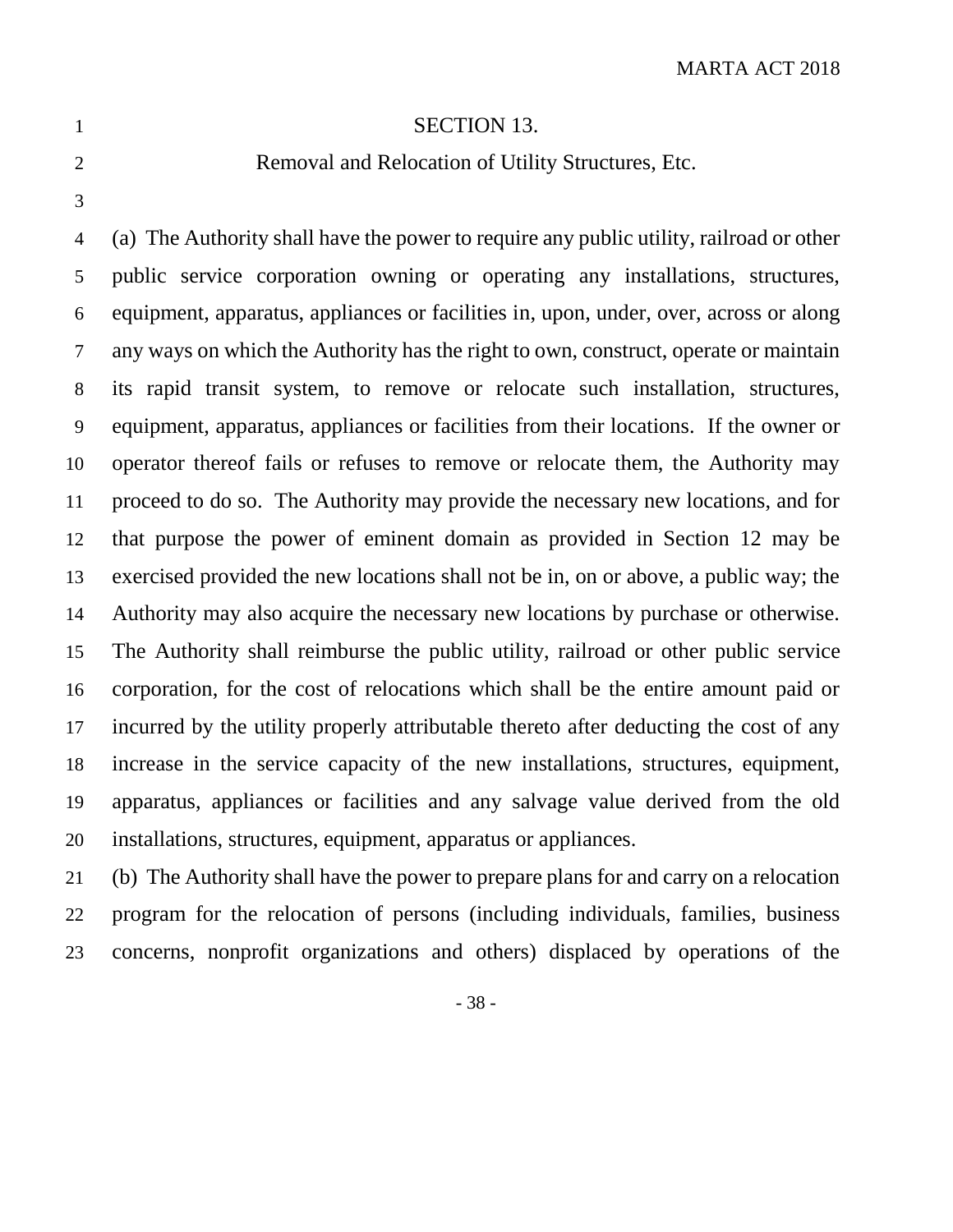## SECTION 13.

### Removal and Relocation of Utility Structures, Etc.

(a) The Authority shall have the power to require any public utility, railroad or other public service corporation owning or operating any installations, structures, equipment, apparatus, appliances or facilities in, upon, under, over, across or along any ways on which the Authority has the right to own, construct, operate or maintain its rapid transit system, to remove or relocate such installation, structures, equipment, apparatus, appliances or facilities from their locations. If the owner or operator thereof fails or refuses to remove or relocate them, the Authority may proceed to do so. The Authority may provide the necessary new locations, and for that purpose the power of eminent domain as provided in Section 12 may be exercised provided the new locations shall not be in, on or above, a public way; the Authority may also acquire the necessary new locations by purchase or otherwise. The Authority shall reimburse the public utility, railroad or other public service corporation, for the cost of relocations which shall be the entire amount paid or incurred by the utility properly attributable thereto after deducting the cost of any increase in the service capacity of the new installations, structures, equipment, apparatus, appliances or facilities and any salvage value derived from the old installations, structures, equipment, apparatus or appliances.

(b) The Authority shall have the power to prepare plans for and carry on a relocation program for the relocation of persons (including individuals, families, business concerns, nonprofit organizations and others) displaced by operations of the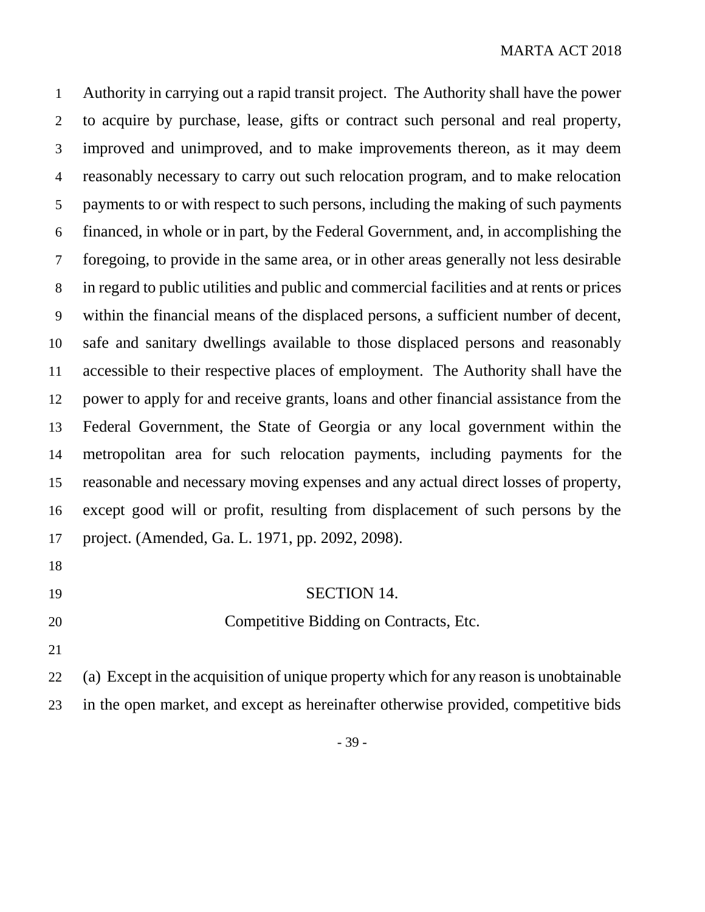Authority in carrying out a rapid transit project. The Authority shall have the power to acquire by purchase, lease, gifts or contract such personal and real property, improved and unimproved, and to make improvements thereon, as it may deem reasonably necessary to carry out such relocation program, and to make relocation payments to or with respect to such persons, including the making of such payments financed, in whole or in part, by the Federal Government, and, in accomplishing the foregoing, to provide in the same area, or in other areas generally not less desirable in regard to public utilities and public and commercial facilities and at rents or prices within the financial means of the displaced persons, a sufficient number of decent, safe and sanitary dwellings available to those displaced persons and reasonably accessible to their respective places of employment. The Authority shall have the power to apply for and receive grants, loans and other financial assistance from the Federal Government, the State of Georgia or any local government within the metropolitan area for such relocation payments, including payments for the reasonable and necessary moving expenses and any actual direct losses of property, except good will or profit, resulting from displacement of such persons by the project. (Amended, Ga. L. 1971, pp. 2092, 2098).

## SECTION 14.
## Competitive Bidding on Contracts, Etc.

(a) Except in the acquisition of unique property which for any reason is unobtainable in the open market, and except as hereinafter otherwise provided, competitive bids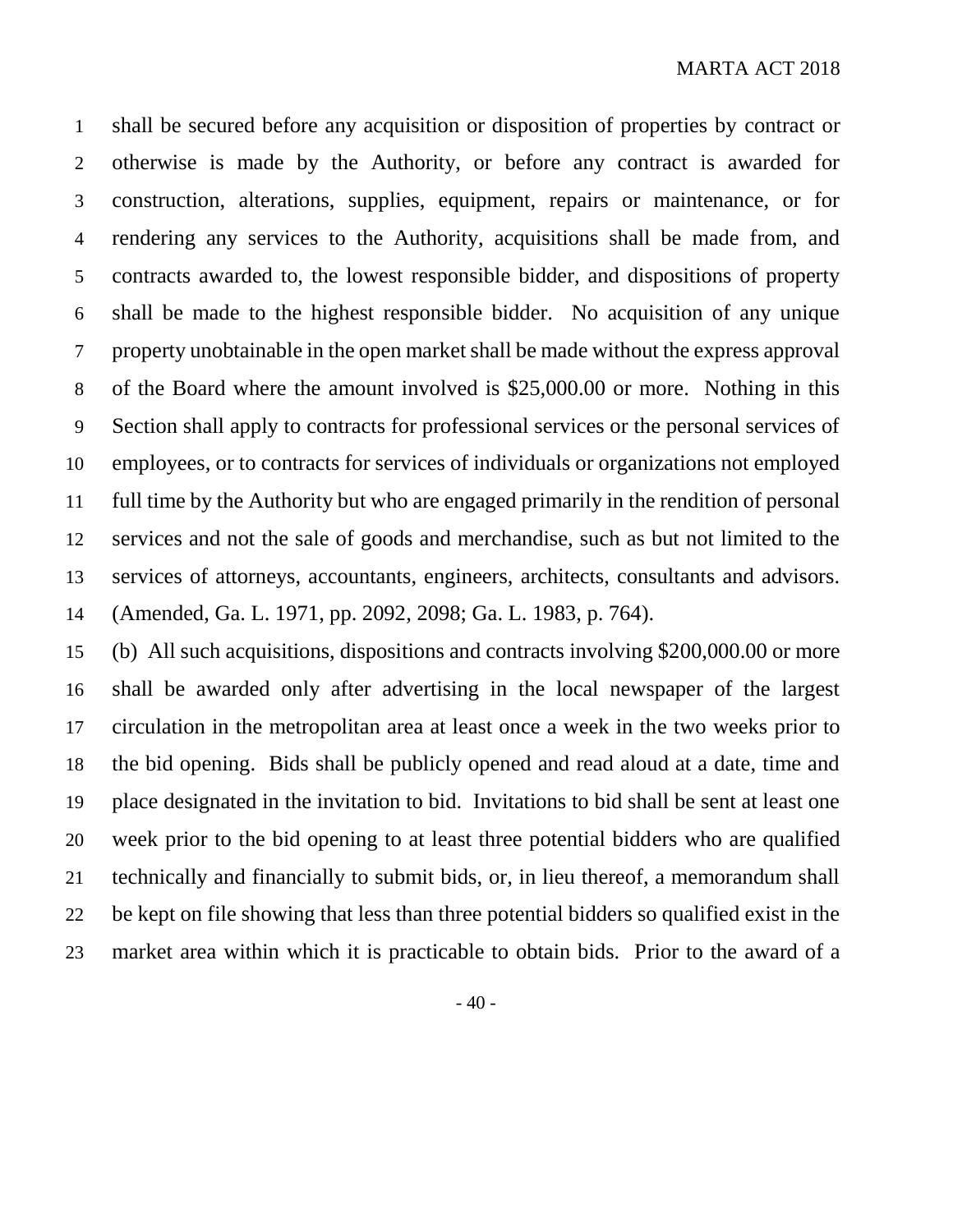shall be secured before any acquisition or disposition of properties by contract or otherwise is made by the Authority, or before any contract is awarded for construction, alterations, supplies, equipment, repairs or maintenance, or for rendering any services to the Authority, acquisitions shall be made from, and contracts awarded to, the lowest responsible bidder, and dispositions of property shall be made to the highest responsible bidder. No acquisition of any unique property unobtainable in the open market shall be made without the express approval of the Board where the amount involved is $25,000.00 or more. Nothing in this Section shall apply to contracts for professional services or the personal services of employees, or to contracts for services of individuals or organizations not employed full time by the Authority but who are engaged primarily in the rendition of personal services and not the sale of goods and merchandise, such as but not limited to the services of attorneys, accountants, engineers, architects, consultants and advisors. (Amended, Ga. L. 1971, pp. 2092, 2098; Ga. L. 1983, p. 764).

(b) All such acquisitions, dispositions and contracts involving $200,000.00 or more shall be awarded only after advertising in the local newspaper of the largest circulation in the metropolitan area at least once a week in the two weeks prior to the bid opening. Bids shall be publicly opened and read aloud at a date, time and place designated in the invitation to bid. Invitations to bid shall be sent at least one week prior to the bid opening to at least three potential bidders who are qualified technically and financially to submit bids, or, in lieu thereof, a memorandum shall be kept on file showing that less than three potential bidders so qualified exist in the market area within which it is practicable to obtain bids. Prior to the award of a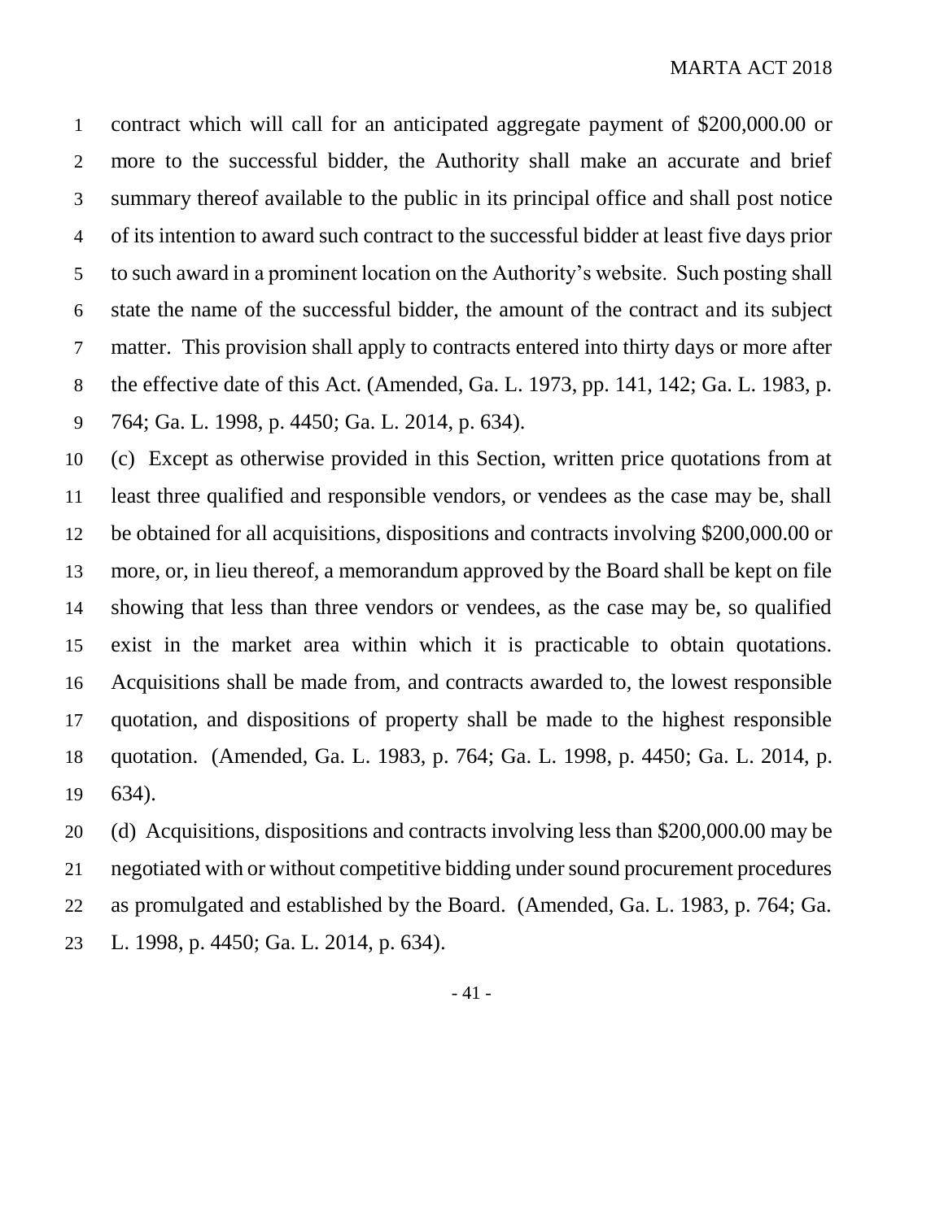contract which will call for an anticipated aggregate payment of $200,000.00 or more to the successful bidder, the Authority shall make an accurate and brief summary thereof available to the public in its principal office and shall post notice of its intention to award such contract to the successful bidder at least five days prior to such award in a prominent location on the Authority's website. Such posting shall state the name of the successful bidder, the amount of the contract and its subject matter. This provision shall apply to contracts entered into thirty days or more after the effective date of this Act. (Amended, Ga. L. 1973, pp. 141, 142; Ga. L. 1983, p. 764; Ga. L. 1998, p. 4450; Ga. L. 2014, p. 634).

(c) Except as otherwise provided in this Section, written price quotations from at least three qualified and responsible vendors, or vendees as the case may be, shall be obtained for all acquisitions, dispositions and contracts involving $200,000.00 or more, or, in lieu thereof, a memorandum approved by the Board shall be kept on file showing that less than three vendors or vendees, as the case may be, so qualified exist in the market area within which it is practicable to obtain quotations. Acquisitions shall be made from, and contracts awarded to, the lowest responsible quotation, and dispositions of property shall be made to the highest responsible quotation. (Amended, Ga. L. 1983, p. 764; Ga. L. 1998, p. 4450; Ga. L. 2014, p. 634).

(d) Acquisitions, dispositions and contracts involving less than $200,000.00 may be negotiated with or without competitive bidding under sound procurement procedures as promulgated and established by the Board. (Amended, Ga. L. 1983, p. 764; Ga. L. 1998, p. 4450; Ga. L. 2014, p. 634).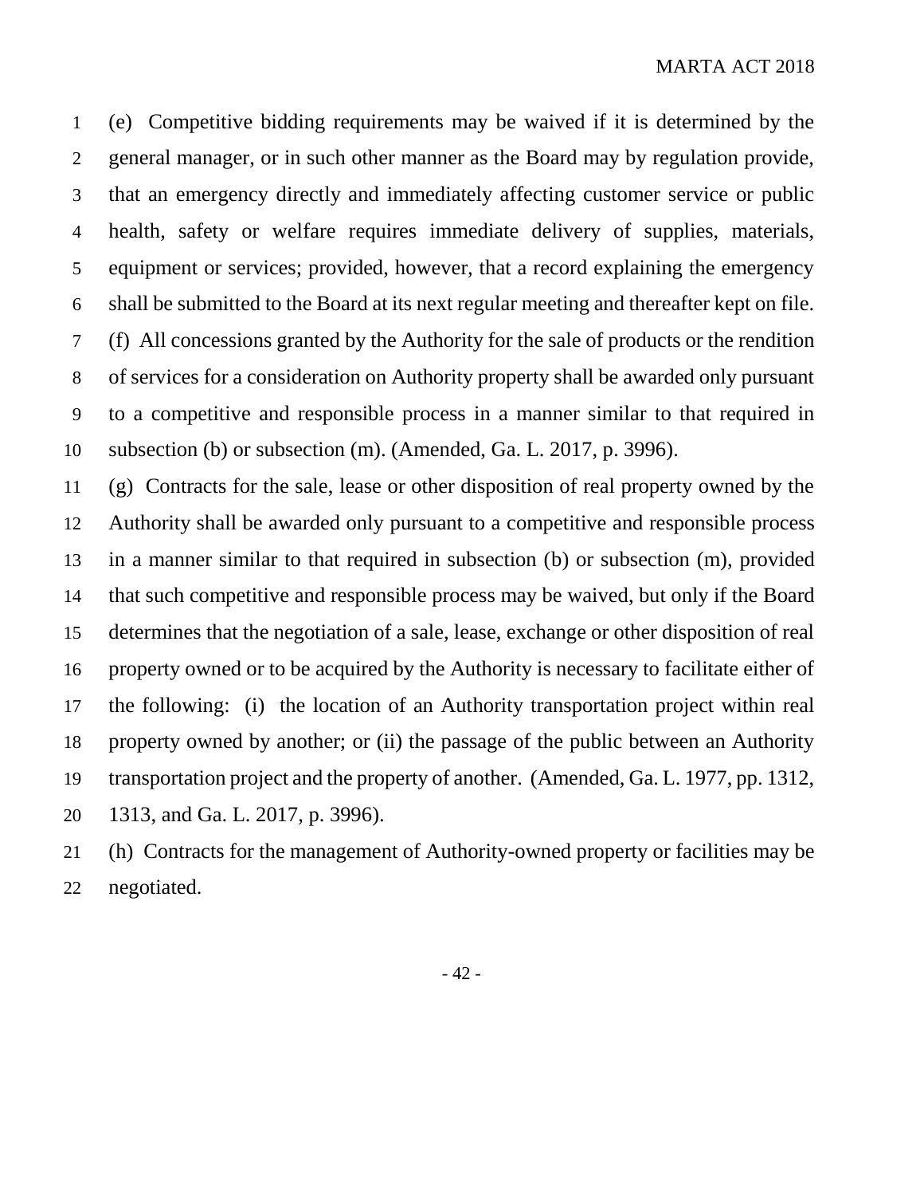(e) Competitive bidding requirements may be waived if it is determined by the general manager, or in such other manner as the Board may by regulation provide, that an emergency directly and immediately affecting customer service or public health, safety or welfare requires immediate delivery of supplies, materials, equipment or services; provided, however, that a record explaining the emergency shall be submitted to the Board at its next regular meeting and thereafter kept on file.

(f) All concessions granted by the Authority for the sale of products or the rendition of services for a consideration on Authority property shall be awarded only pursuant to a competitive and responsible process in a manner similar to that required in subsection (b) or subsection (m). (Amended, Ga. L. 2017, p. 3996).

(g) Contracts for the sale, lease or other disposition of real property owned by the Authority shall be awarded only pursuant to a competitive and responsible process in a manner similar to that required in subsection (b) or subsection (m), provided that such competitive and responsible process may be waived, but only if the Board determines that the negotiation of a sale, lease, exchange or other disposition of real property owned or to be acquired by the Authority is necessary to facilitate either of the following: (i) the location of an Authority transportation project within real property owned by another; or (ii) the passage of the public between an Authority transportation project and the property of another. (Amended, Ga. L. 1977, pp. 1312, 1313, and Ga. L. 2017, p. 3996).

(h) Contracts for the management of Authority-owned property or facilities may be negotiated.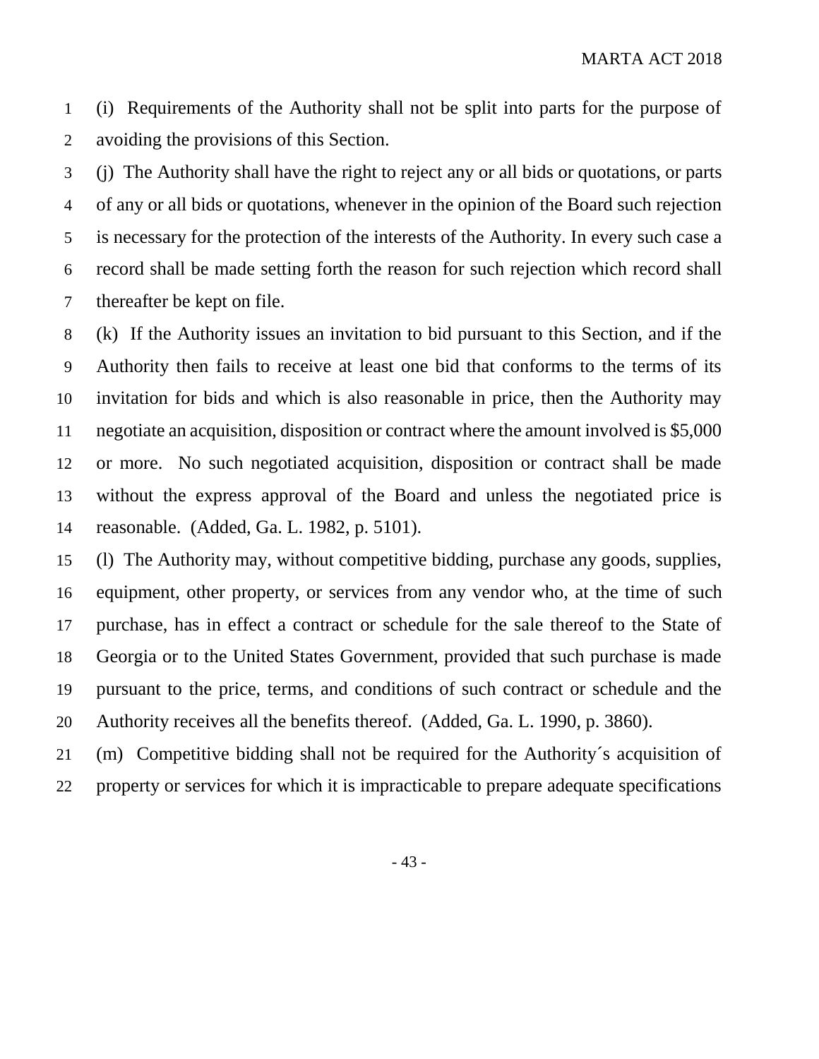(i) Requirements of the Authority shall not be split into parts for the purpose of avoiding the provisions of this Section.

(j) The Authority shall have the right to reject any or all bids or quotations, or parts of any or all bids or quotations, whenever in the opinion of the Board such rejection is necessary for the protection of the interests of the Authority. In every such case a record shall be made setting forth the reason for such rejection which record shall thereafter be kept on file.

(k) If the Authority issues an invitation to bid pursuant to this Section, and if the Authority then fails to receive at least one bid that conforms to the terms of its invitation for bids and which is also reasonable in price, then the Authority may negotiate an acquisition, disposition or contract where the amount involved is $5,000 or more. No such negotiated acquisition, disposition or contract shall be made without the express approval of the Board and unless the negotiated price is reasonable. (Added, Ga. L. 1982, p. 5101).

(l) The Authority may, without competitive bidding, purchase any goods, supplies, equipment, other property, or services from any vendor who, at the time of such purchase, has in effect a contract or schedule for the sale thereof to the State of Georgia or to the United States Government, provided that such purchase is made pursuant to the price, terms, and conditions of such contract or schedule and the Authority receives all the benefits thereof. (Added, Ga. L. 1990, p. 3860).

(m) Competitive bidding shall not be required for the Authority´s acquisition of property or services for which it is impracticable to prepare adequate specifications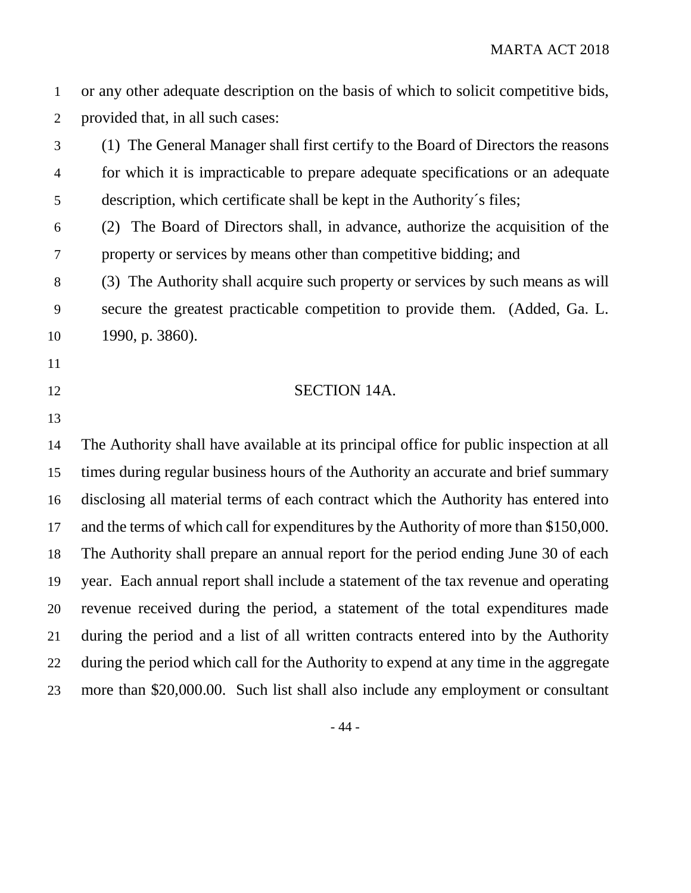or any other adequate description on the basis of which to solicit competitive bids, provided that, in all such cases:

(1) The General Manager shall first certify to the Board of Directors the reasons for which it is impracticable to prepare adequate specifications or an adequate description, which certificate shall be kept in the Authority´s files;

(2) The Board of Directors shall, in advance, authorize the acquisition of the property or services by means other than competitive bidding; and

(3) The Authority shall acquire such property or services by such means as will secure the greatest practicable competition to provide them. (Added, Ga. L. 1990, p. 3860).

## SECTION 14A.

The Authority shall have available at its principal office for public inspection at all times during regular business hours of the Authority an accurate and brief summary disclosing all material terms of each contract which the Authority has entered into and the terms of which call for expenditures by the Authority of more than $150,000. The Authority shall prepare an annual report for the period ending June 30 of each year. Each annual report shall include a statement of the tax revenue and operating revenue received during the period, a statement of the total expenditures made during the period and a list of all written contracts entered into by the Authority during the period which call for the Authority to expend at any time in the aggregate more than $20,000.00. Such list shall also include any employment or consultant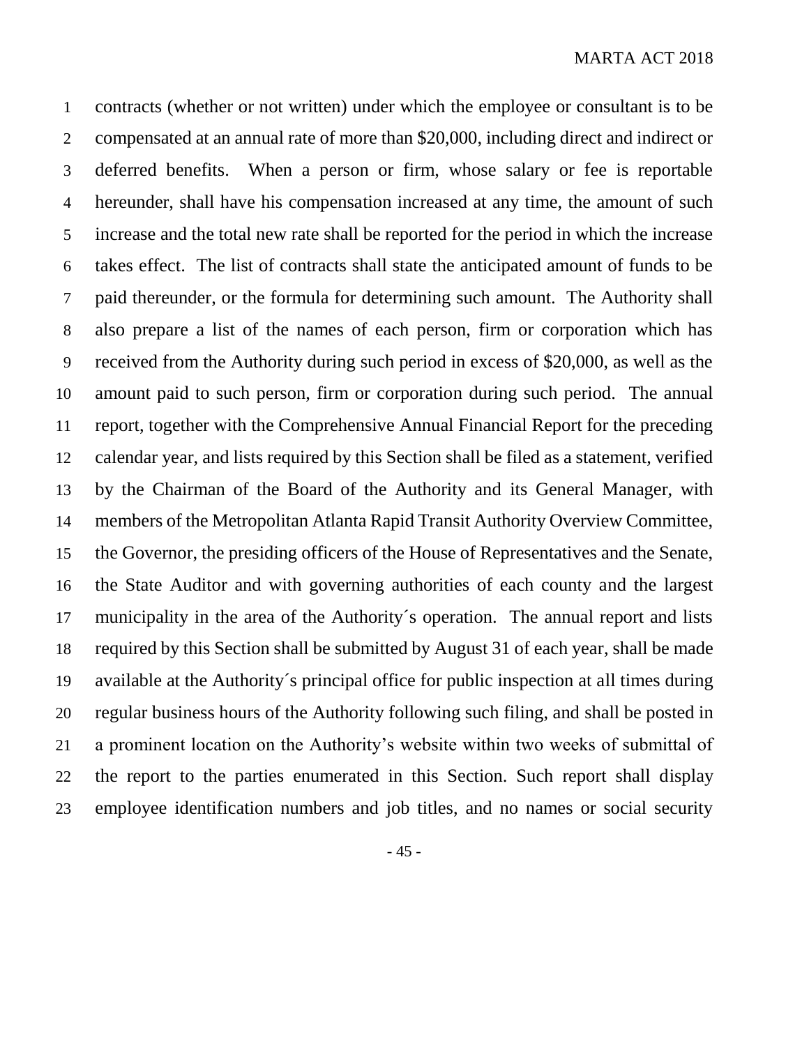contracts (whether or not written) under which the employee or consultant is to be compensated at an annual rate of more than $20,000, including direct and indirect or deferred benefits. When a person or firm, whose salary or fee is reportable hereunder, shall have his compensation increased at any time, the amount of such increase and the total new rate shall be reported for the period in which the increase takes effect. The list of contracts shall state the anticipated amount of funds to be paid thereunder, or the formula for determining such amount. The Authority shall also prepare a list of the names of each person, firm or corporation which has received from the Authority during such period in excess of $20,000, as well as the amount paid to such person, firm or corporation during such period. The annual report, together with the Comprehensive Annual Financial Report for the preceding calendar year, and lists required by this Section shall be filed as a statement, verified by the Chairman of the Board of the Authority and its General Manager, with members of the Metropolitan Atlanta Rapid Transit Authority Overview Committee, the Governor, the presiding officers of the House of Representatives and the Senate, the State Auditor and with governing authorities of each county and the largest municipality in the area of the Authority´s operation. The annual report and lists required by this Section shall be submitted by August 31 of each year, shall be made available at the Authority´s principal office for public inspection at all times during regular business hours of the Authority following such filing, and shall be posted in a prominent location on the Authority's website within two weeks of submittal of the report to the parties enumerated in this Section. Such report shall display employee identification numbers and job titles, and no names or social security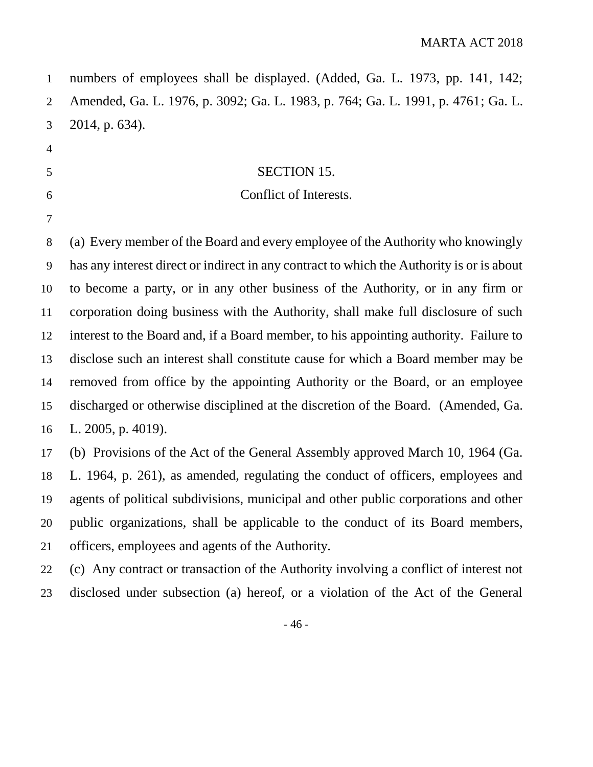numbers of employees shall be displayed. (Added, Ga. L. 1973, pp. 141, 142; Amended, Ga. L. 1976, p. 3092; Ga. L. 1983, p. 764; Ga. L. 1991, p. 4761; Ga. L. 2014, p. 634).

## SECTION 15.

## Conflict of Interests.

(a) Every member of the Board and every employee of the Authority who knowingly has any interest direct or indirect in any contract to which the Authority is or is about to become a party, or in any other business of the Authority, or in any firm or corporation doing business with the Authority, shall make full disclosure of such interest to the Board and, if a Board member, to his appointing authority. Failure to disclose such an interest shall constitute cause for which a Board member may be removed from office by the appointing Authority or the Board, or an employee discharged or otherwise disciplined at the discretion of the Board. (Amended, Ga. L. 2005, p. 4019).

(b) Provisions of the Act of the General Assembly approved March 10, 1964 (Ga. L. 1964, p. 261), as amended, regulating the conduct of officers, employees and agents of political subdivisions, municipal and other public corporations and other public organizations, shall be applicable to the conduct of its Board members, officers, employees and agents of the Authority.

(c) Any contract or transaction of the Authority involving a conflict of interest not disclosed under subsection (a) hereof, or a violation of the Act of the General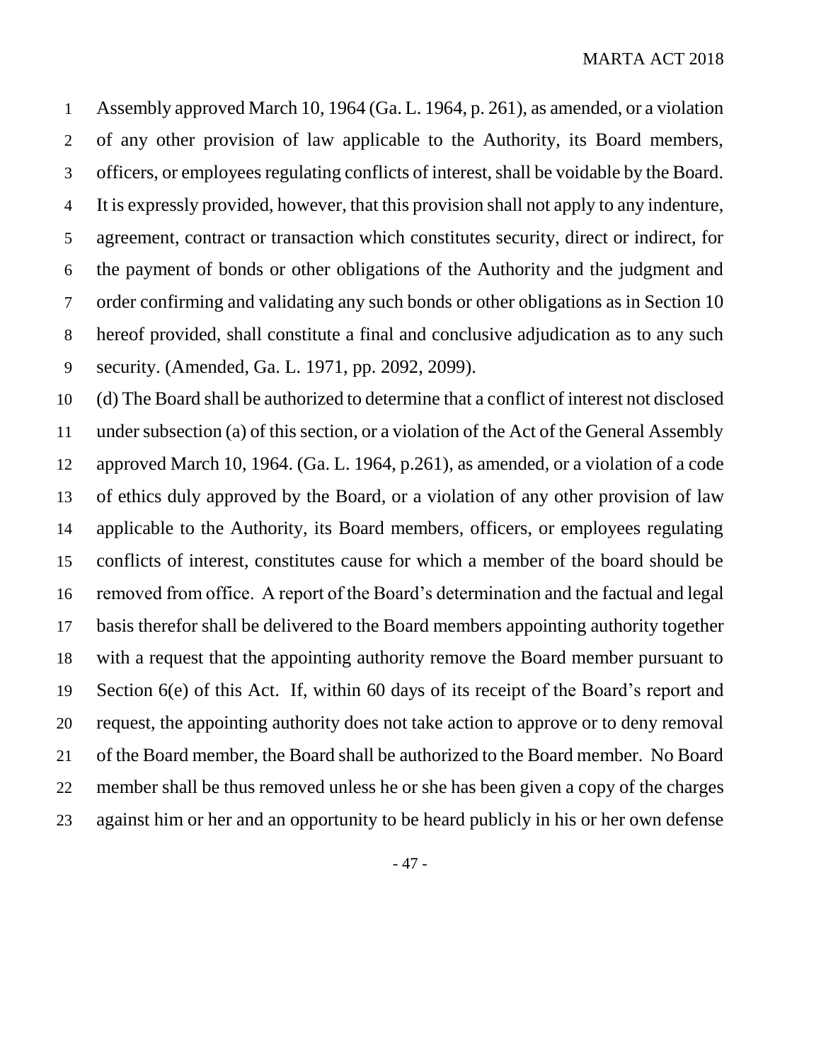Assembly approved March 10, 1964 (Ga. L. 1964, p. 261), as amended, or a violation of any other provision of law applicable to the Authority, its Board members, officers, or employees regulating conflicts of interest, shall be voidable by the Board. It is expressly provided, however, that this provision shall not apply to any indenture, agreement, contract or transaction which constitutes security, direct or indirect, for the payment of bonds or other obligations of the Authority and the judgment and order confirming and validating any such bonds or other obligations as in Section 10 hereof provided, shall constitute a final and conclusive adjudication as to any such security. (Amended, Ga. L. 1971, pp. 2092, 2099).

(d) The Board shall be authorized to determine that a conflict of interest not disclosed under subsection (a) of this section, or a violation of the Act of the General Assembly approved March 10, 1964. (Ga. L. 1964, p.261), as amended, or a violation of a code of ethics duly approved by the Board, or a violation of any other provision of law applicable to the Authority, its Board members, officers, or employees regulating conflicts of interest, constitutes cause for which a member of the board should be removed from office. A report of the Board's determination and the factual and legal basis therefor shall be delivered to the Board members appointing authority together with a request that the appointing authority remove the Board member pursuant to Section 6(e) of this Act. If, within 60 days of its receipt of the Board's report and request, the appointing authority does not take action to approve or to deny removal of the Board member, the Board shall be authorized to the Board member. No Board member shall be thus removed unless he or she has been given a copy of the charges against him or her and an opportunity to be heard publicly in his or her own defense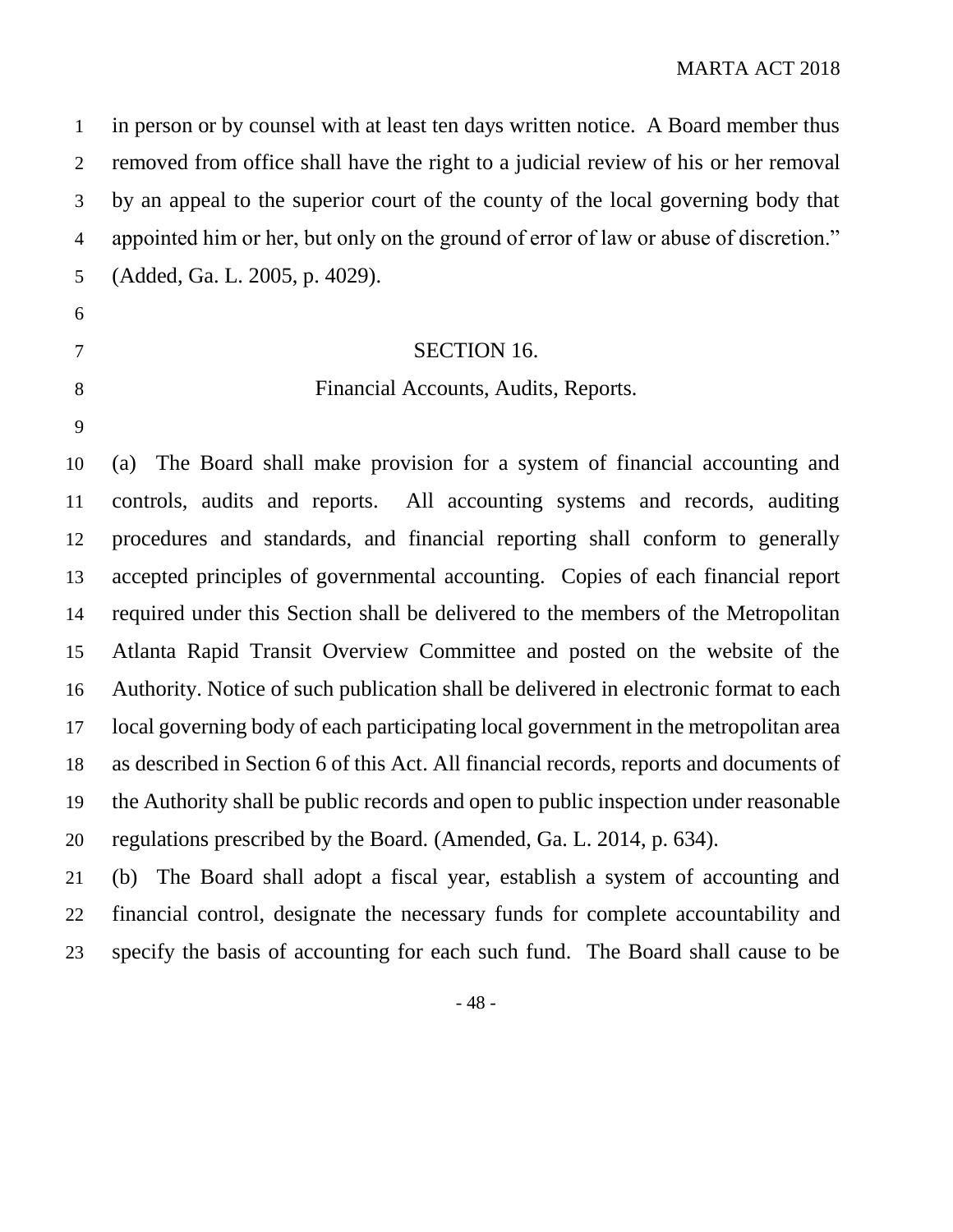in person or by counsel with at least ten days written notice. A Board member thus removed from office shall have the right to a judicial review of his or her removal by an appeal to the superior court of the county of the local governing body that appointed him or her, but only on the ground of error of law or abuse of discretion." (Added, Ga. L. 2005, p. 4029).

## SECTION 16.

### Financial Accounts, Audits, Reports.

(a) The Board shall make provision for a system of financial accounting and controls, audits and reports. All accounting systems and records, auditing procedures and standards, and financial reporting shall conform to generally accepted principles of governmental accounting. Copies of each financial report required under this Section shall be delivered to the members of the Metropolitan Atlanta Rapid Transit Overview Committee and posted on the website of the Authority. Notice of such publication shall be delivered in electronic format to each local governing body of each participating local government in the metropolitan area as described in Section 6 of this Act. All financial records, reports and documents of the Authority shall be public records and open to public inspection under reasonable regulations prescribed by the Board. (Amended, Ga. L. 2014, p. 634).

(b) The Board shall adopt a fiscal year, establish a system of accounting and financial control, designate the necessary funds for complete accountability and specify the basis of accounting for each such fund. The Board shall cause to be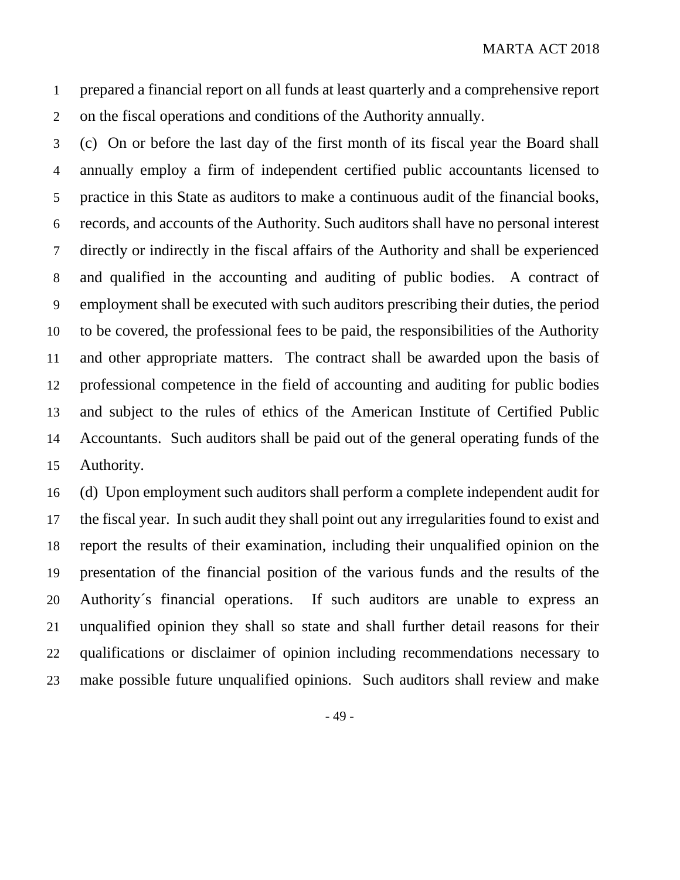prepared a financial report on all funds at least quarterly and a comprehensive report on the fiscal operations and conditions of the Authority annually.

(c) On or before the last day of the first month of its fiscal year the Board shall annually employ a firm of independent certified public accountants licensed to practice in this State as auditors to make a continuous audit of the financial books, records, and accounts of the Authority. Such auditors shall have no personal interest directly or indirectly in the fiscal affairs of the Authority and shall be experienced and qualified in the accounting and auditing of public bodies. A contract of employment shall be executed with such auditors prescribing their duties, the period to be covered, the professional fees to be paid, the responsibilities of the Authority and other appropriate matters. The contract shall be awarded upon the basis of professional competence in the field of accounting and auditing for public bodies and subject to the rules of ethics of the American Institute of Certified Public Accountants. Such auditors shall be paid out of the general operating funds of the Authority.

(d) Upon employment such auditors shall perform a complete independent audit for the fiscal year. In such audit they shall point out any irregularities found to exist and report the results of their examination, including their unqualified opinion on the presentation of the financial position of the various funds and the results of the Authority´s financial operations. If such auditors are unable to express an unqualified opinion they shall so state and shall further detail reasons for their qualifications or disclaimer of opinion including recommendations necessary to make possible future unqualified opinions. Such auditors shall review and make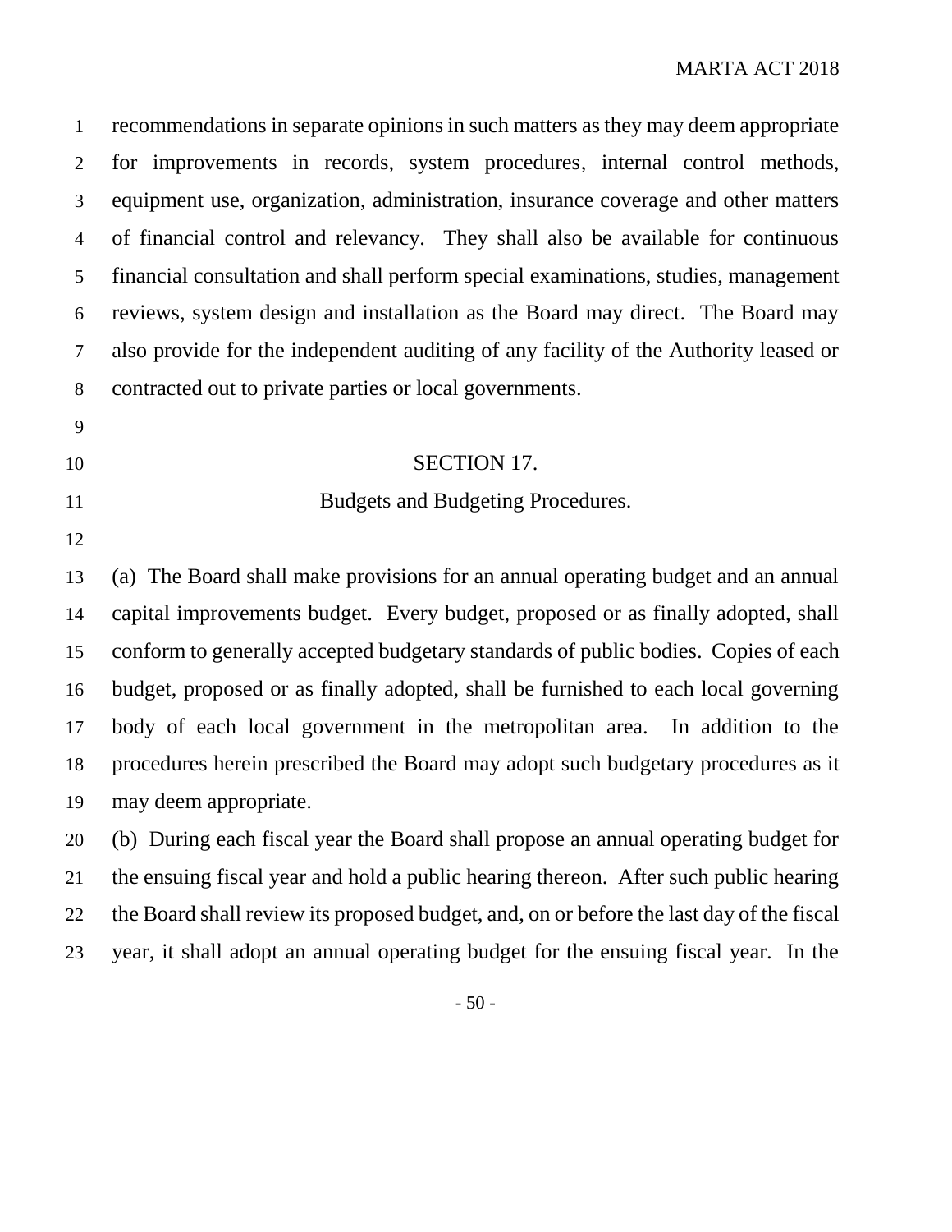recommendations in separate opinions in such matters as they may deem appropriate for improvements in records, system procedures, internal control methods, equipment use, organization, administration, insurance coverage and other matters of financial control and relevancy. They shall also be available for continuous financial consultation and shall perform special examinations, studies, management reviews, system design and installation as the Board may direct. The Board may also provide for the independent auditing of any facility of the Authority leased or contracted out to private parties or local governments.

## SECTION 17.

### Budgets and Budgeting Procedures.

(a) The Board shall make provisions for an annual operating budget and an annual capital improvements budget. Every budget, proposed or as finally adopted, shall conform to generally accepted budgetary standards of public bodies. Copies of each budget, proposed or as finally adopted, shall be furnished to each local governing body of each local government in the metropolitan area. In addition to the procedures herein prescribed the Board may adopt such budgetary procedures as it may deem appropriate.

(b) During each fiscal year the Board shall propose an annual operating budget for the ensuing fiscal year and hold a public hearing thereon. After such public hearing the Board shall review its proposed budget, and, on or before the last day of the fiscal year, it shall adopt an annual operating budget for the ensuing fiscal year. In the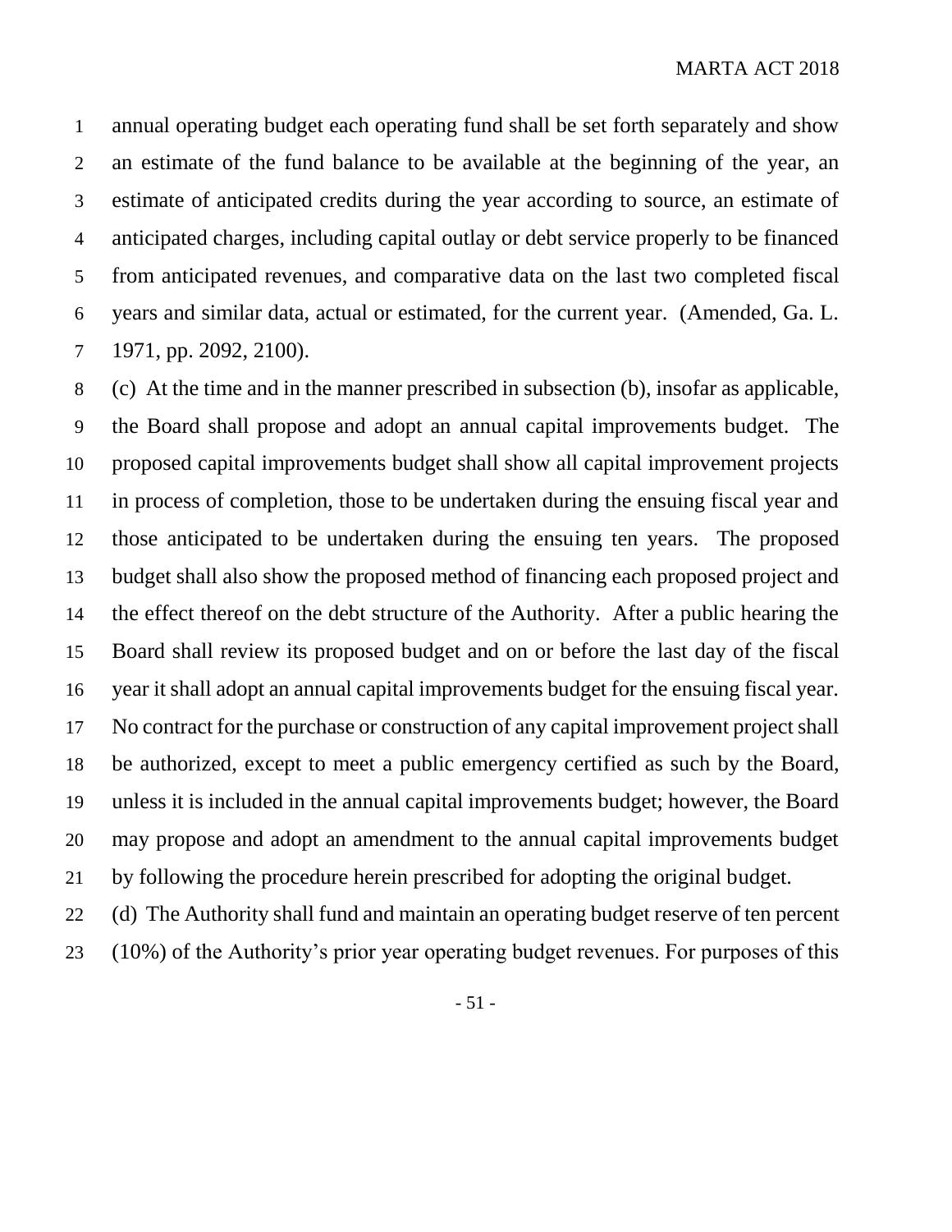annual operating budget each operating fund shall be set forth separately and show an estimate of the fund balance to be available at the beginning of the year, an estimate of anticipated credits during the year according to source, an estimate of anticipated charges, including capital outlay or debt service properly to be financed from anticipated revenues, and comparative data on the last two completed fiscal years and similar data, actual or estimated, for the current year. (Amended, Ga. L. 1971, pp. 2092, 2100).

(c) At the time and in the manner prescribed in subsection (b), insofar as applicable, the Board shall propose and adopt an annual capital improvements budget. The proposed capital improvements budget shall show all capital improvement projects in process of completion, those to be undertaken during the ensuing fiscal year and those anticipated to be undertaken during the ensuing ten years. The proposed budget shall also show the proposed method of financing each proposed project and the effect thereof on the debt structure of the Authority. After a public hearing the Board shall review its proposed budget and on or before the last day of the fiscal year it shall adopt an annual capital improvements budget for the ensuing fiscal year. No contract for the purchase or construction of any capital improvement project shall be authorized, except to meet a public emergency certified as such by the Board, unless it is included in the annual capital improvements budget; however, the Board may propose and adopt an amendment to the annual capital improvements budget by following the procedure herein prescribed for adopting the original budget.

(d) The Authority shall fund and maintain an operating budget reserve of ten percent (10%) of the Authority's prior year operating budget revenues. For purposes of this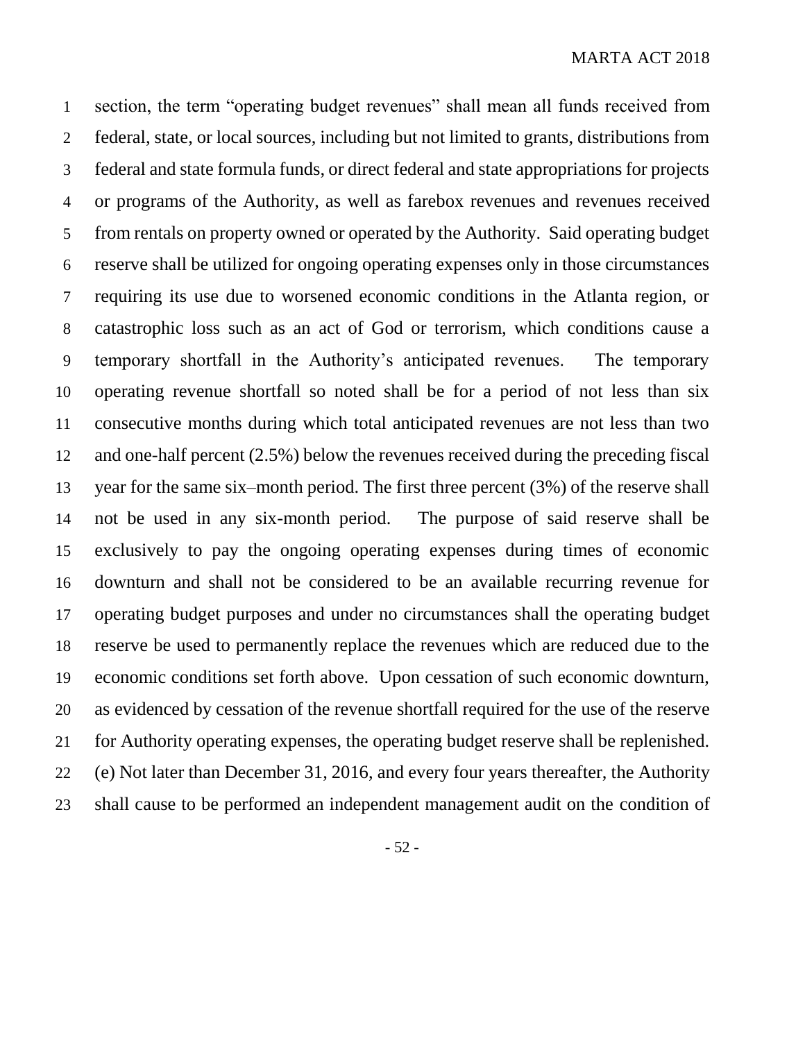section, the term "operating budget revenues" shall mean all funds received from federal, state, or local sources, including but not limited to grants, distributions from federal and state formula funds, or direct federal and state appropriations for projects or programs of the Authority, as well as farebox revenues and revenues received from rentals on property owned or operated by the Authority. Said operating budget reserve shall be utilized for ongoing operating expenses only in those circumstances requiring its use due to worsened economic conditions in the Atlanta region, or catastrophic loss such as an act of God or terrorism, which conditions cause a temporary shortfall in the Authority's anticipated revenues. The temporary operating revenue shortfall so noted shall be for a period of not less than six consecutive months during which total anticipated revenues are not less than two and one-half percent (2.5%) below the revenues received during the preceding fiscal year for the same six–month period. The first three percent (3%) of the reserve shall not be used in any six-month period. The purpose of said reserve shall be exclusively to pay the ongoing operating expenses during times of economic downturn and shall not be considered to be an available recurring revenue for operating budget purposes and under no circumstances shall the operating budget reserve be used to permanently replace the revenues which are reduced due to the economic conditions set forth above. Upon cessation of such economic downturn, as evidenced by cessation of the revenue shortfall required for the use of the reserve for Authority operating expenses, the operating budget reserve shall be replenished.

(e) Not later than December 31, 2016, and every four years thereafter, the Authority shall cause to be performed an independent management audit on the condition of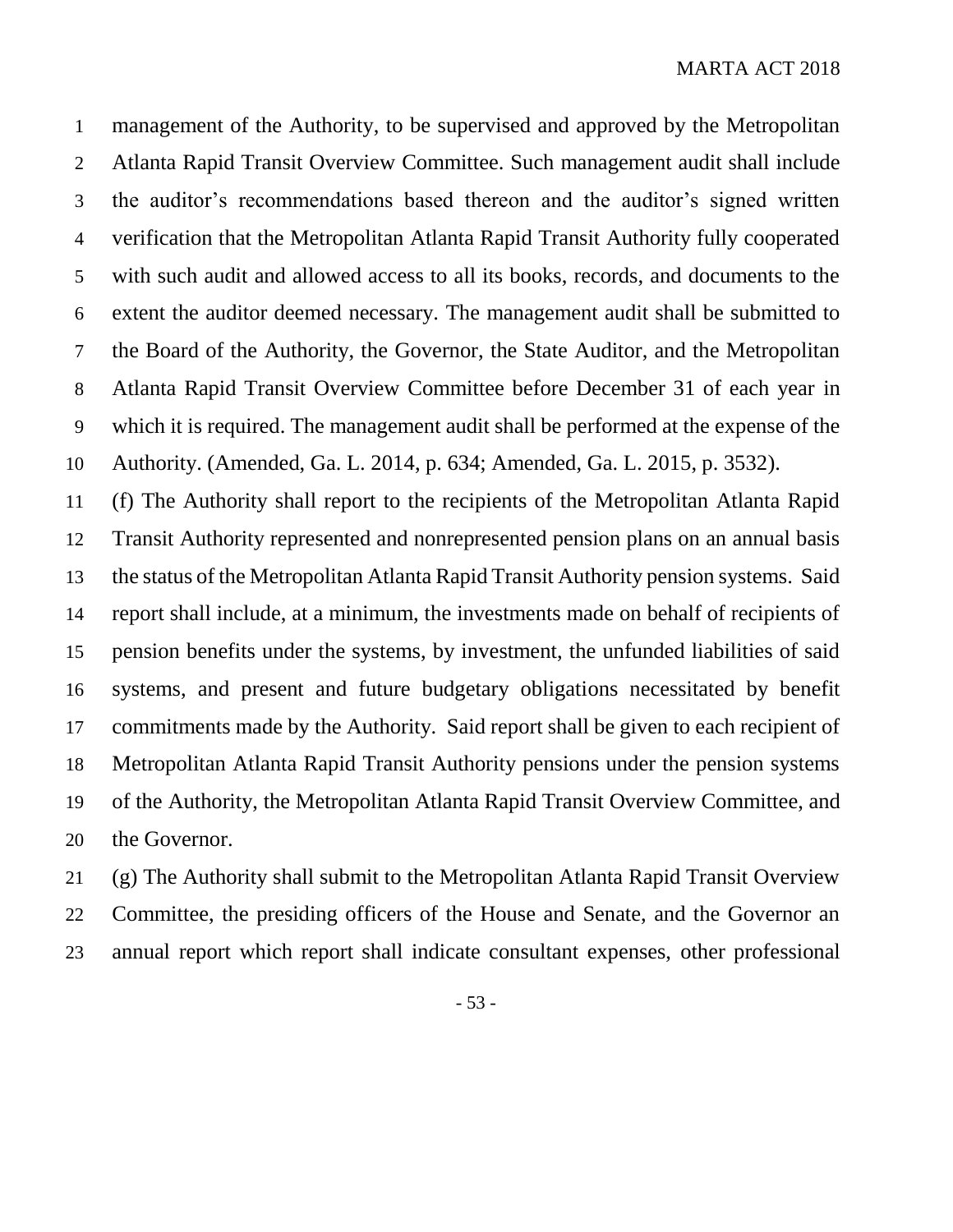management of the Authority, to be supervised and approved by the Metropolitan Atlanta Rapid Transit Overview Committee. Such management audit shall include the auditor's recommendations based thereon and the auditor's signed written verification that the Metropolitan Atlanta Rapid Transit Authority fully cooperated with such audit and allowed access to all its books, records, and documents to the extent the auditor deemed necessary. The management audit shall be submitted to the Board of the Authority, the Governor, the State Auditor, and the Metropolitan Atlanta Rapid Transit Overview Committee before December 31 of each year in which it is required. The management audit shall be performed at the expense of the Authority. (Amended, Ga. L. 2014, p. 634; Amended, Ga. L. 2015, p. 3532).

(f) The Authority shall report to the recipients of the Metropolitan Atlanta Rapid Transit Authority represented and nonrepresented pension plans on an annual basis the status of the Metropolitan Atlanta Rapid Transit Authority pension systems. Said report shall include, at a minimum, the investments made on behalf of recipients of pension benefits under the systems, by investment, the unfunded liabilities of said systems, and present and future budgetary obligations necessitated by benefit commitments made by the Authority. Said report shall be given to each recipient of Metropolitan Atlanta Rapid Transit Authority pensions under the pension systems of the Authority, the Metropolitan Atlanta Rapid Transit Overview Committee, and the Governor.

(g) The Authority shall submit to the Metropolitan Atlanta Rapid Transit Overview Committee, the presiding officers of the House and Senate, and the Governor an annual report which report shall indicate consultant expenses, other professional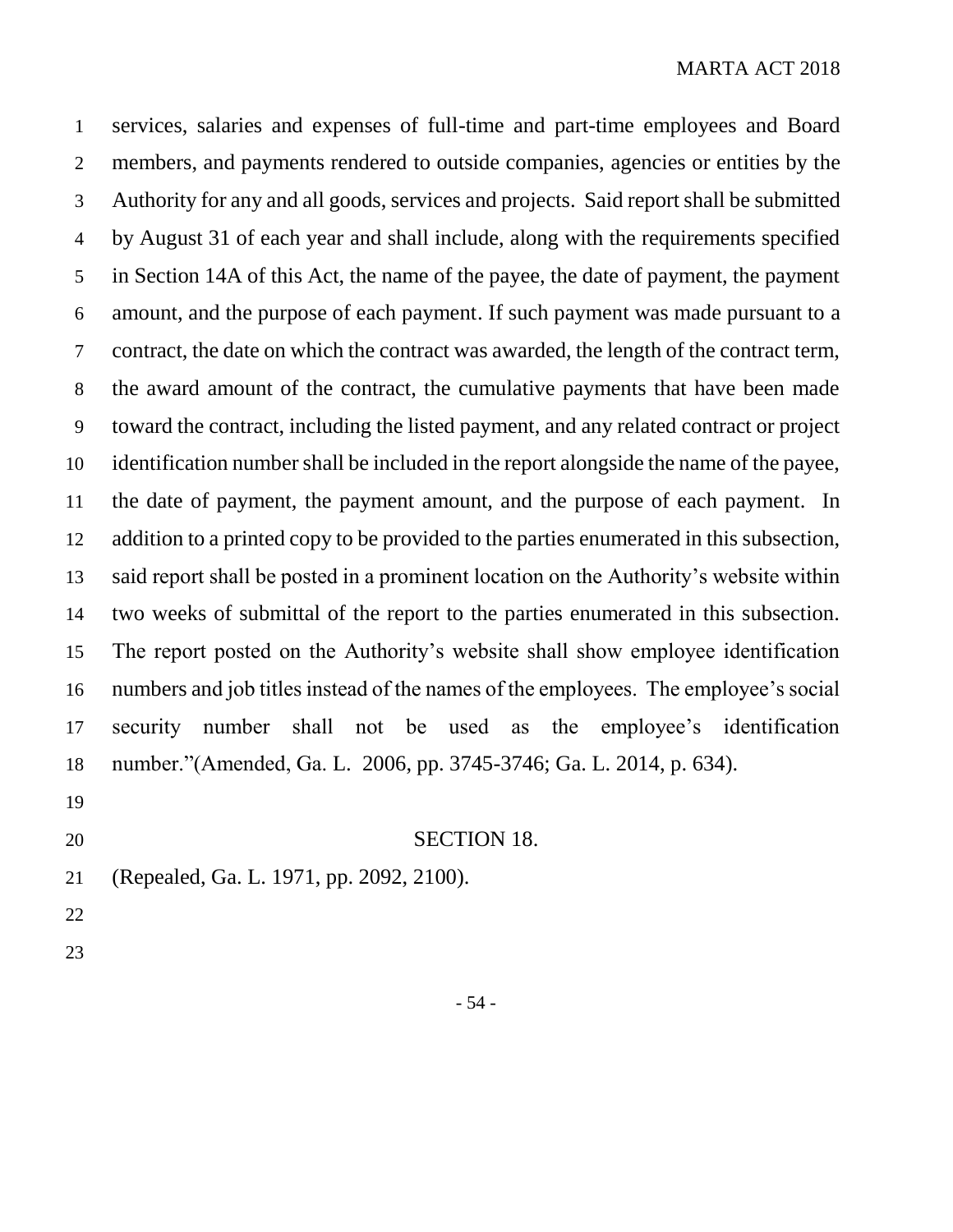services, salaries and expenses of full-time and part-time employees and Board members, and payments rendered to outside companies, agencies or entities by the Authority for any and all goods, services and projects. Said report shall be submitted by August 31 of each year and shall include, along with the requirements specified in Section 14A of this Act, the name of the payee, the date of payment, the payment amount, and the purpose of each payment. If such payment was made pursuant to a contract, the date on which the contract was awarded, the length of the contract term, the award amount of the contract, the cumulative payments that have been made toward the contract, including the listed payment, and any related contract or project identification number shall be included in the report alongside the name of the payee, the date of payment, the payment amount, and the purpose of each payment. In addition to a printed copy to be provided to the parties enumerated in this subsection, said report shall be posted in a prominent location on the Authority's website within two weeks of submittal of the report to the parties enumerated in this subsection. The report posted on the Authority's website shall show employee identification numbers and job titles instead of the names of the employees. The employee's social security number shall not be used as the employee's identification number."(Amended, Ga. L. 2006, pp. 3745-3746; Ga. L. 2014, p. 634).

## SECTION 18.

(Repealed, Ga. L. 1971, pp. 2092, 2100).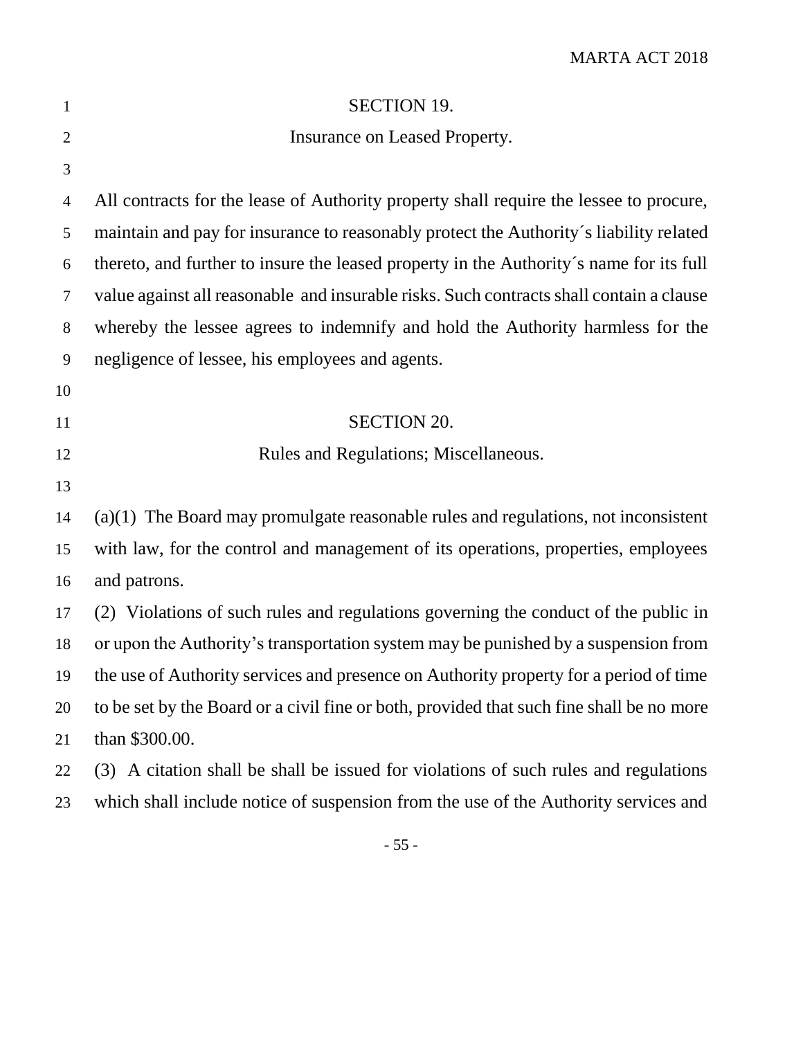## SECTION 19.

## Insurance on Leased Property.

All contracts for the lease of Authority property shall require the lessee to procure, maintain and pay for insurance to reasonably protect the Authority´s liability related thereto, and further to insure the leased property in the Authority´s name for its full value against all reasonable and insurable risks. Such contracts shall contain a clause whereby the lessee agrees to indemnify and hold the Authority harmless for the negligence of lessee, his employees and agents.

## SECTION 20.

## Rules and Regulations; Miscellaneous.

(a)(1) The Board may promulgate reasonable rules and regulations, not inconsistent with law, for the control and management of its operations, properties, employees and patrons.

(2) Violations of such rules and regulations governing the conduct of the public in or upon the Authority's transportation system may be punished by a suspension from the use of Authority services and presence on Authority property for a period of time to be set by the Board or a civil fine or both, provided that such fine shall be no more than $300.00.

(3) A citation shall be shall be issued for violations of such rules and regulations which shall include notice of suspension from the use of the Authority services and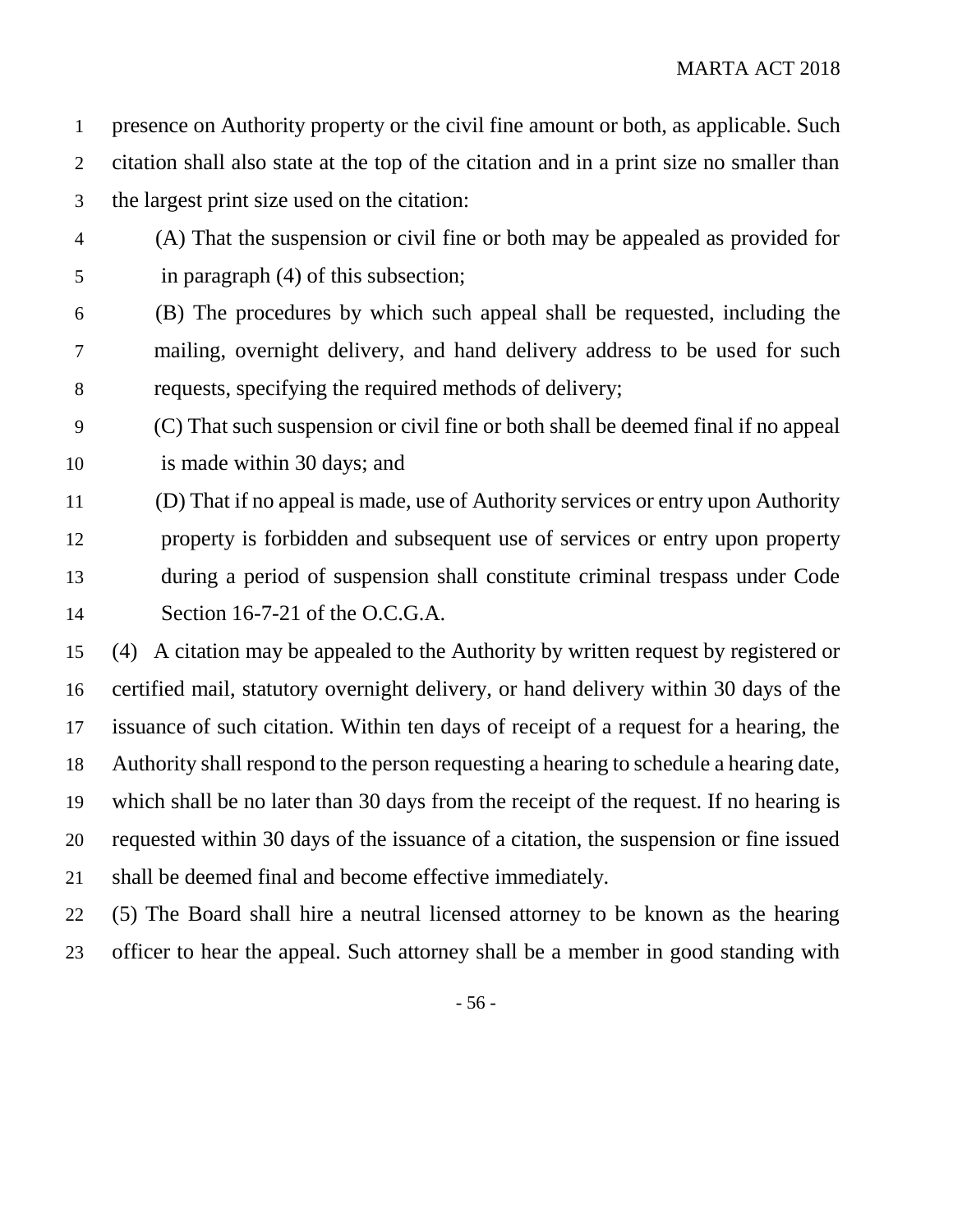presence on Authority property or the civil fine amount or both, as applicable. Such citation shall also state at the top of the citation and in a print size no smaller than the largest print size used on the citation:

(A) That the suspension or civil fine or both may be appealed as provided for in paragraph (4) of this subsection;

(B) The procedures by which such appeal shall be requested, including the mailing, overnight delivery, and hand delivery address to be used for such requests, specifying the required methods of delivery;

(C) That such suspension or civil fine or both shall be deemed final if no appeal is made within 30 days; and

(D) That if no appeal is made, use of Authority services or entry upon Authority property is forbidden and subsequent use of services or entry upon property during a period of suspension shall constitute criminal trespass under Code Section 16-7-21 of the O.C.G.A.

(4) A citation may be appealed to the Authority by written request by registered or certified mail, statutory overnight delivery, or hand delivery within 30 days of the issuance of such citation. Within ten days of receipt of a request for a hearing, the Authority shall respond to the person requesting a hearing to schedule a hearing date, which shall be no later than 30 days from the receipt of the request. If no hearing is requested within 30 days of the issuance of a citation, the suspension or fine issued shall be deemed final and become effective immediately.

(5) The Board shall hire a neutral licensed attorney to be known as the hearing officer to hear the appeal. Such attorney shall be a member in good standing with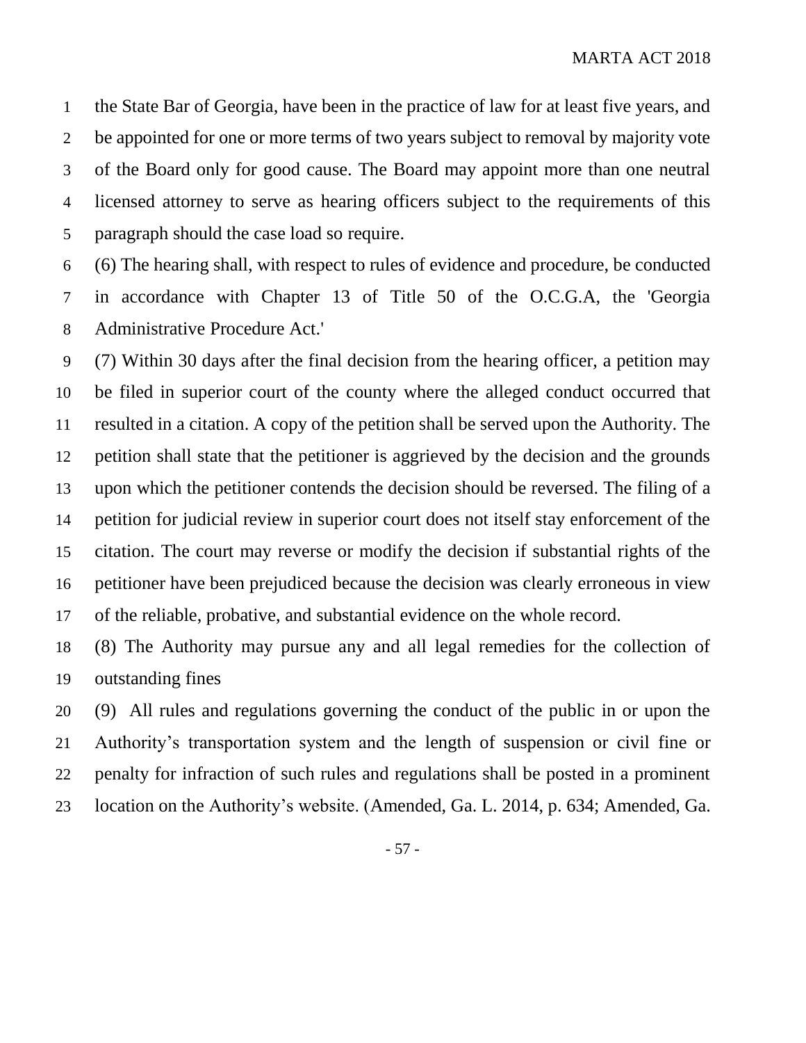the State Bar of Georgia, have been in the practice of law for at least five years, and be appointed for one or more terms of two years subject to removal by majority vote of the Board only for good cause. The Board may appoint more than one neutral licensed attorney to serve as hearing officers subject to the requirements of this paragraph should the case load so require.

(6) The hearing shall, with respect to rules of evidence and procedure, be conducted in accordance with Chapter 13 of Title 50 of the O.C.G.A, the 'Georgia Administrative Procedure Act.'

(7) Within 30 days after the final decision from the hearing officer, a petition may be filed in superior court of the county where the alleged conduct occurred that resulted in a citation. A copy of the petition shall be served upon the Authority. The petition shall state that the petitioner is aggrieved by the decision and the grounds upon which the petitioner contends the decision should be reversed. The filing of a petition for judicial review in superior court does not itself stay enforcement of the citation. The court may reverse or modify the decision if substantial rights of the petitioner have been prejudiced because the decision was clearly erroneous in view of the reliable, probative, and substantial evidence on the whole record.

(8) The Authority may pursue any and all legal remedies for the collection of outstanding fines

(9) All rules and regulations governing the conduct of the public in or upon the Authority's transportation system and the length of suspension or civil fine or penalty for infraction of such rules and regulations shall be posted in a prominent location on the Authority's website. (Amended, Ga. L. 2014, p. 634; Amended, Ga.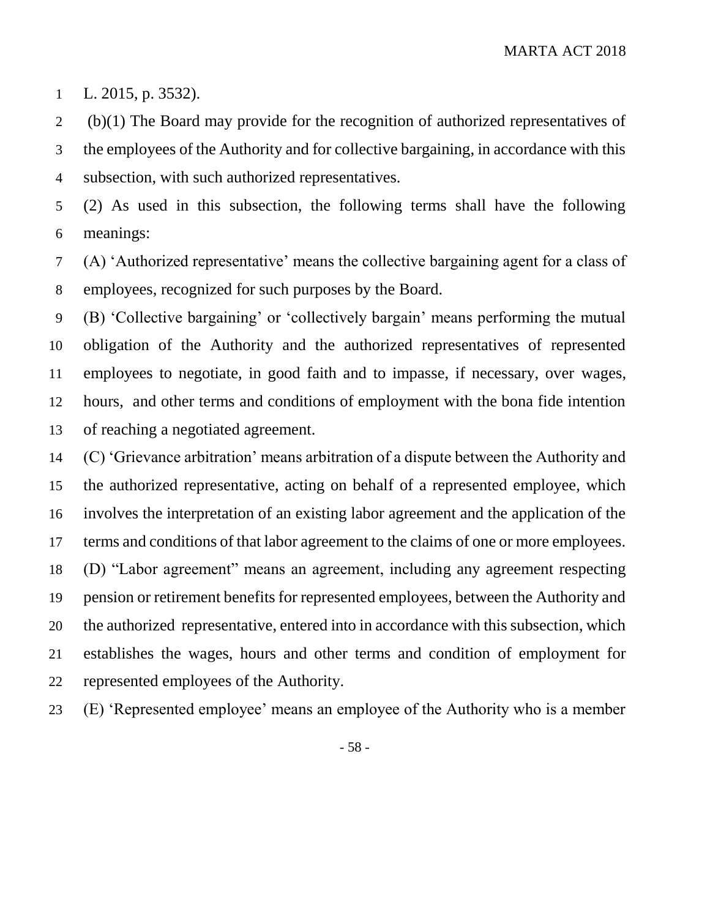L. 2015, p. 3532).

(b)(1) The Board may provide for the recognition of authorized representatives of the employees of the Authority and for collective bargaining, in accordance with this subsection, with such authorized representatives.

(2) As used in this subsection, the following terms shall have the following meanings:

(A) 'Authorized representative' means the collective bargaining agent for a class of employees, recognized for such purposes by the Board.

(B) 'Collective bargaining' or 'collectively bargain' means performing the mutual obligation of the Authority and the authorized representatives of represented employees to negotiate, in good faith and to impasse, if necessary, over wages, hours, and other terms and conditions of employment with the bona fide intention of reaching a negotiated agreement.

(C) 'Grievance arbitration' means arbitration of a dispute between the Authority and the authorized representative, acting on behalf of a represented employee, which involves the interpretation of an existing labor agreement and the application of the terms and conditions of that labor agreement to the claims of one or more employees.

(D) "Labor agreement" means an agreement, including any agreement respecting pension or retirement benefits for represented employees, between the Authority and the authorized representative, entered into in accordance with this subsection, which establishes the wages, hours and other terms and condition of employment for represented employees of the Authority.

(E) 'Represented employee' means an employee of the Authority who is a member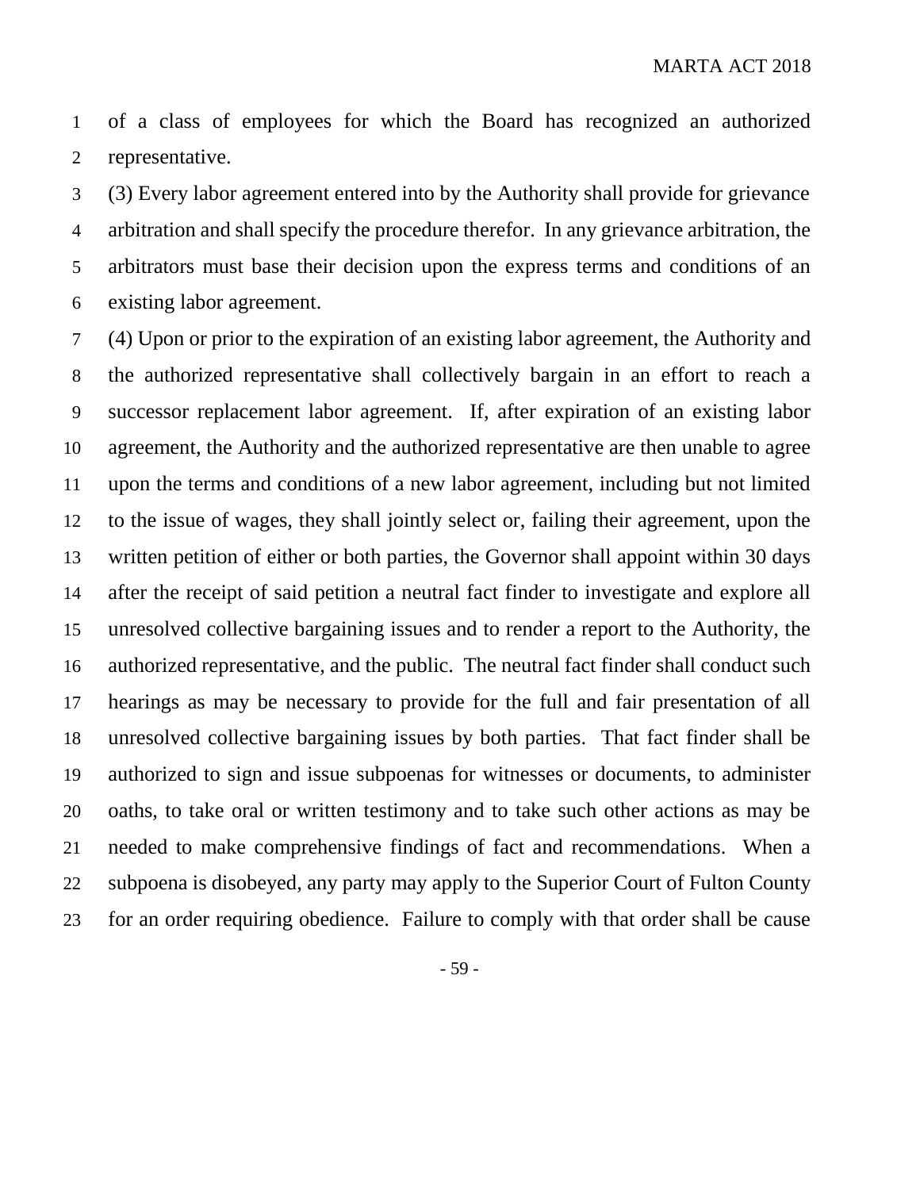of a class of employees for which the Board has recognized an authorized representative.

(3) Every labor agreement entered into by the Authority shall provide for grievance arbitration and shall specify the procedure therefor. In any grievance arbitration, the arbitrators must base their decision upon the express terms and conditions of an existing labor agreement.

(4) Upon or prior to the expiration of an existing labor agreement, the Authority and the authorized representative shall collectively bargain in an effort to reach a successor replacement labor agreement. If, after expiration of an existing labor agreement, the Authority and the authorized representative are then unable to agree upon the terms and conditions of a new labor agreement, including but not limited to the issue of wages, they shall jointly select or, failing their agreement, upon the written petition of either or both parties, the Governor shall appoint within 30 days after the receipt of said petition a neutral fact finder to investigate and explore all unresolved collective bargaining issues and to render a report to the Authority, the authorized representative, and the public. The neutral fact finder shall conduct such hearings as may be necessary to provide for the full and fair presentation of all unresolved collective bargaining issues by both parties. That fact finder shall be authorized to sign and issue subpoenas for witnesses or documents, to administer oaths, to take oral or written testimony and to take such other actions as may be needed to make comprehensive findings of fact and recommendations. When a subpoena is disobeyed, any party may apply to the Superior Court of Fulton County for an order requiring obedience. Failure to comply with that order shall be cause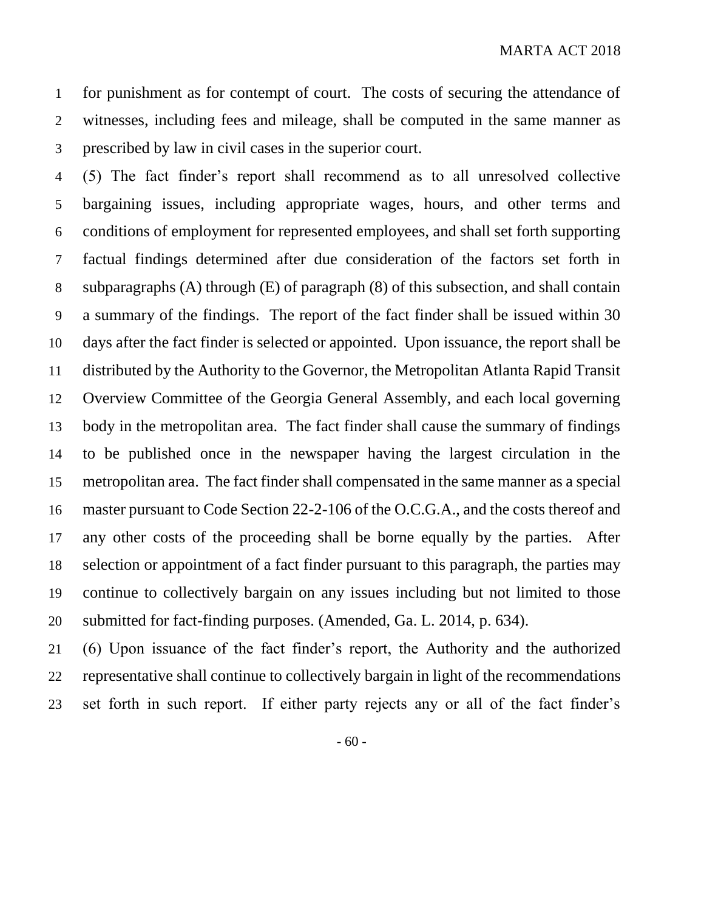for punishment as for contempt of court. The costs of securing the attendance of witnesses, including fees and mileage, shall be computed in the same manner as prescribed by law in civil cases in the superior court.

(5) The fact finder's report shall recommend as to all unresolved collective bargaining issues, including appropriate wages, hours, and other terms and conditions of employment for represented employees, and shall set forth supporting factual findings determined after due consideration of the factors set forth in subparagraphs (A) through (E) of paragraph (8) of this subsection, and shall contain a summary of the findings. The report of the fact finder shall be issued within 30 days after the fact finder is selected or appointed. Upon issuance, the report shall be distributed by the Authority to the Governor, the Metropolitan Atlanta Rapid Transit Overview Committee of the Georgia General Assembly, and each local governing body in the metropolitan area. The fact finder shall cause the summary of findings to be published once in the newspaper having the largest circulation in the metropolitan area. The fact finder shall compensated in the same manner as a special master pursuant to Code Section 22-2-106 of the O.C.G.A., and the costs thereof and any other costs of the proceeding shall be borne equally by the parties. After selection or appointment of a fact finder pursuant to this paragraph, the parties may continue to collectively bargain on any issues including but not limited to those submitted for fact-finding purposes. (Amended, Ga. L. 2014, p. 634).

(6) Upon issuance of the fact finder's report, the Authority and the authorized representative shall continue to collectively bargain in light of the recommendations set forth in such report. If either party rejects any or all of the fact finder's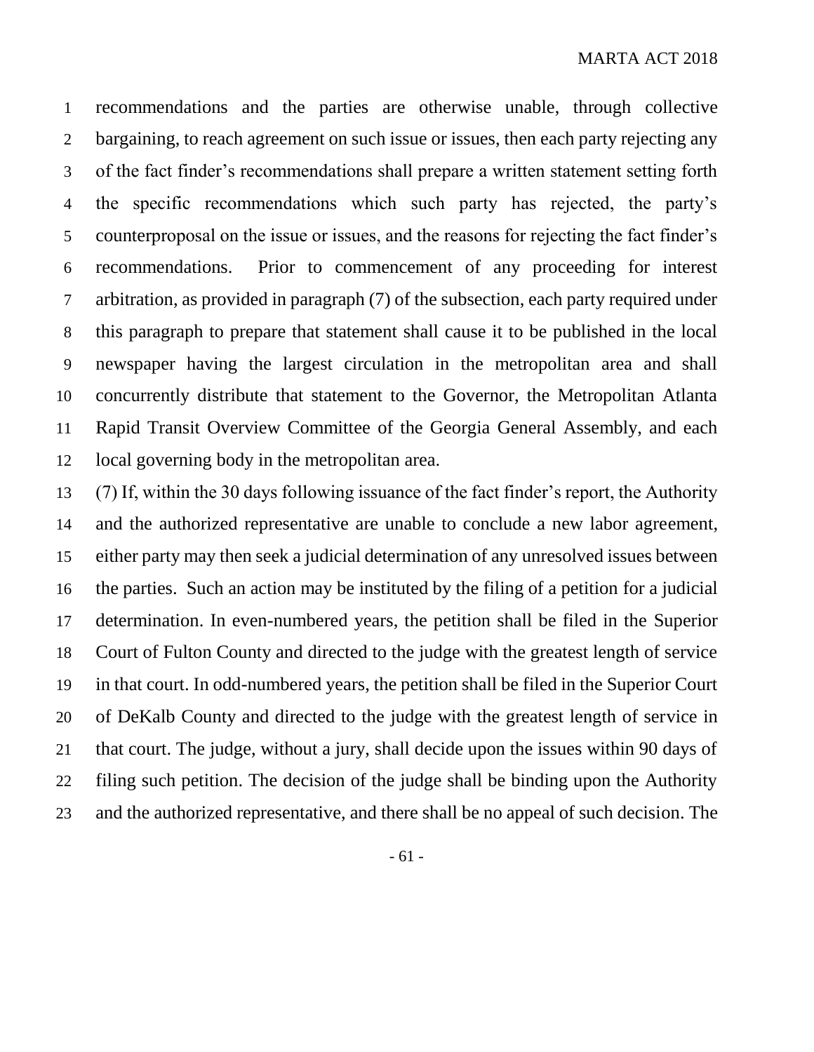recommendations and the parties are otherwise unable, through collective bargaining, to reach agreement on such issue or issues, then each party rejecting any of the fact finder's recommendations shall prepare a written statement setting forth the specific recommendations which such party has rejected, the party's counterproposal on the issue or issues, and the reasons for rejecting the fact finder's recommendations. Prior to commencement of any proceeding for interest arbitration, as provided in paragraph (7) of the subsection, each party required under this paragraph to prepare that statement shall cause it to be published in the local newspaper having the largest circulation in the metropolitan area and shall concurrently distribute that statement to the Governor, the Metropolitan Atlanta Rapid Transit Overview Committee of the Georgia General Assembly, and each local governing body in the metropolitan area.

(7) If, within the 30 days following issuance of the fact finder's report, the Authority and the authorized representative are unable to conclude a new labor agreement, either party may then seek a judicial determination of any unresolved issues between the parties. Such an action may be instituted by the filing of a petition for a judicial determination. In even-numbered years, the petition shall be filed in the Superior Court of Fulton County and directed to the judge with the greatest length of service in that court. In odd-numbered years, the petition shall be filed in the Superior Court of DeKalb County and directed to the judge with the greatest length of service in that court. The judge, without a jury, shall decide upon the issues within 90 days of filing such petition. The decision of the judge shall be binding upon the Authority and the authorized representative, and there shall be no appeal of such decision. The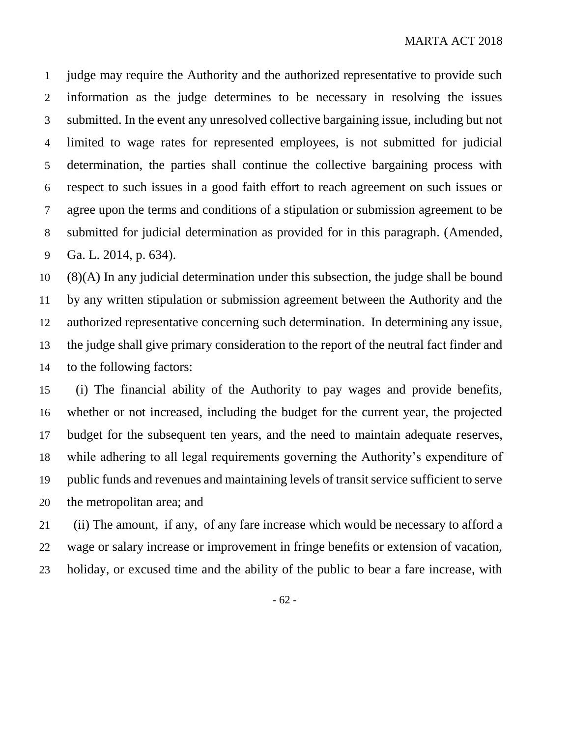judge may require the Authority and the authorized representative to provide such information as the judge determines to be necessary in resolving the issues submitted. In the event any unresolved collective bargaining issue, including but not limited to wage rates for represented employees, is not submitted for judicial determination, the parties shall continue the collective bargaining process with respect to such issues in a good faith effort to reach agreement on such issues or agree upon the terms and conditions of a stipulation or submission agreement to be submitted for judicial determination as provided for in this paragraph. (Amended, Ga. L. 2014, p. 634).

(8)(A) In any judicial determination under this subsection, the judge shall be bound by any written stipulation or submission agreement between the Authority and the authorized representative concerning such determination. In determining any issue, the judge shall give primary consideration to the report of the neutral fact finder and to the following factors:

(i) The financial ability of the Authority to pay wages and provide benefits, whether or not increased, including the budget for the current year, the projected budget for the subsequent ten years, and the need to maintain adequate reserves, while adhering to all legal requirements governing the Authority's expenditure of public funds and revenues and maintaining levels of transit service sufficient to serve the metropolitan area; and

(ii) The amount, if any, of any fare increase which would be necessary to afford a wage or salary increase or improvement in fringe benefits or extension of vacation, holiday, or excused time and the ability of the public to bear a fare increase, with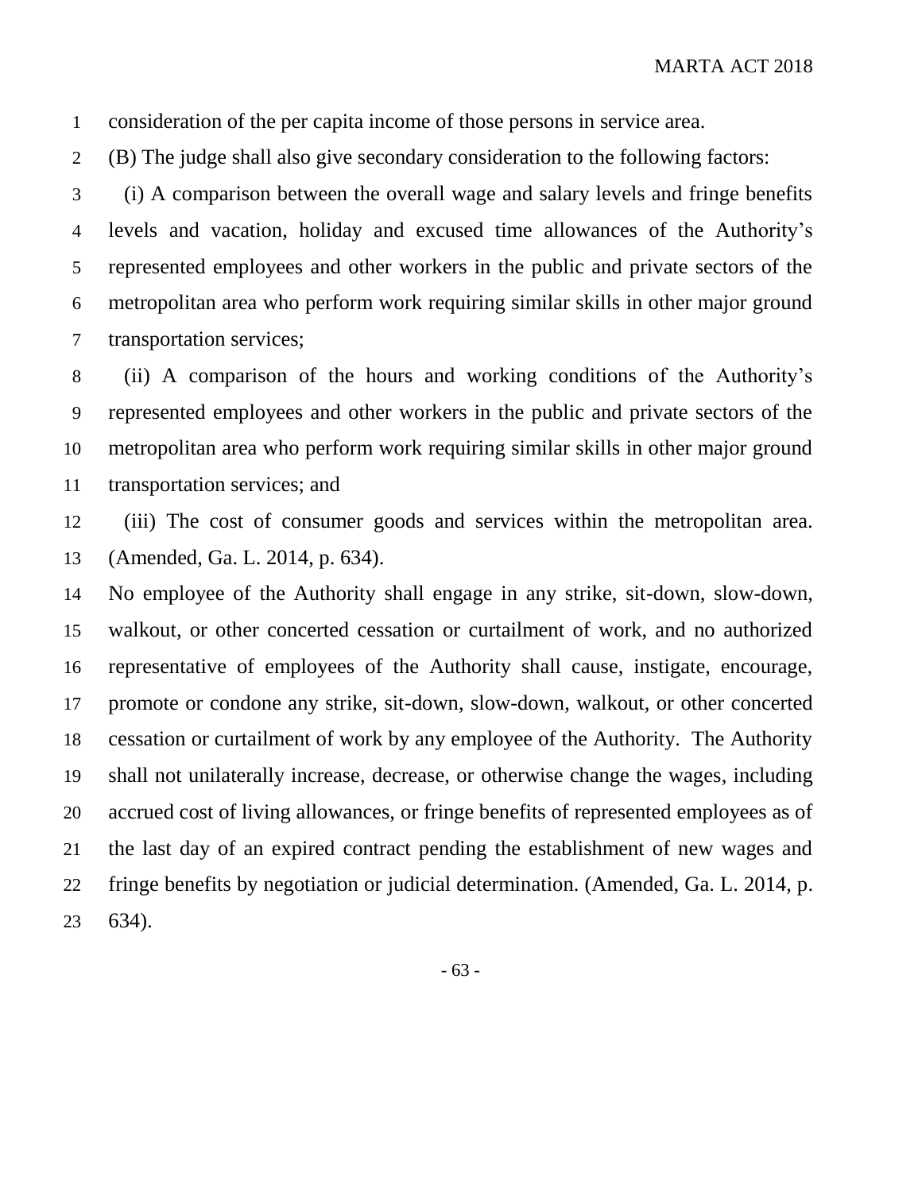consideration of the per capita income of those persons in service area.

(B) The judge shall also give secondary consideration to the following factors:

(i) A comparison between the overall wage and salary levels and fringe benefits levels and vacation, holiday and excused time allowances of the Authority's represented employees and other workers in the public and private sectors of the metropolitan area who perform work requiring similar skills in other major ground transportation services;

(ii) A comparison of the hours and working conditions of the Authority's represented employees and other workers in the public and private sectors of the metropolitan area who perform work requiring similar skills in other major ground transportation services; and

(iii) The cost of consumer goods and services within the metropolitan area. (Amended, Ga. L. 2014, p. 634).

No employee of the Authority shall engage in any strike, sit-down, slow-down, walkout, or other concerted cessation or curtailment of work, and no authorized representative of employees of the Authority shall cause, instigate, encourage, promote or condone any strike, sit-down, slow-down, walkout, or other concerted cessation or curtailment of work by any employee of the Authority. The Authority shall not unilaterally increase, decrease, or otherwise change the wages, including accrued cost of living allowances, or fringe benefits of represented employees as of the last day of an expired contract pending the establishment of new wages and fringe benefits by negotiation or judicial determination. (Amended, Ga. L. 2014, p. 634).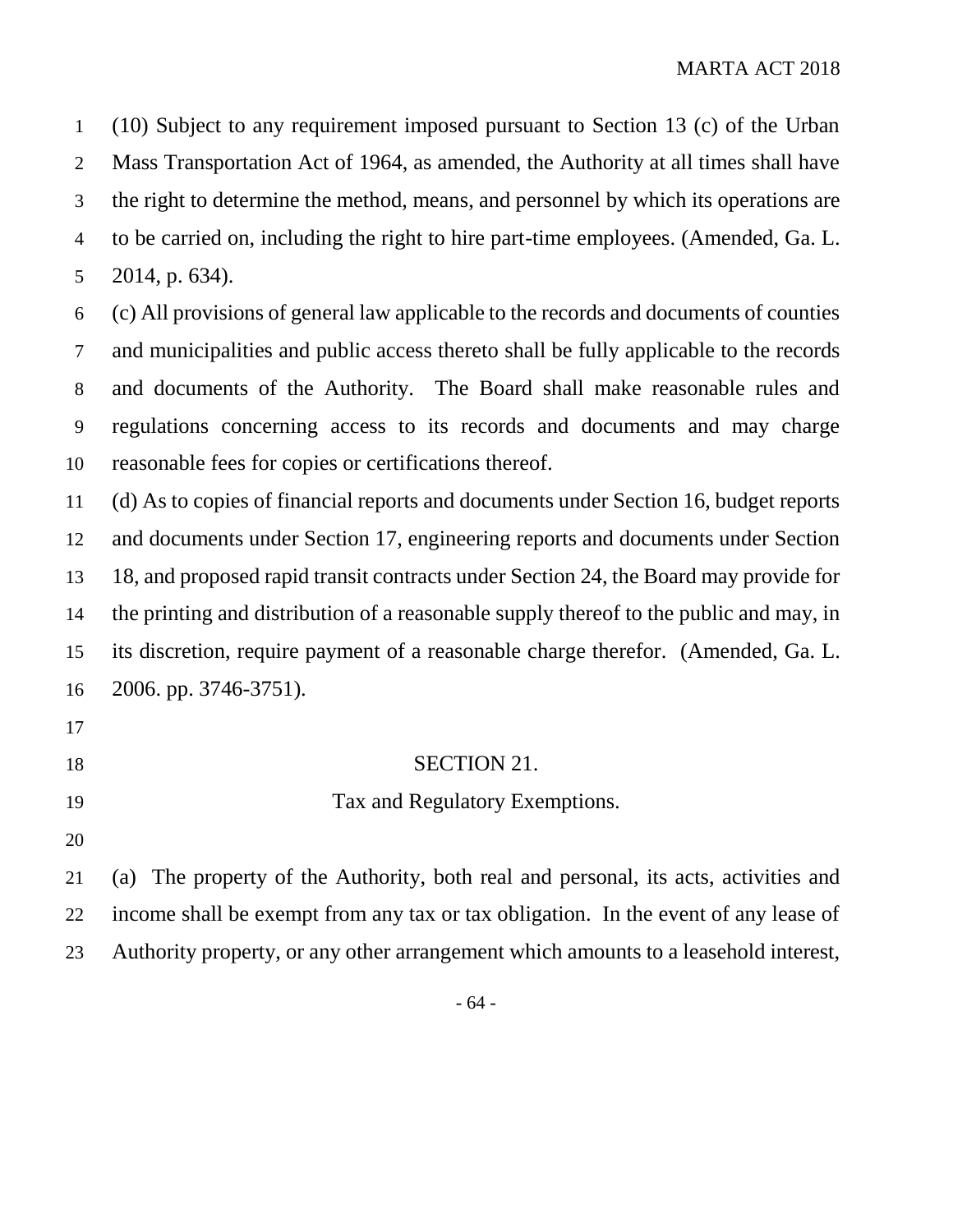(10) Subject to any requirement imposed pursuant to Section 13 (c) of the Urban Mass Transportation Act of 1964, as amended, the Authority at all times shall have the right to determine the method, means, and personnel by which its operations are to be carried on, including the right to hire part-time employees. (Amended, Ga. L. 2014, p. 634).

(c) All provisions of general law applicable to the records and documents of counties and municipalities and public access thereto shall be fully applicable to the records and documents of the Authority. The Board shall make reasonable rules and regulations concerning access to its records and documents and may charge reasonable fees for copies or certifications thereof.

(d) As to copies of financial reports and documents under Section 16, budget reports and documents under Section 17, engineering reports and documents under Section 18, and proposed rapid transit contracts under Section 24, the Board may provide for the printing and distribution of a reasonable supply thereof to the public and may, in its discretion, require payment of a reasonable charge therefor. (Amended, Ga. L. 2006. pp. 3746-3751).

## SECTION 21.

### Tax and Regulatory Exemptions.

(a) The property of the Authority, both real and personal, its acts, activities and income shall be exempt from any tax or tax obligation. In the event of any lease of Authority property, or any other arrangement which amounts to a leasehold interest,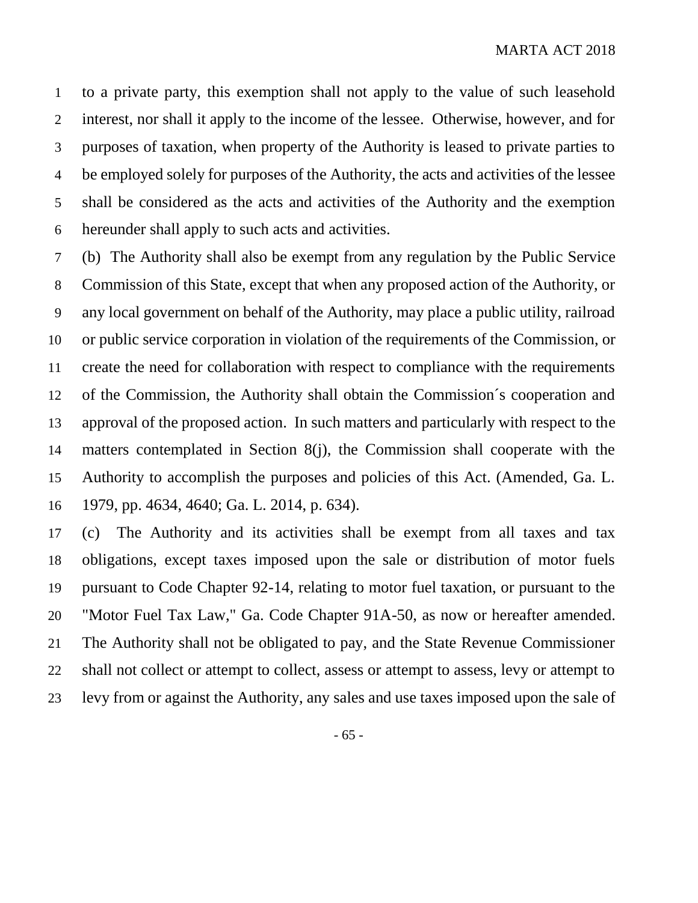to a private party, this exemption shall not apply to the value of such leasehold interest, nor shall it apply to the income of the lessee. Otherwise, however, and for purposes of taxation, when property of the Authority is leased to private parties to be employed solely for purposes of the Authority, the acts and activities of the lessee shall be considered as the acts and activities of the Authority and the exemption hereunder shall apply to such acts and activities.

(b) The Authority shall also be exempt from any regulation by the Public Service Commission of this State, except that when any proposed action of the Authority, or any local government on behalf of the Authority, may place a public utility, railroad or public service corporation in violation of the requirements of the Commission, or create the need for collaboration with respect to compliance with the requirements of the Commission, the Authority shall obtain the Commission´s cooperation and approval of the proposed action. In such matters and particularly with respect to the matters contemplated in Section 8(j), the Commission shall cooperate with the Authority to accomplish the purposes and policies of this Act. (Amended, Ga. L. 1979, pp. 4634, 4640; Ga. L. 2014, p. 634).

(c) The Authority and its activities shall be exempt from all taxes and tax obligations, except taxes imposed upon the sale or distribution of motor fuels pursuant to Code Chapter 92-14, relating to motor fuel taxation, or pursuant to the "Motor Fuel Tax Law," Ga. Code Chapter 91A-50, as now or hereafter amended. The Authority shall not be obligated to pay, and the State Revenue Commissioner shall not collect or attempt to collect, assess or attempt to assess, levy or attempt to levy from or against the Authority, any sales and use taxes imposed upon the sale of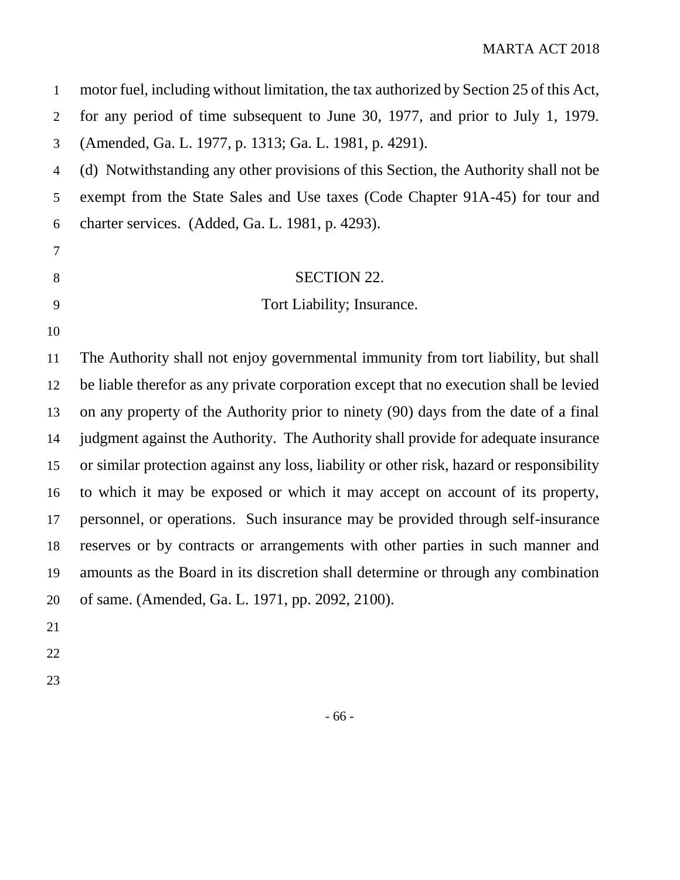motor fuel, including without limitation, the tax authorized by Section 25 of this Act, for any period of time subsequent to June 30, 1977, and prior to July 1, 1979. (Amended, Ga. L. 1977, p. 1313; Ga. L. 1981, p. 4291).

(d) Notwithstanding any other provisions of this Section, the Authority shall not be exempt from the State Sales and Use taxes (Code Chapter 91A-45) for tour and charter services. (Added, Ga. L. 1981, p. 4293).

## SECTION 22.

### Tort Liability; Insurance.

The Authority shall not enjoy governmental immunity from tort liability, but shall be liable therefor as any private corporation except that no execution shall be levied on any property of the Authority prior to ninety (90) days from the date of a final judgment against the Authority. The Authority shall provide for adequate insurance or similar protection against any loss, liability or other risk, hazard or responsibility to which it may be exposed or which it may accept on account of its property, personnel, or operations. Such insurance may be provided through self-insurance reserves or by contracts or arrangements with other parties in such manner and amounts as the Board in its discretion shall determine or through any combination of same. (Amended, Ga. L. 1971, pp. 2092, 2100).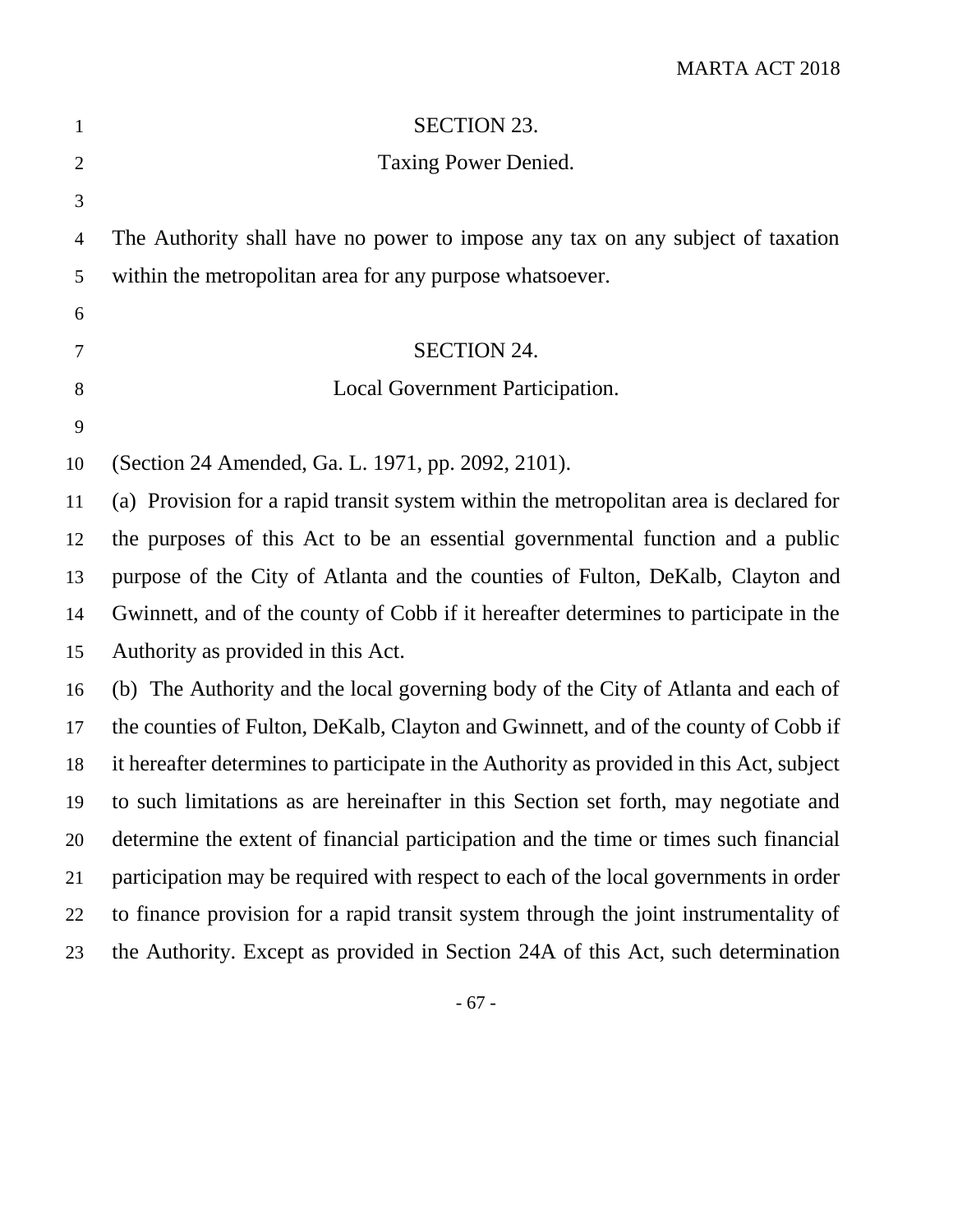## SECTION 23.

## Taxing Power Denied.

The Authority shall have no power to impose any tax on any subject of taxation within the metropolitan area for any purpose whatsoever.

## SECTION 24.

## Local Government Participation.

(Section 24 Amended, Ga. L. 1971, pp. 2092, 2101).

(a) Provision for a rapid transit system within the metropolitan area is declared for the purposes of this Act to be an essential governmental function and a public purpose of the City of Atlanta and the counties of Fulton, DeKalb, Clayton and Gwinnett, and of the county of Cobb if it hereafter determines to participate in the Authority as provided in this Act.

(b) The Authority and the local governing body of the City of Atlanta and each of the counties of Fulton, DeKalb, Clayton and Gwinnett, and of the county of Cobb if it hereafter determines to participate in the Authority as provided in this Act, subject to such limitations as are hereinafter in this Section set forth, may negotiate and determine the extent of financial participation and the time or times such financial participation may be required with respect to each of the local governments in order to finance provision for a rapid transit system through the joint instrumentality of the Authority. Except as provided in Section 24A of this Act, such determination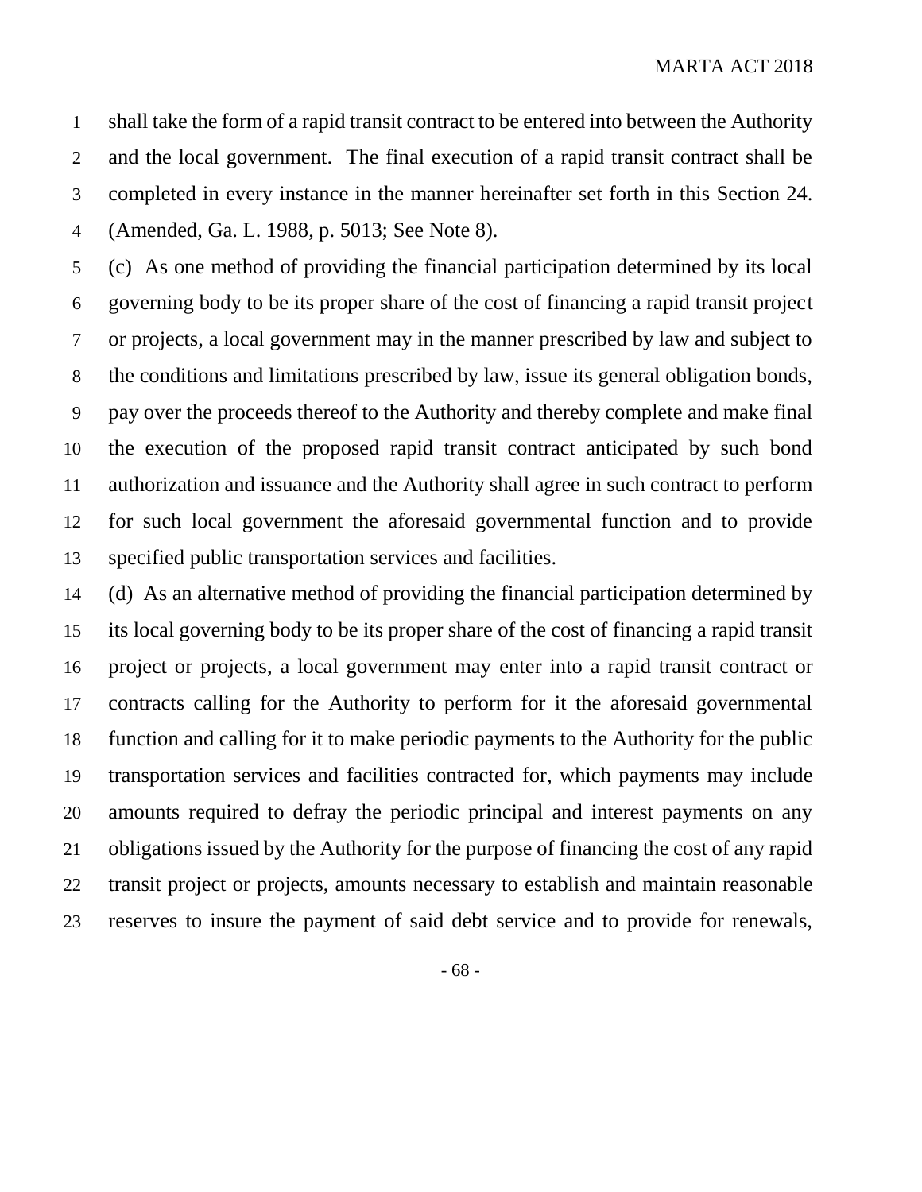shall take the form of a rapid transit contract to be entered into between the Authority and the local government. The final execution of a rapid transit contract shall be completed in every instance in the manner hereinafter set forth in this Section 24. (Amended, Ga. L. 1988, p. 5013; See Note 8).

(c) As one method of providing the financial participation determined by its local governing body to be its proper share of the cost of financing a rapid transit project or projects, a local government may in the manner prescribed by law and subject to the conditions and limitations prescribed by law, issue its general obligation bonds, pay over the proceeds thereof to the Authority and thereby complete and make final the execution of the proposed rapid transit contract anticipated by such bond authorization and issuance and the Authority shall agree in such contract to perform for such local government the aforesaid governmental function and to provide specified public transportation services and facilities.

(d) As an alternative method of providing the financial participation determined by its local governing body to be its proper share of the cost of financing a rapid transit project or projects, a local government may enter into a rapid transit contract or contracts calling for the Authority to perform for it the aforesaid governmental function and calling for it to make periodic payments to the Authority for the public transportation services and facilities contracted for, which payments may include amounts required to defray the periodic principal and interest payments on any obligations issued by the Authority for the purpose of financing the cost of any rapid transit project or projects, amounts necessary to establish and maintain reasonable reserves to insure the payment of said debt service and to provide for renewals,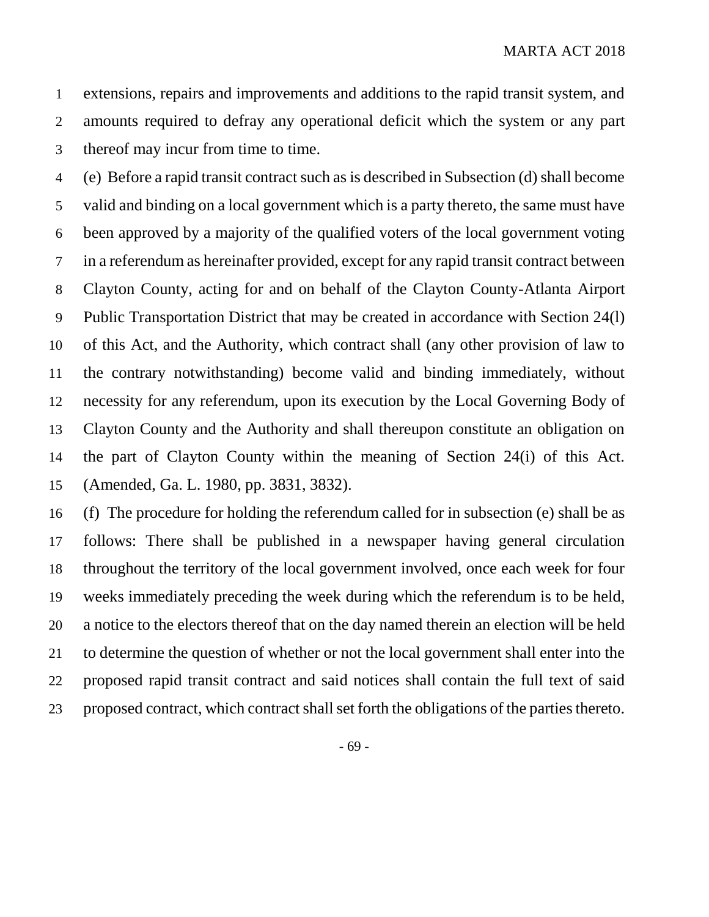extensions, repairs and improvements and additions to the rapid transit system, and amounts required to defray any operational deficit which the system or any part thereof may incur from time to time.

(e) Before a rapid transit contract such as is described in Subsection (d) shall become valid and binding on a local government which is a party thereto, the same must have been approved by a majority of the qualified voters of the local government voting in a referendum as hereinafter provided, except for any rapid transit contract between Clayton County, acting for and on behalf of the Clayton County-Atlanta Airport Public Transportation District that may be created in accordance with Section 24(l) of this Act, and the Authority, which contract shall (any other provision of law to the contrary notwithstanding) become valid and binding immediately, without necessity for any referendum, upon its execution by the Local Governing Body of Clayton County and the Authority and shall thereupon constitute an obligation on the part of Clayton County within the meaning of Section 24(i) of this Act. (Amended, Ga. L. 1980, pp. 3831, 3832).

(f) The procedure for holding the referendum called for in subsection (e) shall be as follows: There shall be published in a newspaper having general circulation throughout the territory of the local government involved, once each week for four weeks immediately preceding the week during which the referendum is to be held, a notice to the electors thereof that on the day named therein an election will be held to determine the question of whether or not the local government shall enter into the proposed rapid transit contract and said notices shall contain the full text of said proposed contract, which contract shall set forth the obligations of the parties thereto.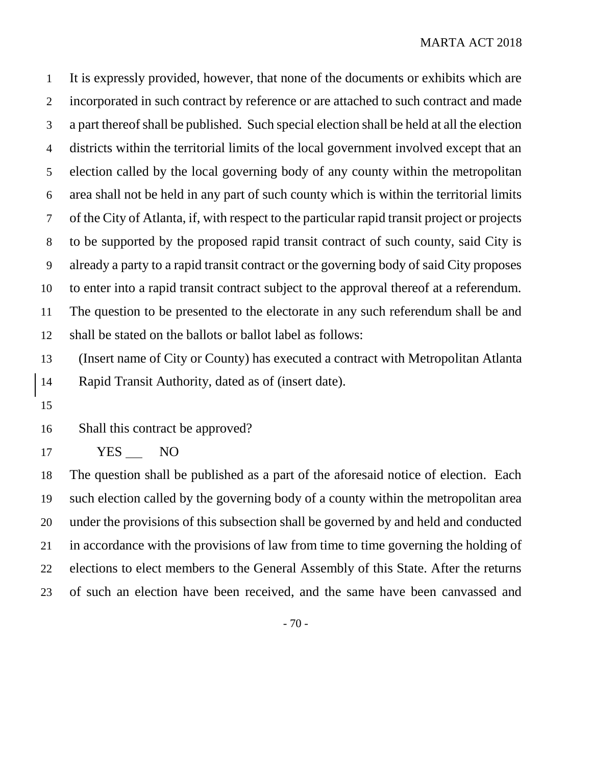It is expressly provided, however, that none of the documents or exhibits which are incorporated in such contract by reference or are attached to such contract and made a part thereof shall be published. Such special election shall be held at all the election districts within the territorial limits of the local government involved except that an election called by the local governing body of any county within the metropolitan area shall not be held in any part of such county which is within the territorial limits of the City of Atlanta, if, with respect to the particular rapid transit project or projects to be supported by the proposed rapid transit contract of such county, said City is already a party to a rapid transit contract or the governing body of said City proposes to enter into a rapid transit contract subject to the approval thereof at a referendum. The question to be presented to the electorate in any such referendum shall be and shall be stated on the ballots or ballot label as follows:

(Insert name of City or County) has executed a contract with Metropolitan Atlanta Rapid Transit Authority, dated as of (insert date).

Shall this contract be approved?

YES ___ NO

The question shall be published as a part of the aforesaid notice of election. Each such election called by the governing body of a county within the metropolitan area under the provisions of this subsection shall be governed by and held and conducted in accordance with the provisions of law from time to time governing the holding of elections to elect members to the General Assembly of this State. After the returns of such an election have been received, and the same have been canvassed and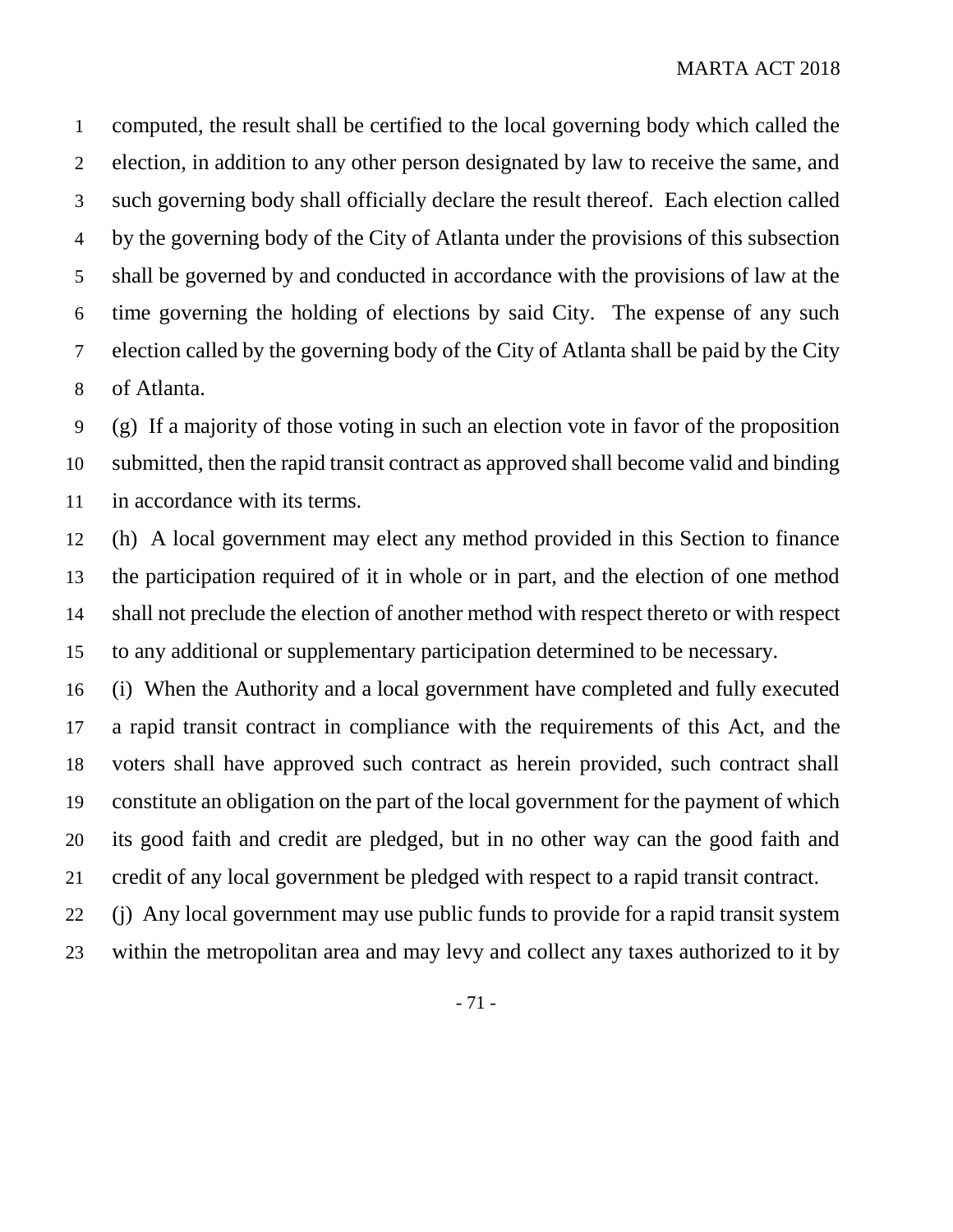computed, the result shall be certified to the local governing body which called the election, in addition to any other person designated by law to receive the same, and such governing body shall officially declare the result thereof. Each election called by the governing body of the City of Atlanta under the provisions of this subsection shall be governed by and conducted in accordance with the provisions of law at the time governing the holding of elections by said City. The expense of any such election called by the governing body of the City of Atlanta shall be paid by the City of Atlanta.

(g) If a majority of those voting in such an election vote in favor of the proposition submitted, then the rapid transit contract as approved shall become valid and binding in accordance with its terms.

(h) A local government may elect any method provided in this Section to finance the participation required of it in whole or in part, and the election of one method shall not preclude the election of another method with respect thereto or with respect to any additional or supplementary participation determined to be necessary.

(i) When the Authority and a local government have completed and fully executed a rapid transit contract in compliance with the requirements of this Act, and the voters shall have approved such contract as herein provided, such contract shall constitute an obligation on the part of the local government for the payment of which its good faith and credit are pledged, but in no other way can the good faith and credit of any local government be pledged with respect to a rapid transit contract.

(j) Any local government may use public funds to provide for a rapid transit system within the metropolitan area and may levy and collect any taxes authorized to it by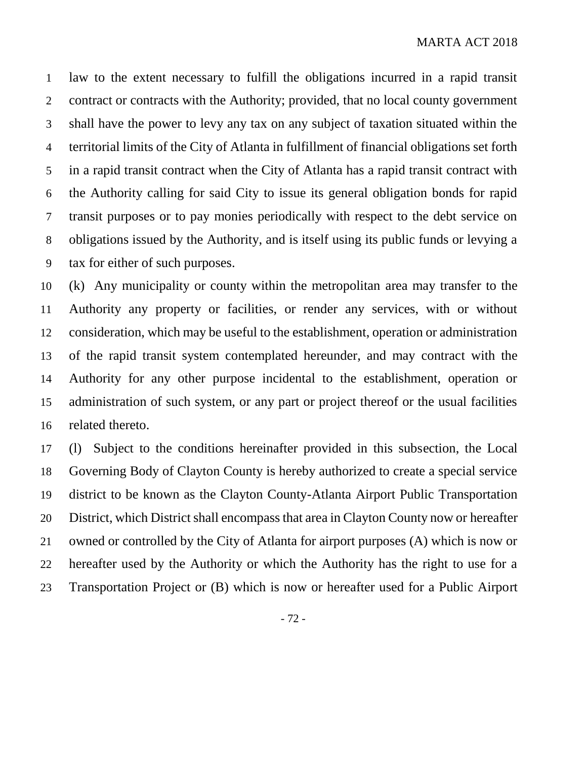law to the extent necessary to fulfill the obligations incurred in a rapid transit contract or contracts with the Authority; provided, that no local county government shall have the power to levy any tax on any subject of taxation situated within the territorial limits of the City of Atlanta in fulfillment of financial obligations set forth in a rapid transit contract when the City of Atlanta has a rapid transit contract with the Authority calling for said City to issue its general obligation bonds for rapid transit purposes or to pay monies periodically with respect to the debt service on obligations issued by the Authority, and is itself using its public funds or levying a tax for either of such purposes.

(k) Any municipality or county within the metropolitan area may transfer to the Authority any property or facilities, or render any services, with or without consideration, which may be useful to the establishment, operation or administration of the rapid transit system contemplated hereunder, and may contract with the Authority for any other purpose incidental to the establishment, operation or administration of such system, or any part or project thereof or the usual facilities related thereto.

(l) Subject to the conditions hereinafter provided in this subsection, the Local Governing Body of Clayton County is hereby authorized to create a special service district to be known as the Clayton County-Atlanta Airport Public Transportation District, which District shall encompass that area in Clayton County now or hereafter owned or controlled by the City of Atlanta for airport purposes (A) which is now or hereafter used by the Authority or which the Authority has the right to use for a Transportation Project or (B) which is now or hereafter used for a Public Airport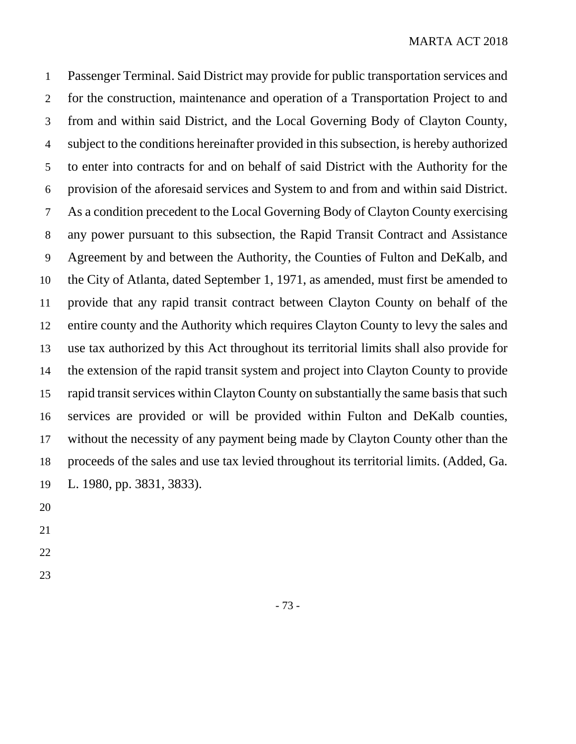Passenger Terminal. Said District may provide for public transportation services and for the construction, maintenance and operation of a Transportation Project to and from and within said District, and the Local Governing Body of Clayton County, subject to the conditions hereinafter provided in this subsection, is hereby authorized to enter into contracts for and on behalf of said District with the Authority for the provision of the aforesaid services and System to and from and within said District. As a condition precedent to the Local Governing Body of Clayton County exercising any power pursuant to this subsection, the Rapid Transit Contract and Assistance Agreement by and between the Authority, the Counties of Fulton and DeKalb, and the City of Atlanta, dated September 1, 1971, as amended, must first be amended to provide that any rapid transit contract between Clayton County on behalf of the entire county and the Authority which requires Clayton County to levy the sales and use tax authorized by this Act throughout its territorial limits shall also provide for the extension of the rapid transit system and project into Clayton County to provide rapid transit services within Clayton County on substantially the same basis that such services are provided or will be provided within Fulton and DeKalb counties, without the necessity of any payment being made by Clayton County other than the proceeds of the sales and use tax levied throughout its territorial limits. (Added, Ga. L. 1980, pp. 3831, 3833).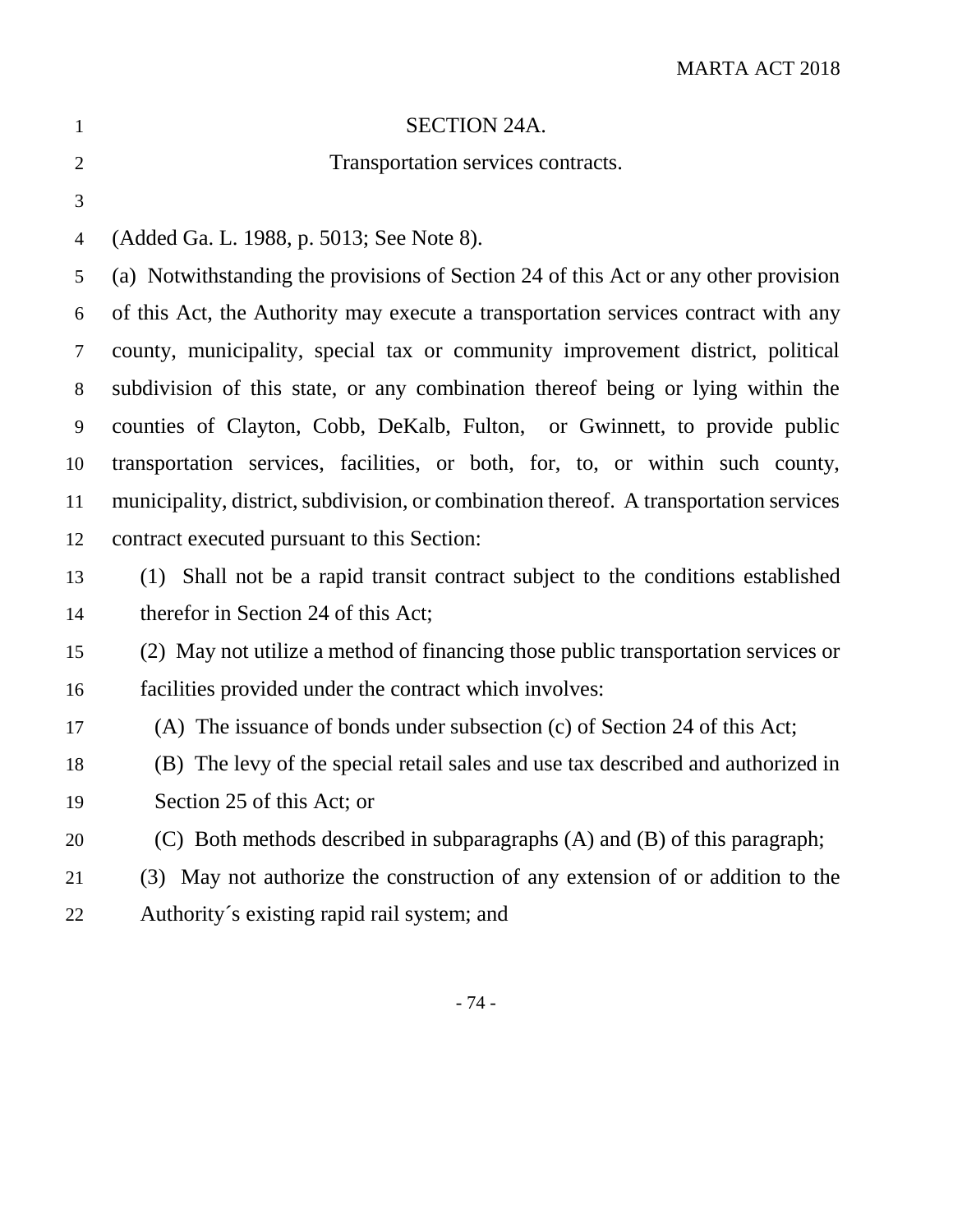# SECTION 24A.

## Transportation services contracts.

(Added Ga. L. 1988, p. 5013; See Note 8).

(a) Notwithstanding the provisions of Section 24 of this Act or any other provision of this Act, the Authority may execute a transportation services contract with any county, municipality, special tax or community improvement district, political subdivision of this state, or any combination thereof being or lying within the counties of Clayton, Cobb, DeKalb, Fulton, or Gwinnett, to provide public transportation services, facilities, or both, for, to, or within such county, municipality, district, subdivision, or combination thereof. A transportation services contract executed pursuant to this Section:

(1) Shall not be a rapid transit contract subject to the conditions established therefor in Section 24 of this Act;

(2) May not utilize a method of financing those public transportation services or facilities provided under the contract which involves:

(A) The issuance of bonds under subsection (c) of Section 24 of this Act;

(B) The levy of the special retail sales and use tax described and authorized in Section 25 of this Act; or

(C) Both methods described in subparagraphs (A) and (B) of this paragraph;

(3) May not authorize the construction of any extension of or addition to the Authority´s existing rapid rail system; and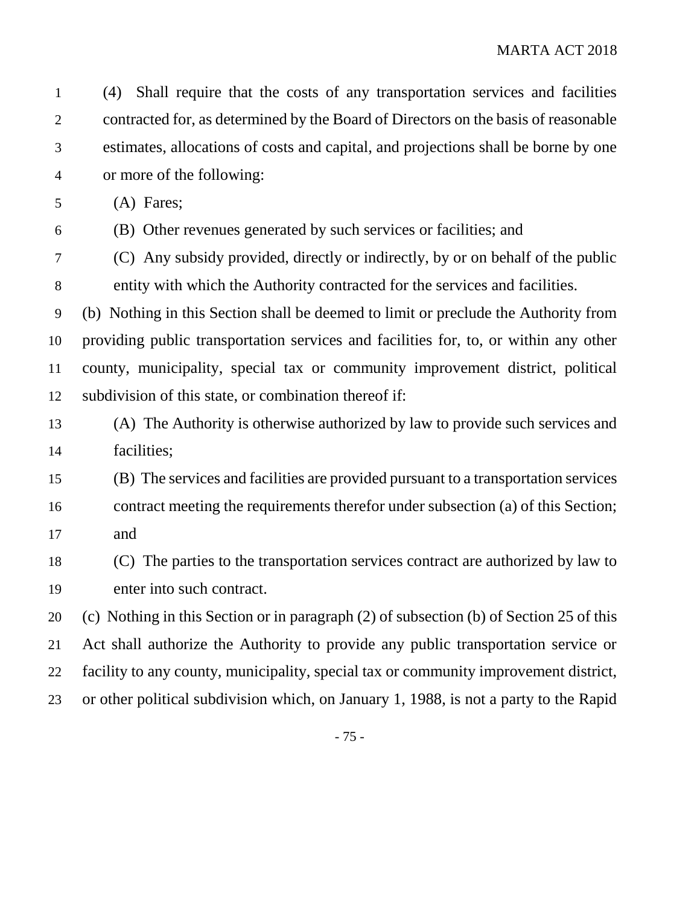(4) Shall require that the costs of any transportation services and facilities contracted for, as determined by the Board of Directors on the basis of reasonable estimates, allocations of costs and capital, and projections shall be borne by one or more of the following:

(A) Fares;

(B) Other revenues generated by such services or facilities; and

(C) Any subsidy provided, directly or indirectly, by or on behalf of the public entity with which the Authority contracted for the services and facilities.

(b) Nothing in this Section shall be deemed to limit or preclude the Authority from providing public transportation services and facilities for, to, or within any other county, municipality, special tax or community improvement district, political subdivision of this state, or combination thereof if:

(A) The Authority is otherwise authorized by law to provide such services and facilities;

(B) The services and facilities are provided pursuant to a transportation services contract meeting the requirements therefor under subsection (a) of this Section; and

(C) The parties to the transportation services contract are authorized by law to enter into such contract.

(c) Nothing in this Section or in paragraph (2) of subsection (b) of Section 25 of this Act shall authorize the Authority to provide any public transportation service or facility to any county, municipality, special tax or community improvement district, or other political subdivision which, on January 1, 1988, is not a party to the Rapid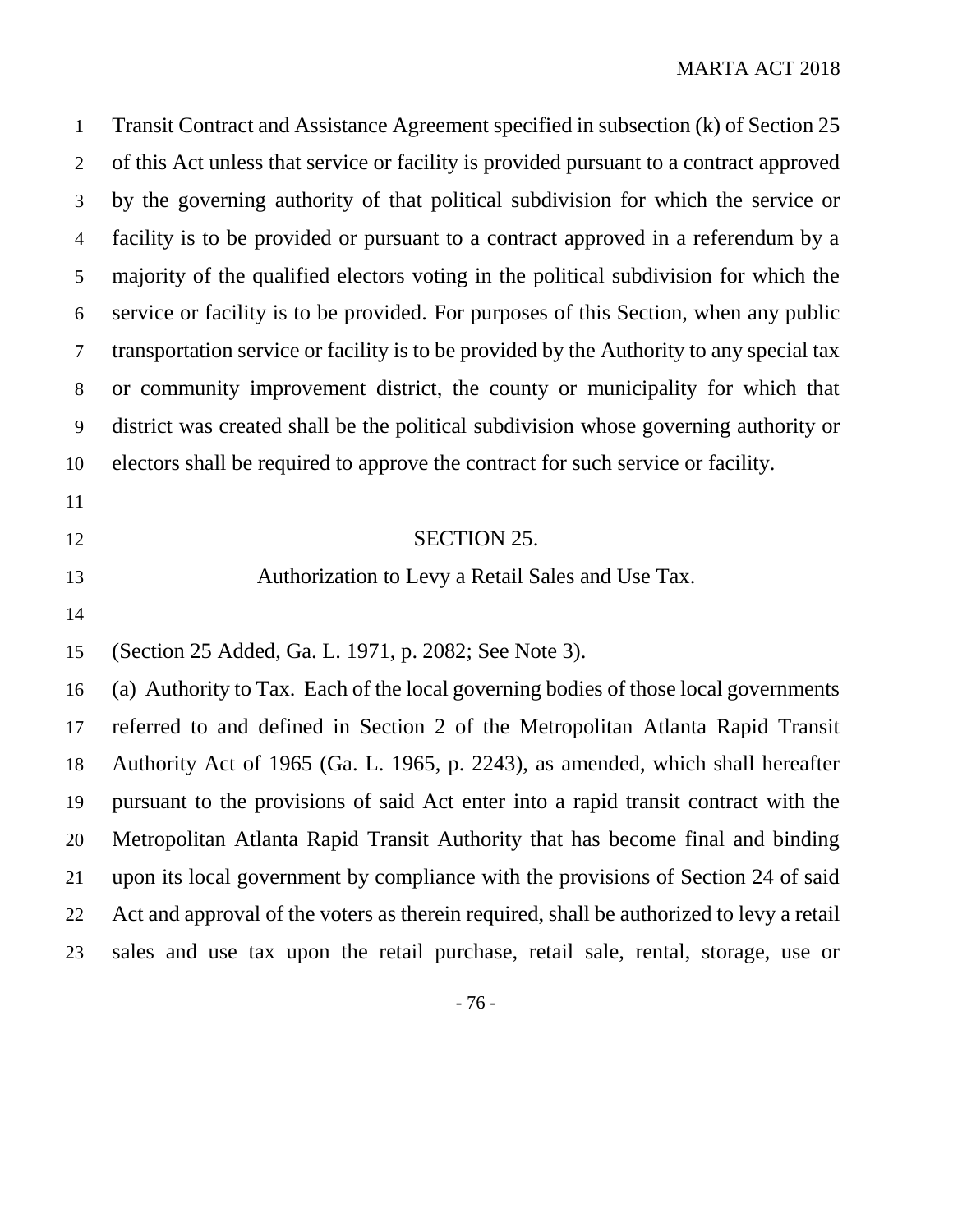Transit Contract and Assistance Agreement specified in subsection (k) of Section 25 of this Act unless that service or facility is provided pursuant to a contract approved by the governing authority of that political subdivision for which the service or facility is to be provided or pursuant to a contract approved in a referendum by a majority of the qualified electors voting in the political subdivision for which the service or facility is to be provided. For purposes of this Section, when any public transportation service or facility is to be provided by the Authority to any special tax or community improvement district, the county or municipality for which that district was created shall be the political subdivision whose governing authority or electors shall be required to approve the contract for such service or facility.

## SECTION 25.

### Authorization to Levy a Retail Sales and Use Tax.

(Section 25 Added, Ga. L. 1971, p. 2082; See Note 3).

(a) Authority to Tax. Each of the local governing bodies of those local governments referred to and defined in Section 2 of the Metropolitan Atlanta Rapid Transit Authority Act of 1965 (Ga. L. 1965, p. 2243), as amended, which shall hereafter pursuant to the provisions of said Act enter into a rapid transit contract with the Metropolitan Atlanta Rapid Transit Authority that has become final and binding upon its local government by compliance with the provisions of Section 24 of said Act and approval of the voters as therein required, shall be authorized to levy a retail sales and use tax upon the retail purchase, retail sale, rental, storage, use or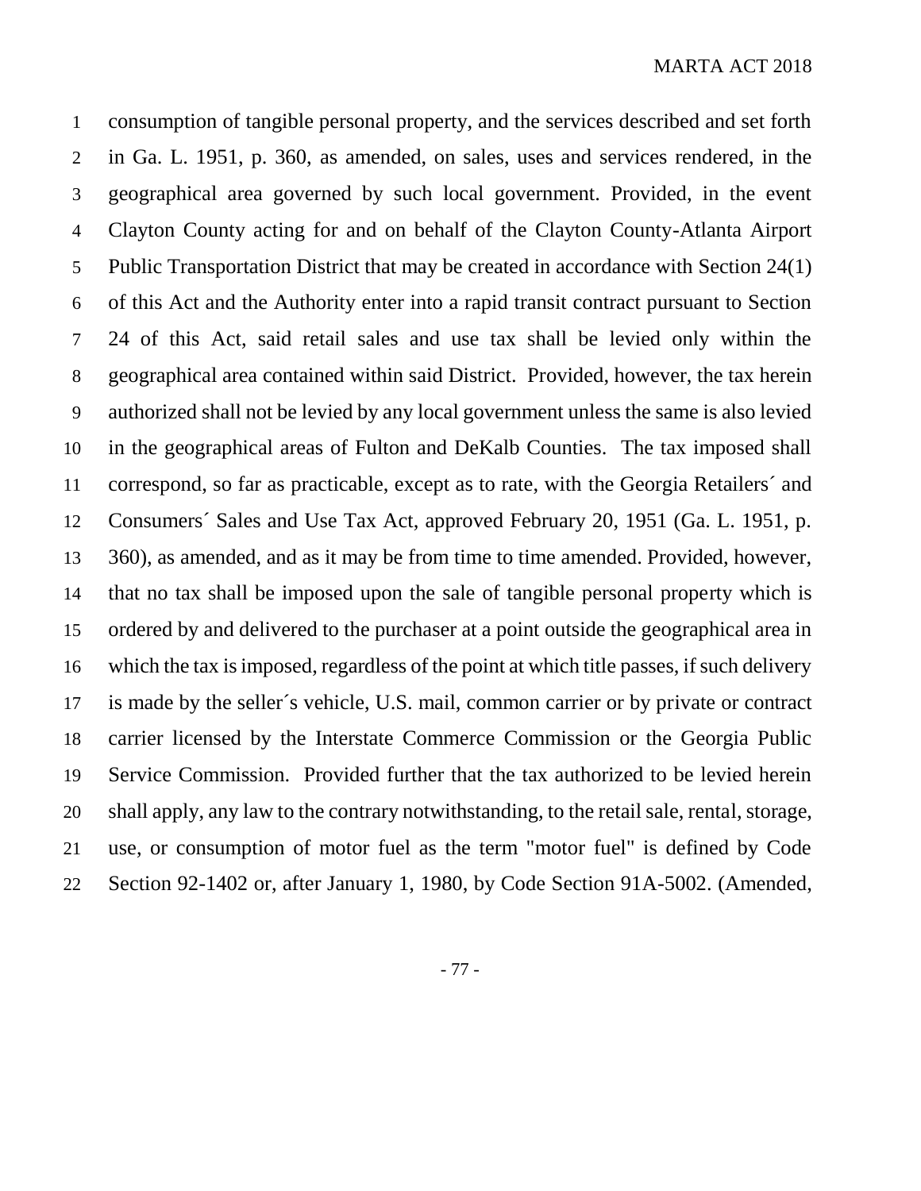consumption of tangible personal property, and the services described and set forth in Ga. L. 1951, p. 360, as amended, on sales, uses and services rendered, in the geographical area governed by such local government. Provided, in the event Clayton County acting for and on behalf of the Clayton County-Atlanta Airport Public Transportation District that may be created in accordance with Section 24(1) of this Act and the Authority enter into a rapid transit contract pursuant to Section 24 of this Act, said retail sales and use tax shall be levied only within the geographical area contained within said District. Provided, however, the tax herein authorized shall not be levied by any local government unless the same is also levied in the geographical areas of Fulton and DeKalb Counties. The tax imposed shall correspond, so far as practicable, except as to rate, with the Georgia Retailers´ and Consumers´ Sales and Use Tax Act, approved February 20, 1951 (Ga. L. 1951, p. 360), as amended, and as it may be from time to time amended. Provided, however, that no tax shall be imposed upon the sale of tangible personal property which is ordered by and delivered to the purchaser at a point outside the geographical area in which the tax is imposed, regardless of the point at which title passes, if such delivery is made by the seller´s vehicle, U.S. mail, common carrier or by private or contract carrier licensed by the Interstate Commerce Commission or the Georgia Public Service Commission. Provided further that the tax authorized to be levied herein shall apply, any law to the contrary notwithstanding, to the retail sale, rental, storage, use, or consumption of motor fuel as the term "motor fuel" is defined by Code Section 92-1402 or, after January 1, 1980, by Code Section 91A-5002. (Amended,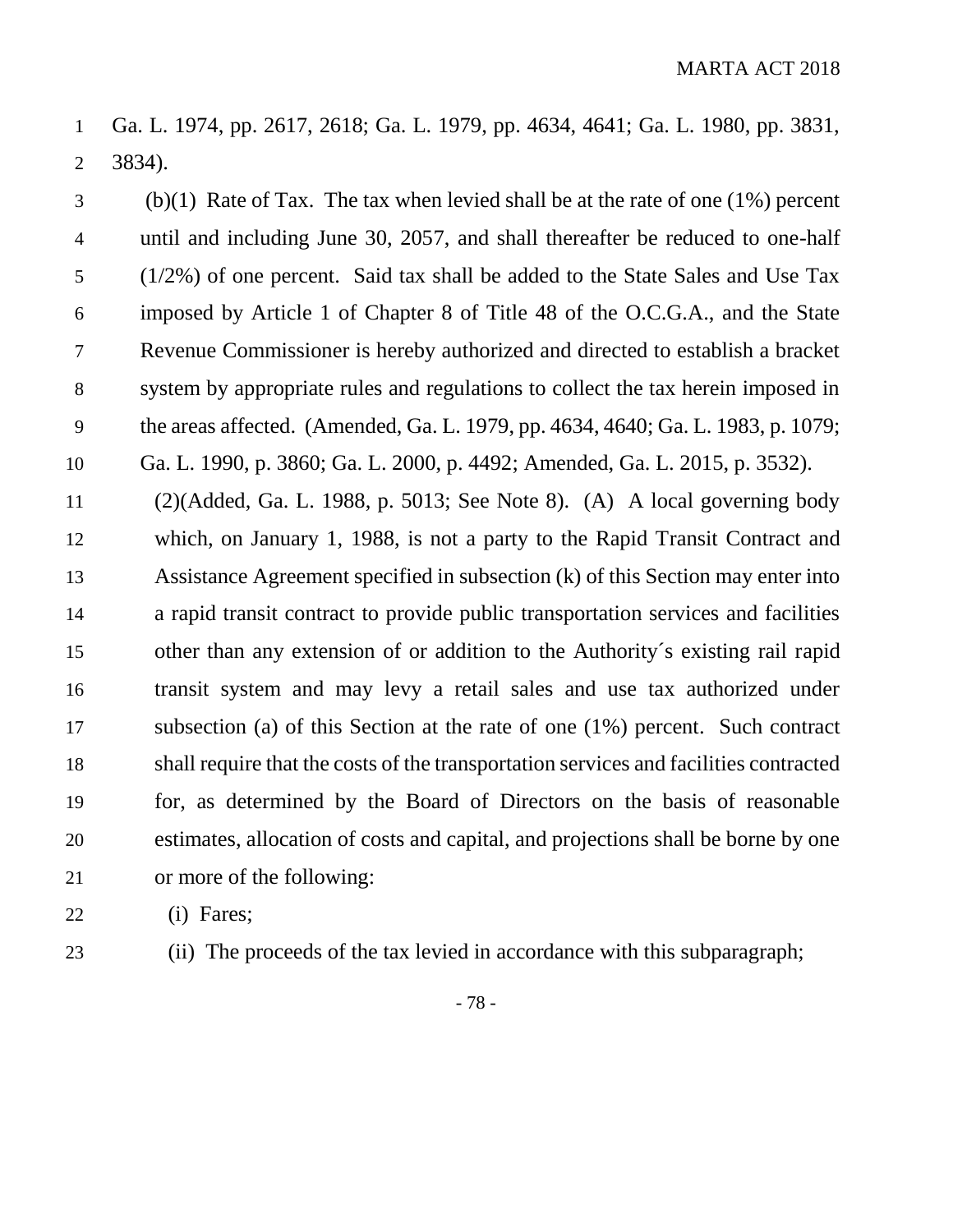Ga. L. 1974, pp. 2617, 2618; Ga. L. 1979, pp. 4634, 4641; Ga. L. 1980, pp. 3831, 3834).

(b)(1) Rate of Tax. The tax when levied shall be at the rate of one (1%) percent until and including June 30, 2057, and shall thereafter be reduced to one-half (1/2%) of one percent. Said tax shall be added to the State Sales and Use Tax imposed by Article 1 of Chapter 8 of Title 48 of the O.C.G.A., and the State Revenue Commissioner is hereby authorized and directed to establish a bracket system by appropriate rules and regulations to collect the tax herein imposed in the areas affected. (Amended, Ga. L. 1979, pp. 4634, 4640; Ga. L. 1983, p. 1079; Ga. L. 1990, p. 3860; Ga. L. 2000, p. 4492; Amended, Ga. L. 2015, p. 3532).

(2)(Added, Ga. L. 1988, p. 5013; See Note 8). (A) A local governing body which, on January 1, 1988, is not a party to the Rapid Transit Contract and Assistance Agreement specified in subsection (k) of this Section may enter into a rapid transit contract to provide public transportation services and facilities other than any extension of or addition to the Authority´s existing rail rapid transit system and may levy a retail sales and use tax authorized under subsection (a) of this Section at the rate of one (1%) percent. Such contract shall require that the costs of the transportation services and facilities contracted for, as determined by the Board of Directors on the basis of reasonable estimates, allocation of costs and capital, and projections shall be borne by one or more of the following:

(i) Fares;

(ii) The proceeds of the tax levied in accordance with this subparagraph;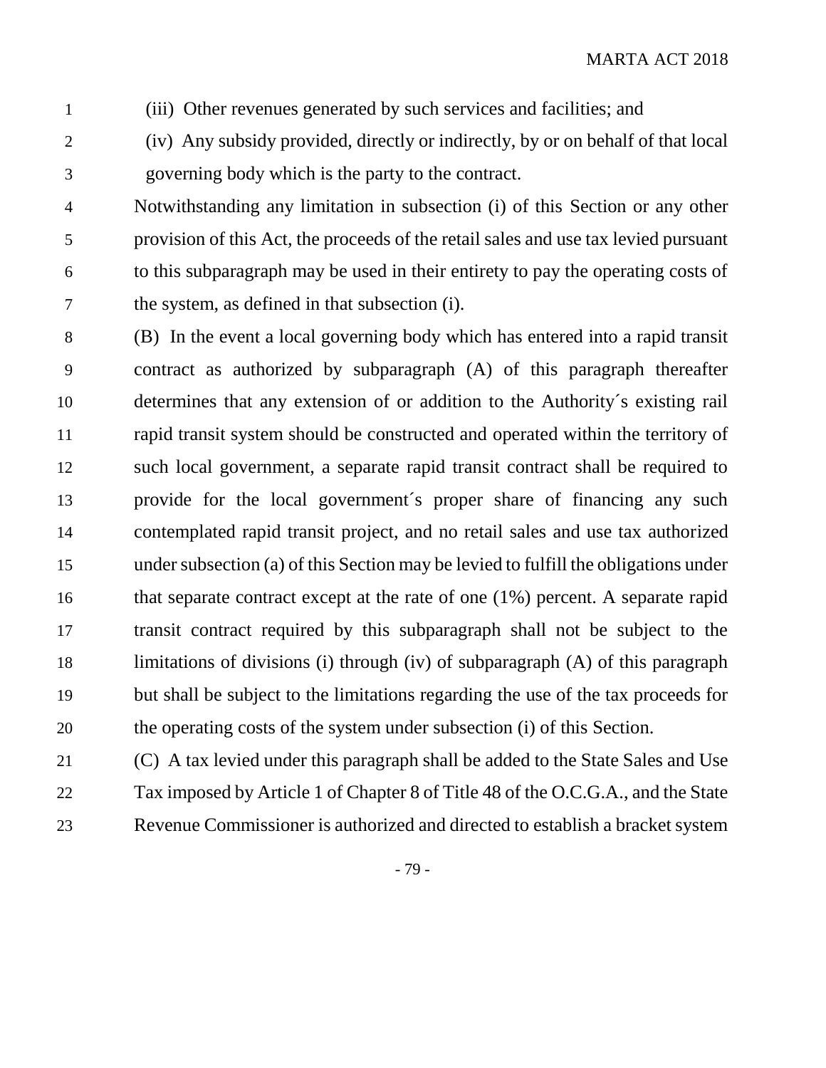(iii) Other revenues generated by such services and facilities; and

(iv) Any subsidy provided, directly or indirectly, by or on behalf of that local governing body which is the party to the contract.

Notwithstanding any limitation in subsection (i) of this Section or any other provision of this Act, the proceeds of the retail sales and use tax levied pursuant to this subparagraph may be used in their entirety to pay the operating costs of the system, as defined in that subsection (i).

(B) In the event a local governing body which has entered into a rapid transit contract as authorized by subparagraph (A) of this paragraph thereafter determines that any extension of or addition to the Authority´s existing rail rapid transit system should be constructed and operated within the territory of such local government, a separate rapid transit contract shall be required to provide for the local government´s proper share of financing any such contemplated rapid transit project, and no retail sales and use tax authorized under subsection (a) of this Section may be levied to fulfill the obligations under that separate contract except at the rate of one (1%) percent. A separate rapid transit contract required by this subparagraph shall not be subject to the limitations of divisions (i) through (iv) of subparagraph (A) of this paragraph but shall be subject to the limitations regarding the use of the tax proceeds for the operating costs of the system under subsection (i) of this Section.

(C) A tax levied under this paragraph shall be added to the State Sales and Use Tax imposed by Article 1 of Chapter 8 of Title 48 of the O.C.G.A., and the State Revenue Commissioner is authorized and directed to establish a bracket system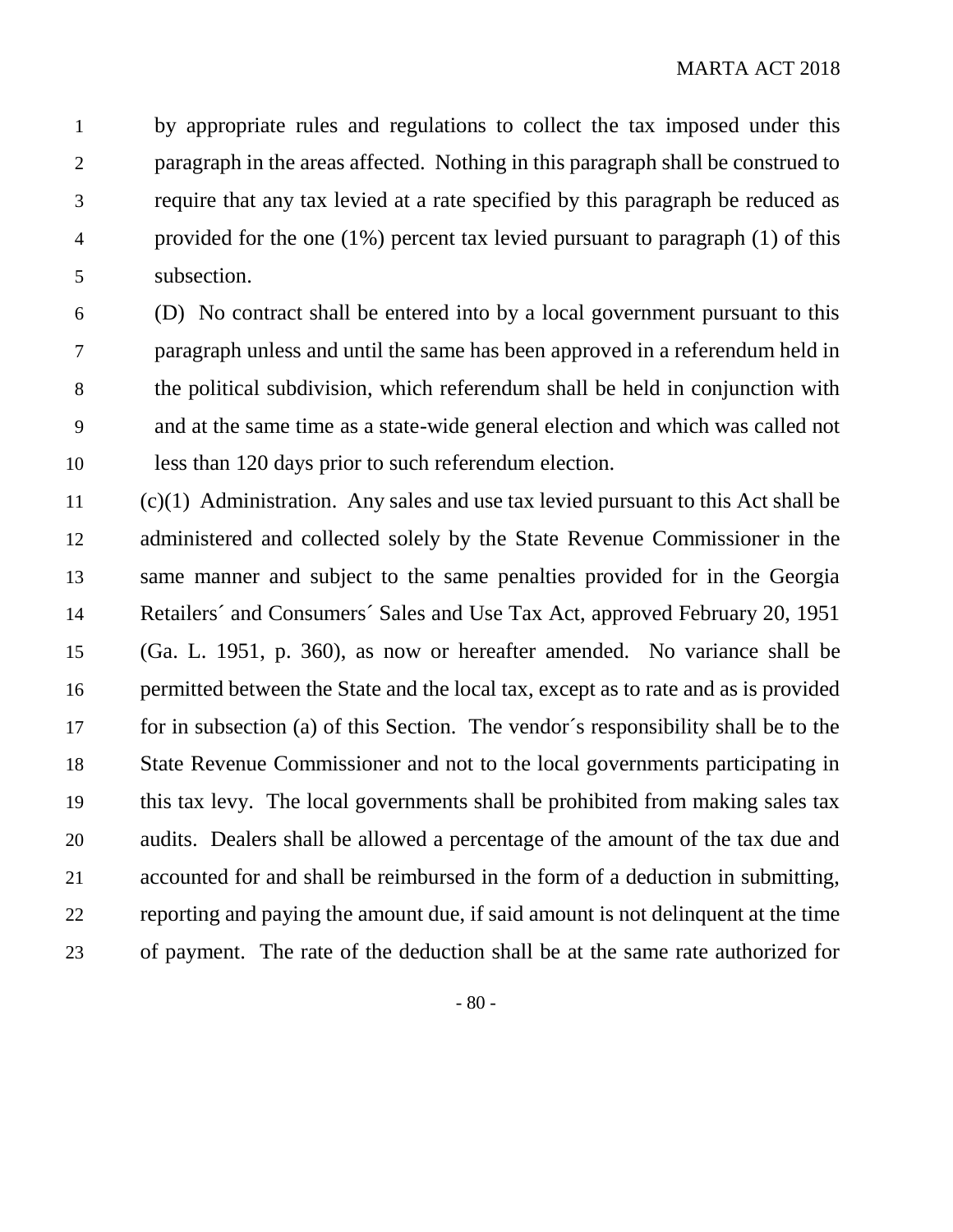by appropriate rules and regulations to collect the tax imposed under this paragraph in the areas affected. Nothing in this paragraph shall be construed to require that any tax levied at a rate specified by this paragraph be reduced as provided for the one (1%) percent tax levied pursuant to paragraph (1) of this subsection.

(D) No contract shall be entered into by a local government pursuant to this paragraph unless and until the same has been approved in a referendum held in the political subdivision, which referendum shall be held in conjunction with and at the same time as a state-wide general election and which was called not less than 120 days prior to such referendum election.

(c)(1) Administration. Any sales and use tax levied pursuant to this Act shall be administered and collected solely by the State Revenue Commissioner in the same manner and subject to the same penalties provided for in the Georgia Retailers´ and Consumers´ Sales and Use Tax Act, approved February 20, 1951 (Ga. L. 1951, p. 360), as now or hereafter amended. No variance shall be permitted between the State and the local tax, except as to rate and as is provided for in subsection (a) of this Section. The vendor´s responsibility shall be to the State Revenue Commissioner and not to the local governments participating in this tax levy. The local governments shall be prohibited from making sales tax audits. Dealers shall be allowed a percentage of the amount of the tax due and accounted for and shall be reimbursed in the form of a deduction in submitting, reporting and paying the amount due, if said amount is not delinquent at the time of payment. The rate of the deduction shall be at the same rate authorized for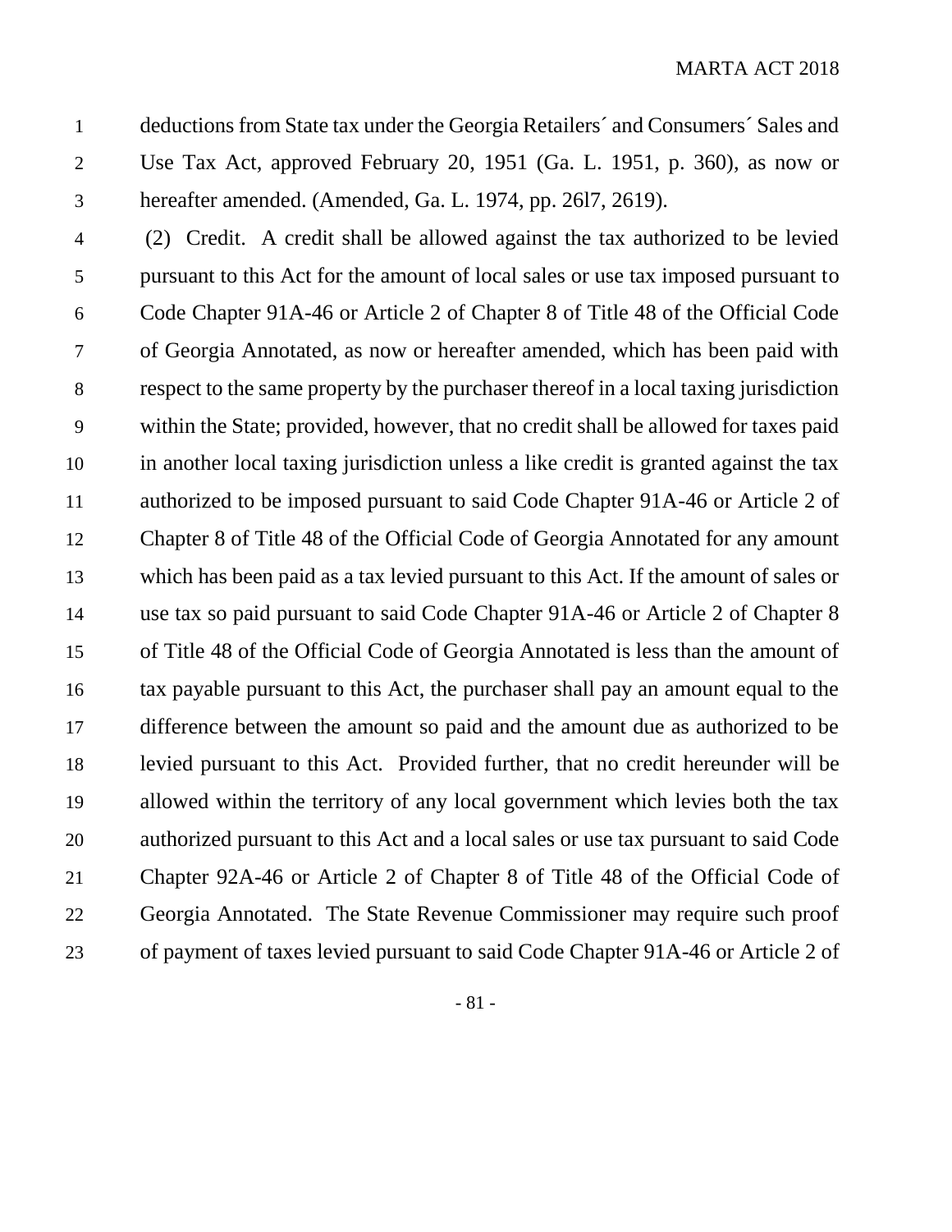deductions from State tax under the Georgia Retailers´ and Consumers´ Sales and Use Tax Act, approved February 20, 1951 (Ga. L. 1951, p. 360), as now or hereafter amended. (Amended, Ga. L. 1974, pp. 26l7, 2619).

(2) Credit. A credit shall be allowed against the tax authorized to be levied pursuant to this Act for the amount of local sales or use tax imposed pursuant to Code Chapter 91A-46 or Article 2 of Chapter 8 of Title 48 of the Official Code of Georgia Annotated, as now or hereafter amended, which has been paid with respect to the same property by the purchaser thereof in a local taxing jurisdiction within the State; provided, however, that no credit shall be allowed for taxes paid in another local taxing jurisdiction unless a like credit is granted against the tax authorized to be imposed pursuant to said Code Chapter 91A-46 or Article 2 of Chapter 8 of Title 48 of the Official Code of Georgia Annotated for any amount which has been paid as a tax levied pursuant to this Act. If the amount of sales or use tax so paid pursuant to said Code Chapter 91A-46 or Article 2 of Chapter 8 of Title 48 of the Official Code of Georgia Annotated is less than the amount of tax payable pursuant to this Act, the purchaser shall pay an amount equal to the difference between the amount so paid and the amount due as authorized to be levied pursuant to this Act. Provided further, that no credit hereunder will be allowed within the territory of any local government which levies both the tax authorized pursuant to this Act and a local sales or use tax pursuant to said Code Chapter 92A-46 or Article 2 of Chapter 8 of Title 48 of the Official Code of Georgia Annotated. The State Revenue Commissioner may require such proof of payment of taxes levied pursuant to said Code Chapter 91A-46 or Article 2 of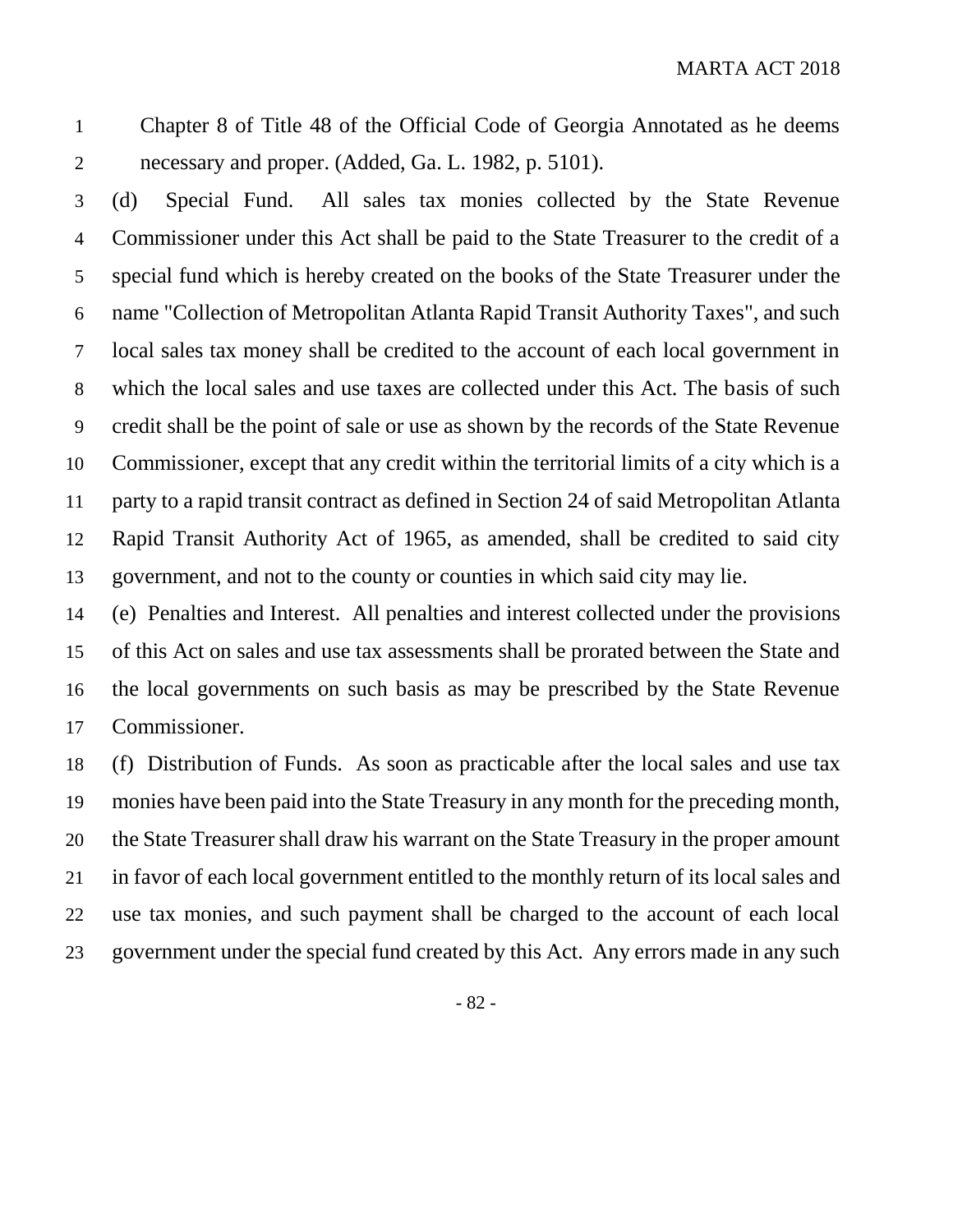Chapter 8 of Title 48 of the Official Code of Georgia Annotated as he deems necessary and proper. (Added, Ga. L. 1982, p. 5101).

(d) Special Fund. All sales tax monies collected by the State Revenue Commissioner under this Act shall be paid to the State Treasurer to the credit of a special fund which is hereby created on the books of the State Treasurer under the name "Collection of Metropolitan Atlanta Rapid Transit Authority Taxes", and such local sales tax money shall be credited to the account of each local government in which the local sales and use taxes are collected under this Act. The basis of such credit shall be the point of sale or use as shown by the records of the State Revenue Commissioner, except that any credit within the territorial limits of a city which is a party to a rapid transit contract as defined in Section 24 of said Metropolitan Atlanta Rapid Transit Authority Act of 1965, as amended, shall be credited to said city government, and not to the county or counties in which said city may lie.

(e) Penalties and Interest. All penalties and interest collected under the provisions of this Act on sales and use tax assessments shall be prorated between the State and the local governments on such basis as may be prescribed by the State Revenue Commissioner.

(f) Distribution of Funds. As soon as practicable after the local sales and use tax monies have been paid into the State Treasury in any month for the preceding month, the State Treasurer shall draw his warrant on the State Treasury in the proper amount in favor of each local government entitled to the monthly return of its local sales and use tax monies, and such payment shall be charged to the account of each local government under the special fund created by this Act. Any errors made in any such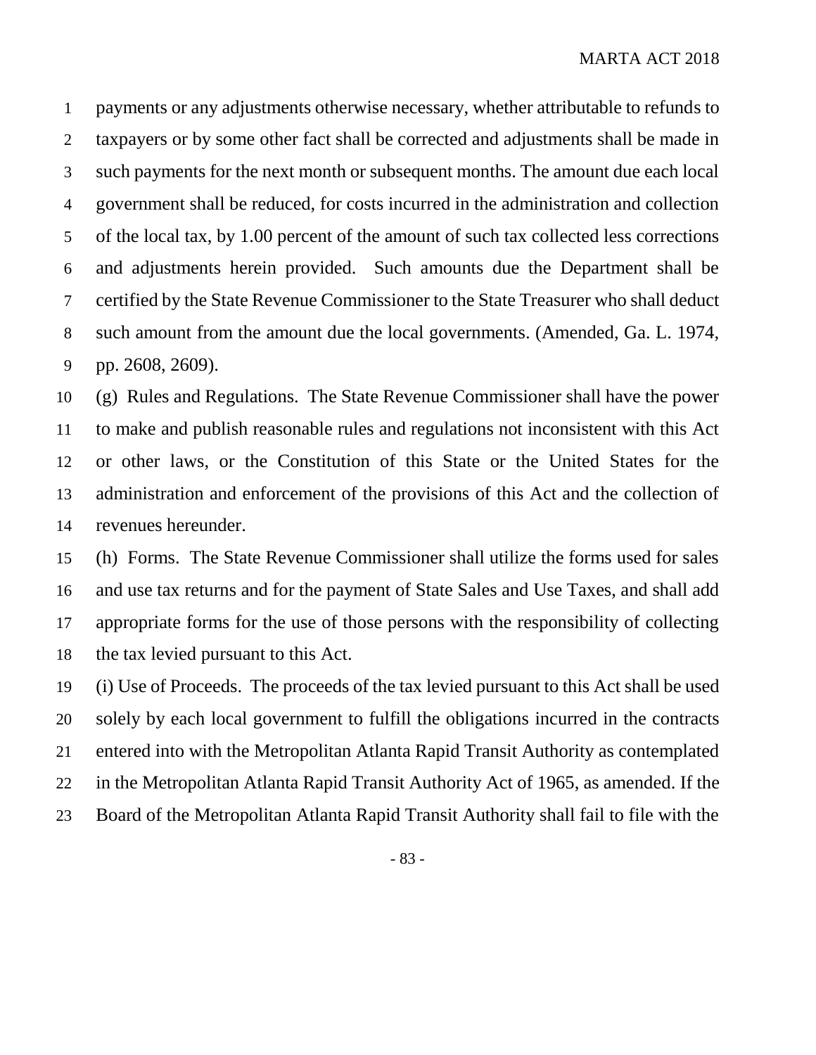payments or any adjustments otherwise necessary, whether attributable to refunds to taxpayers or by some other fact shall be corrected and adjustments shall be made in such payments for the next month or subsequent months. The amount due each local government shall be reduced, for costs incurred in the administration and collection of the local tax, by 1.00 percent of the amount of such tax collected less corrections and adjustments herein provided. Such amounts due the Department shall be certified by the State Revenue Commissioner to the State Treasurer who shall deduct such amount from the amount due the local governments. (Amended, Ga. L. 1974, pp. 2608, 2609).

(g) Rules and Regulations. The State Revenue Commissioner shall have the power to make and publish reasonable rules and regulations not inconsistent with this Act or other laws, or the Constitution of this State or the United States for the administration and enforcement of the provisions of this Act and the collection of revenues hereunder.

(h) Forms. The State Revenue Commissioner shall utilize the forms used for sales and use tax returns and for the payment of State Sales and Use Taxes, and shall add appropriate forms for the use of those persons with the responsibility of collecting the tax levied pursuant to this Act.

(i) Use of Proceeds. The proceeds of the tax levied pursuant to this Act shall be used solely by each local government to fulfill the obligations incurred in the contracts entered into with the Metropolitan Atlanta Rapid Transit Authority as contemplated in the Metropolitan Atlanta Rapid Transit Authority Act of 1965, as amended. If the Board of the Metropolitan Atlanta Rapid Transit Authority shall fail to file with the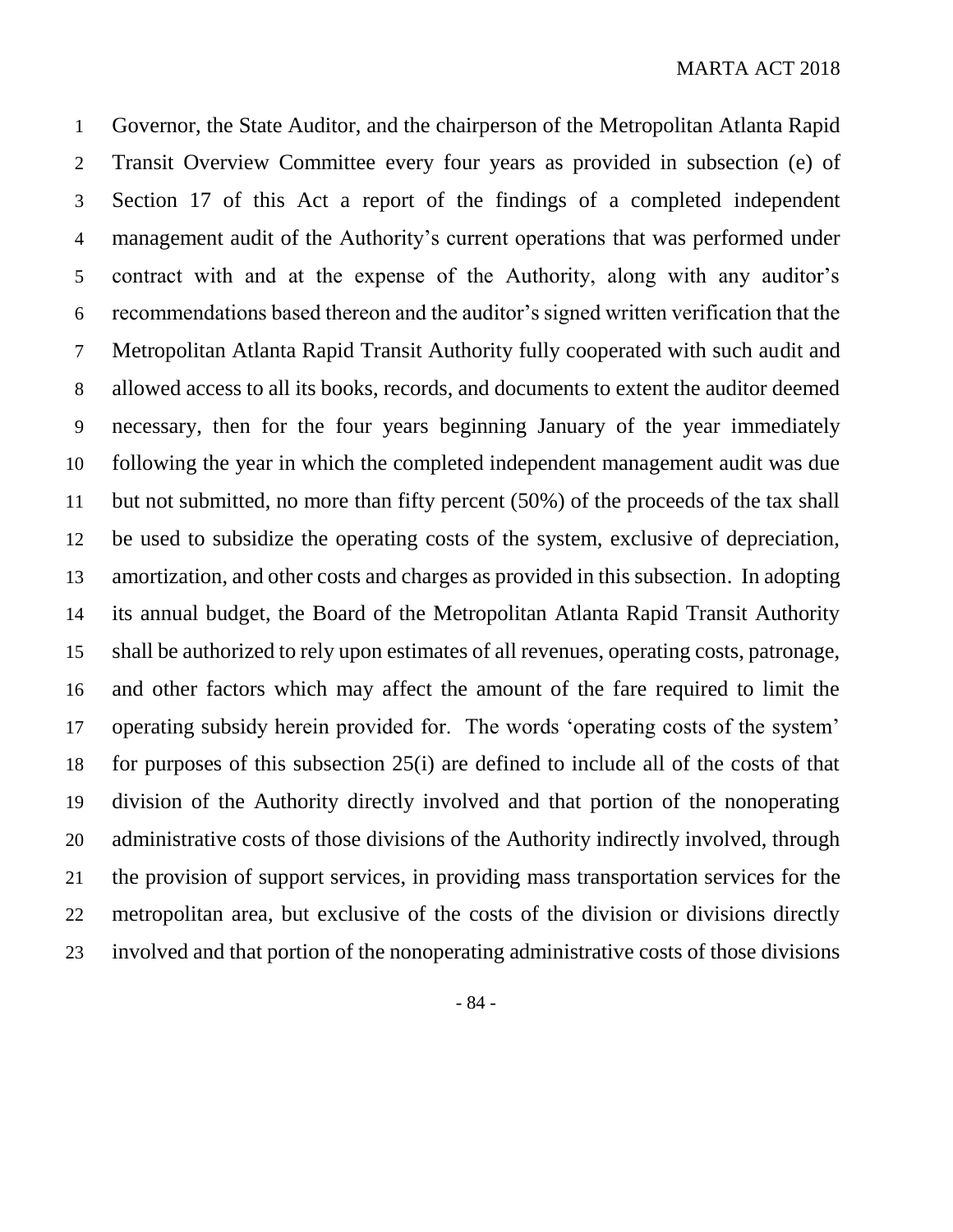Governor, the State Auditor, and the chairperson of the Metropolitan Atlanta Rapid Transit Overview Committee every four years as provided in subsection (e) of Section 17 of this Act a report of the findings of a completed independent management audit of the Authority's current operations that was performed under contract with and at the expense of the Authority, along with any auditor's recommendations based thereon and the auditor's signed written verification that the Metropolitan Atlanta Rapid Transit Authority fully cooperated with such audit and allowed access to all its books, records, and documents to extent the auditor deemed necessary, then for the four years beginning January of the year immediately following the year in which the completed independent management audit was due but not submitted, no more than fifty percent (50%) of the proceeds of the tax shall be used to subsidize the operating costs of the system, exclusive of depreciation, amortization, and other costs and charges as provided in this subsection. In adopting its annual budget, the Board of the Metropolitan Atlanta Rapid Transit Authority shall be authorized to rely upon estimates of all revenues, operating costs, patronage, and other factors which may affect the amount of the fare required to limit the operating subsidy herein provided for. The words 'operating costs of the system' for purposes of this subsection 25(i) are defined to include all of the costs of that division of the Authority directly involved and that portion of the nonoperating administrative costs of those divisions of the Authority indirectly involved, through the provision of support services, in providing mass transportation services for the metropolitan area, but exclusive of the costs of the division or divisions directly involved and that portion of the nonoperating administrative costs of those divisions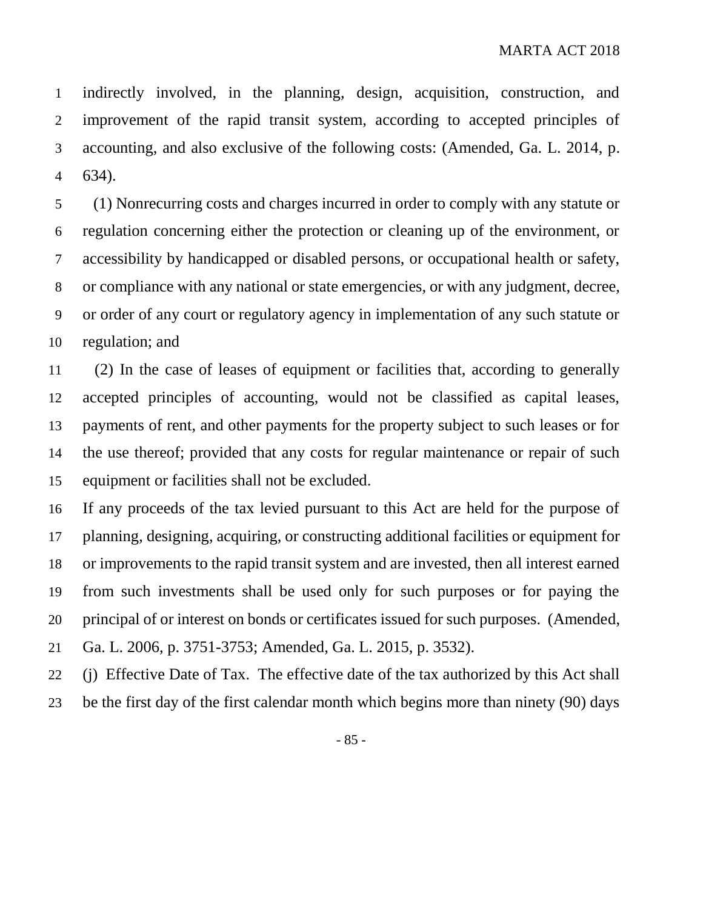indirectly involved, in the planning, design, acquisition, construction, and improvement of the rapid transit system, according to accepted principles of accounting, and also exclusive of the following costs: (Amended, Ga. L. 2014, p. 634).

(1) Nonrecurring costs and charges incurred in order to comply with any statute or regulation concerning either the protection or cleaning up of the environment, or accessibility by handicapped or disabled persons, or occupational health or safety, or compliance with any national or state emergencies, or with any judgment, decree, or order of any court or regulatory agency in implementation of any such statute or regulation; and

(2) In the case of leases of equipment or facilities that, according to generally accepted principles of accounting, would not be classified as capital leases, payments of rent, and other payments for the property subject to such leases or for the use thereof; provided that any costs for regular maintenance or repair of such equipment or facilities shall not be excluded.

If any proceeds of the tax levied pursuant to this Act are held for the purpose of planning, designing, acquiring, or constructing additional facilities or equipment for or improvements to the rapid transit system and are invested, then all interest earned from such investments shall be used only for such purposes or for paying the principal of or interest on bonds or certificates issued for such purposes. (Amended, Ga. L. 2006, p. 3751-3753; Amended, Ga. L. 2015, p. 3532).

(j) Effective Date of Tax. The effective date of the tax authorized by this Act shall be the first day of the first calendar month which begins more than ninety (90) days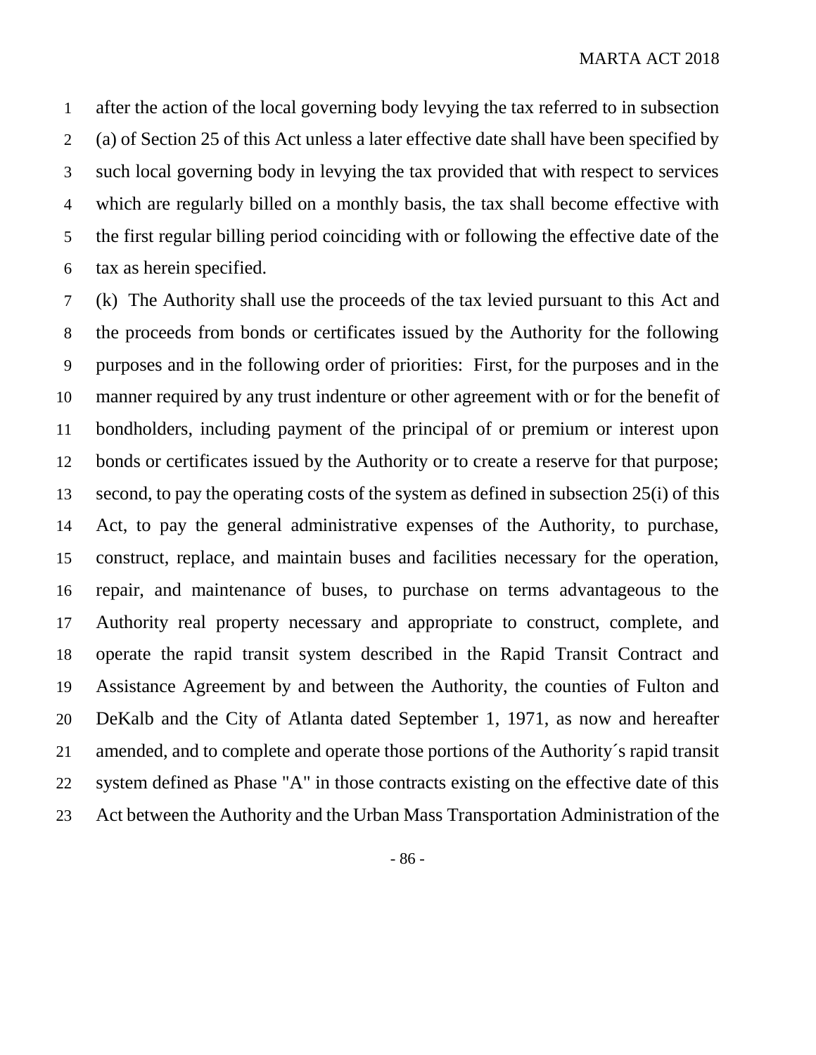after the action of the local governing body levying the tax referred to in subsection (a) of Section 25 of this Act unless a later effective date shall have been specified by such local governing body in levying the tax provided that with respect to services which are regularly billed on a monthly basis, the tax shall become effective with the first regular billing period coinciding with or following the effective date of the tax as herein specified.

(k) The Authority shall use the proceeds of the tax levied pursuant to this Act and the proceeds from bonds or certificates issued by the Authority for the following purposes and in the following order of priorities: First, for the purposes and in the manner required by any trust indenture or other agreement with or for the benefit of bondholders, including payment of the principal of or premium or interest upon bonds or certificates issued by the Authority or to create a reserve for that purpose; second, to pay the operating costs of the system as defined in subsection 25(i) of this Act, to pay the general administrative expenses of the Authority, to purchase, construct, replace, and maintain buses and facilities necessary for the operation, repair, and maintenance of buses, to purchase on terms advantageous to the Authority real property necessary and appropriate to construct, complete, and operate the rapid transit system described in the Rapid Transit Contract and Assistance Agreement by and between the Authority, the counties of Fulton and DeKalb and the City of Atlanta dated September 1, 1971, as now and hereafter amended, and to complete and operate those portions of the Authority´s rapid transit system defined as Phase "A" in those contracts existing on the effective date of this Act between the Authority and the Urban Mass Transportation Administration of the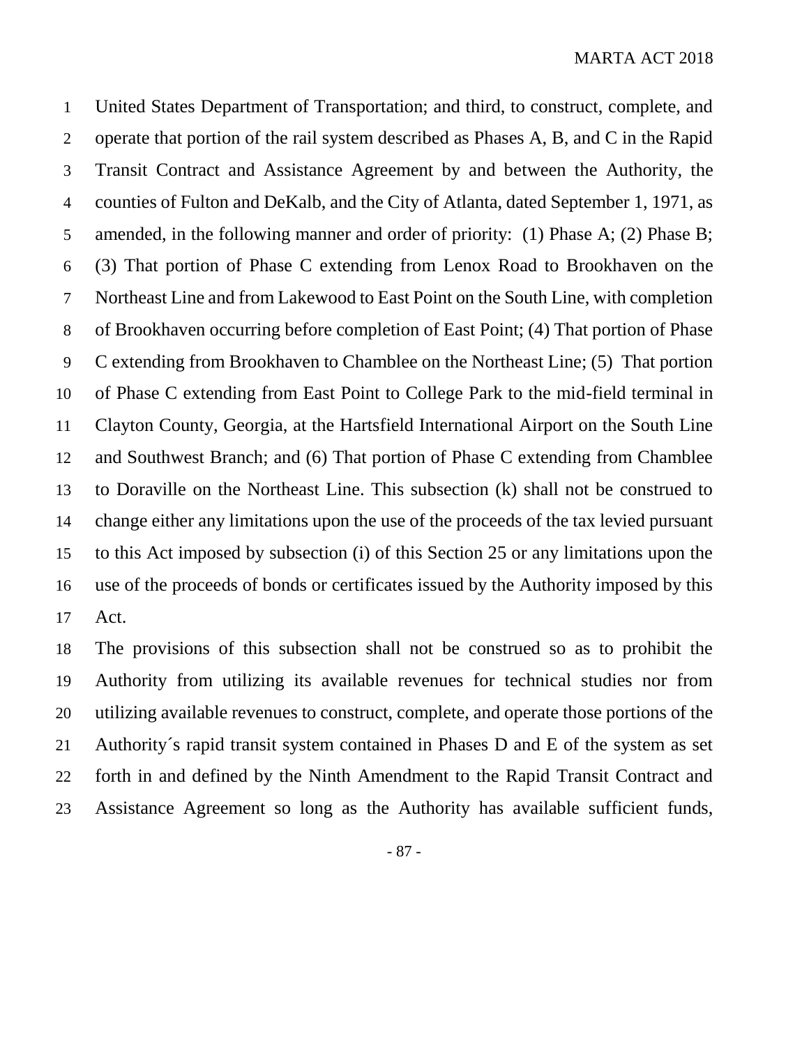United States Department of Transportation; and third, to construct, complete, and operate that portion of the rail system described as Phases A, B, and C in the Rapid Transit Contract and Assistance Agreement by and between the Authority, the counties of Fulton and DeKalb, and the City of Atlanta, dated September 1, 1971, as amended, in the following manner and order of priority: (1) Phase A; (2) Phase B; (3) That portion of Phase C extending from Lenox Road to Brookhaven on the Northeast Line and from Lakewood to East Point on the South Line, with completion of Brookhaven occurring before completion of East Point; (4) That portion of Phase C extending from Brookhaven to Chamblee on the Northeast Line; (5) That portion of Phase C extending from East Point to College Park to the mid-field terminal in Clayton County, Georgia, at the Hartsfield International Airport on the South Line and Southwest Branch; and (6) That portion of Phase C extending from Chamblee to Doraville on the Northeast Line. This subsection (k) shall not be construed to change either any limitations upon the use of the proceeds of the tax levied pursuant to this Act imposed by subsection (i) of this Section 25 or any limitations upon the use of the proceeds of bonds or certificates issued by the Authority imposed by this Act.

The provisions of this subsection shall not be construed so as to prohibit the Authority from utilizing its available revenues for technical studies nor from utilizing available revenues to construct, complete, and operate those portions of the Authority´s rapid transit system contained in Phases D and E of the system as set forth in and defined by the Ninth Amendment to the Rapid Transit Contract and Assistance Agreement so long as the Authority has available sufficient funds,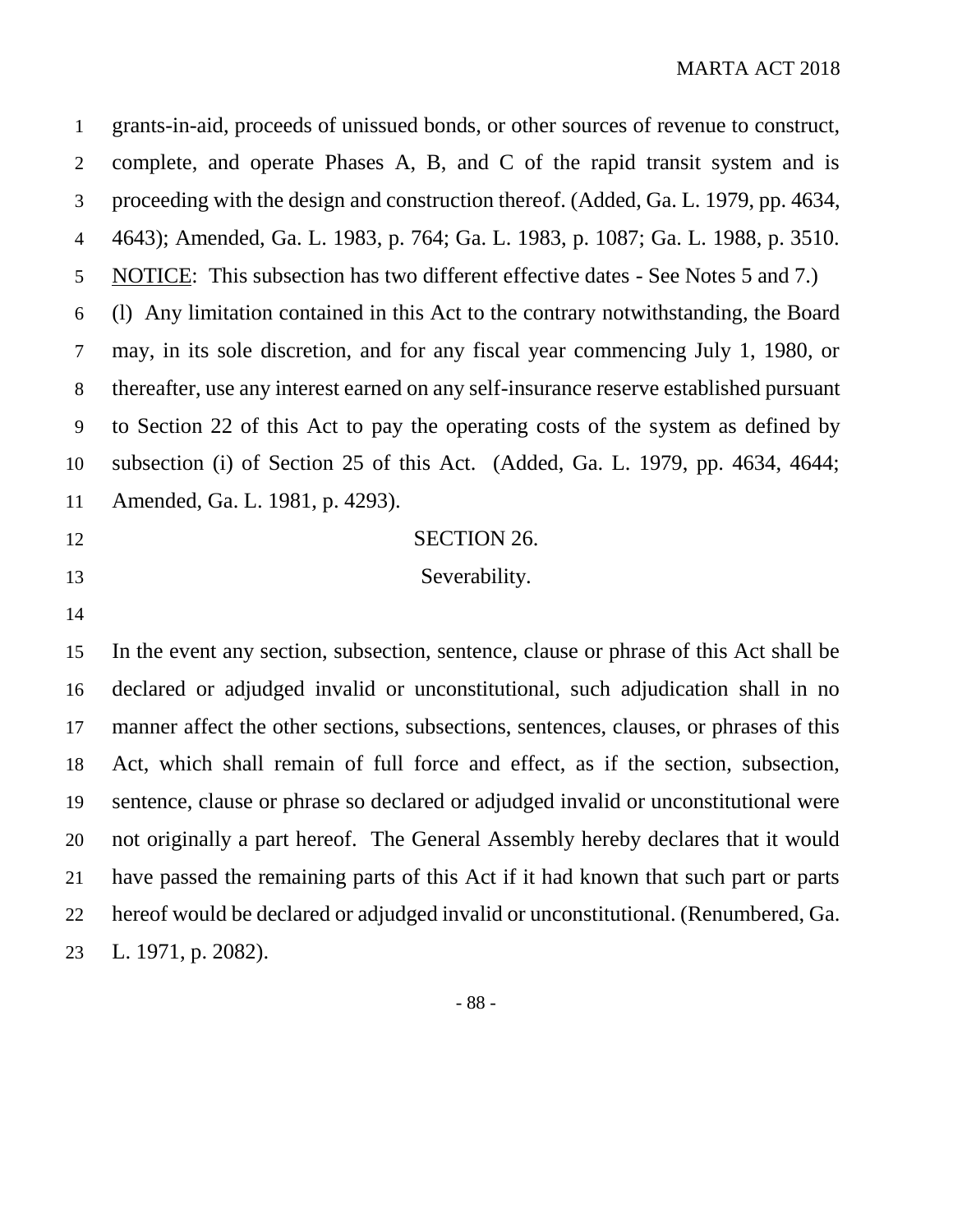grants-in-aid, proceeds of unissued bonds, or other sources of revenue to construct, complete, and operate Phases A, B, and C of the rapid transit system and is proceeding with the design and construction thereof. (Added, Ga. L. 1979, pp. 4634, 4643); Amended, Ga. L. 1983, p. 764; Ga. L. 1983, p. 1087; Ga. L. 1988, p. 3510. NOTICE: This subsection has two different effective dates - See Notes 5 and 7.)

(l) Any limitation contained in this Act to the contrary notwithstanding, the Board may, in its sole discretion, and for any fiscal year commencing July 1, 1980, or thereafter, use any interest earned on any self-insurance reserve established pursuant to Section 22 of this Act to pay the operating costs of the system as defined by subsection (i) of Section 25 of this Act. (Added, Ga. L. 1979, pp. 4634, 4644; Amended, Ga. L. 1981, p. 4293).

## SECTION 26.

### Severability.

In the event any section, subsection, sentence, clause or phrase of this Act shall be declared or adjudged invalid or unconstitutional, such adjudication shall in no manner affect the other sections, subsections, sentences, clauses, or phrases of this Act, which shall remain of full force and effect, as if the section, subsection, sentence, clause or phrase so declared or adjudged invalid or unconstitutional were not originally a part hereof. The General Assembly hereby declares that it would have passed the remaining parts of this Act if it had known that such part or parts hereof would be declared or adjudged invalid or unconstitutional. (Renumbered, Ga. L. 1971, p. 2082).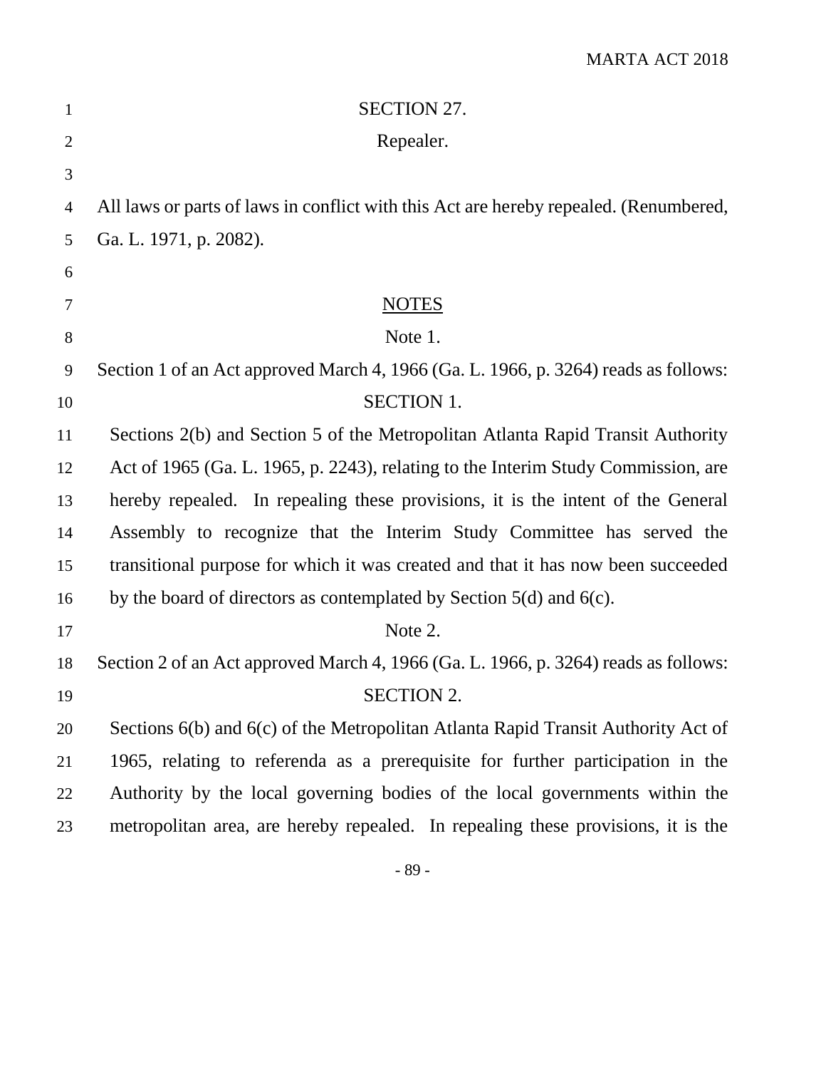## SECTION 27.

## Repealer.

All laws or parts of laws in conflict with this Act are hereby repealed. (Renumbered, Ga. L. 1971, p. 2082).

## NOTES

### Note 1.

Section 1 of an Act approved March 4, 1966 (Ga. L. 1966, p. 3264) reads as follows:

SECTION 1.

Sections 2(b) and Section 5 of the Metropolitan Atlanta Rapid Transit Authority Act of 1965 (Ga. L. 1965, p. 2243), relating to the Interim Study Commission, are hereby repealed. In repealing these provisions, it is the intent of the General Assembly to recognize that the Interim Study Committee has served the transitional purpose for which it was created and that it has now been succeeded by the board of directors as contemplated by Section 5(d) and 6(c).

### Note 2.

Section 2 of an Act approved March 4, 1966 (Ga. L. 1966, p. 3264) reads as follows:

SECTION 2.

Sections 6(b) and 6(c) of the Metropolitan Atlanta Rapid Transit Authority Act of 1965, relating to referenda as a prerequisite for further participation in the Authority by the local governing bodies of the local governments within the metropolitan area, are hereby repealed. In repealing these provisions, it is the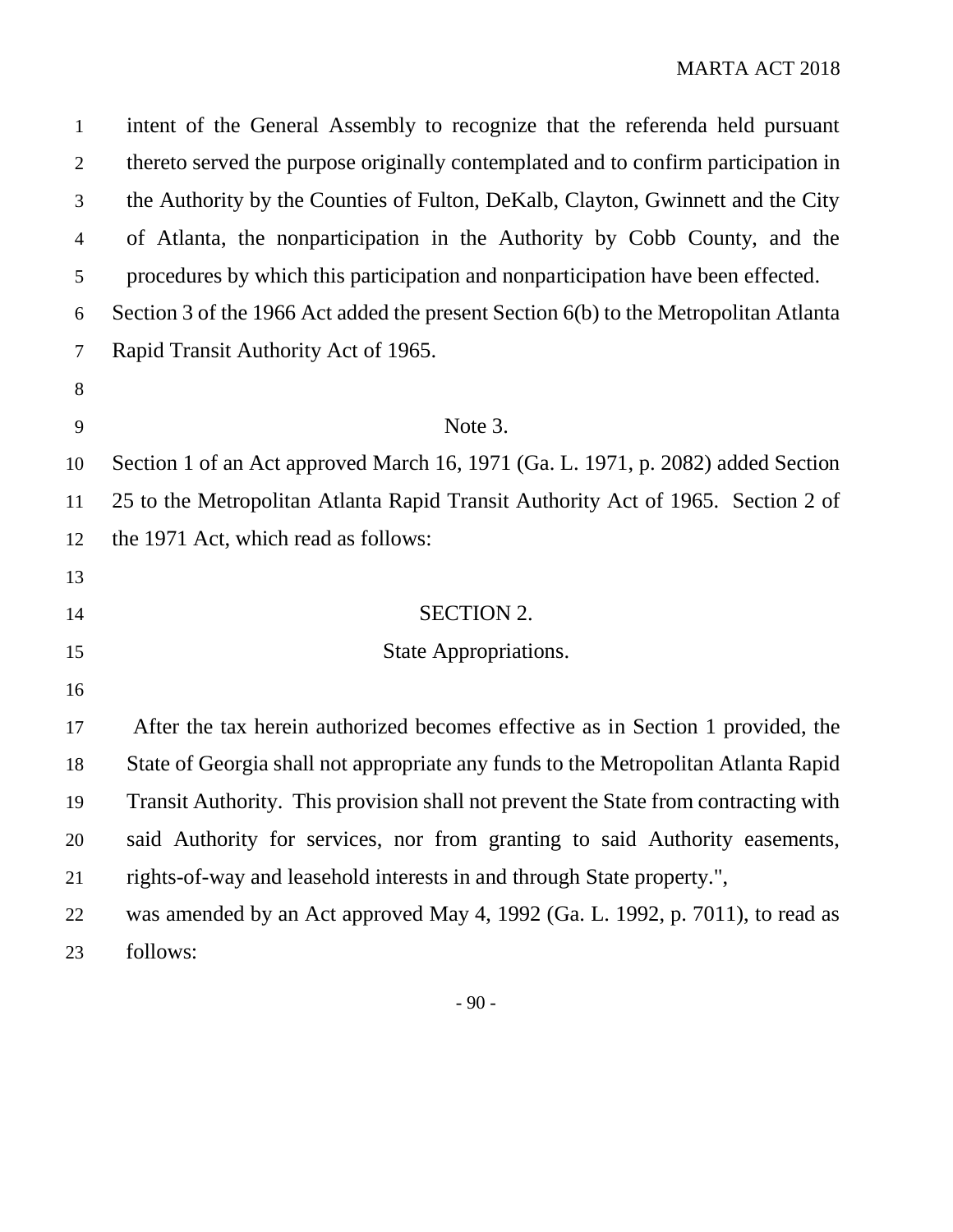intent of the General Assembly to recognize that the referenda held pursuant thereto served the purpose originally contemplated and to confirm participation in the Authority by the Counties of Fulton, DeKalb, Clayton, Gwinnett and the City of Atlanta, the nonparticipation in the Authority by Cobb County, and the procedures by which this participation and nonparticipation have been effected.

Section 3 of the 1966 Act added the present Section 6(b) to the Metropolitan Atlanta Rapid Transit Authority Act of 1965.

Note 3.

Section 1 of an Act approved March 16, 1971 (Ga. L. 1971, p. 2082) added Section 25 to the Metropolitan Atlanta Rapid Transit Authority Act of 1965. Section 2 of the 1971 Act, which read as follows:

SECTION 2.
State Appropriations.

After the tax herein authorized becomes effective as in Section 1 provided, the State of Georgia shall not appropriate any funds to the Metropolitan Atlanta Rapid Transit Authority. This provision shall not prevent the State from contracting with said Authority for services, nor from granting to said Authority easements, rights-of-way and leasehold interests in and through State property.",

was amended by an Act approved May 4, 1992 (Ga. L. 1992, p. 7011), to read as follows: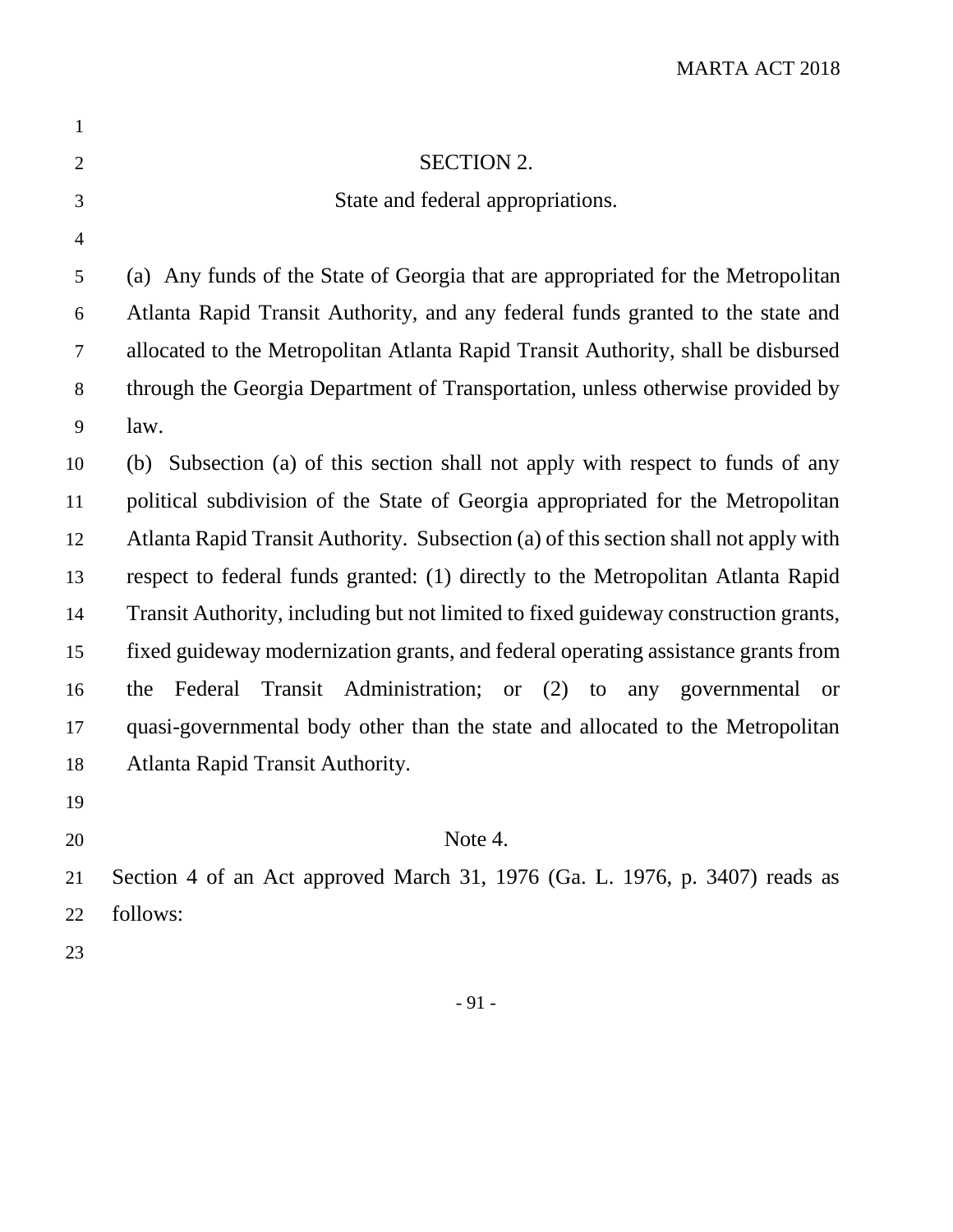## SECTION 2.

### State and federal appropriations.

(a) Any funds of the State of Georgia that are appropriated for the Metropolitan Atlanta Rapid Transit Authority, and any federal funds granted to the state and allocated to the Metropolitan Atlanta Rapid Transit Authority, shall be disbursed through the Georgia Department of Transportation, unless otherwise provided by law.

(b) Subsection (a) of this section shall not apply with respect to funds of any political subdivision of the State of Georgia appropriated for the Metropolitan Atlanta Rapid Transit Authority. Subsection (a) of this section shall not apply with respect to federal funds granted: (1) directly to the Metropolitan Atlanta Rapid Transit Authority, including but not limited to fixed guideway construction grants, fixed guideway modernization grants, and federal operating assistance grants from the Federal Transit Administration; or (2) to any governmental or quasi-governmental body other than the state and allocated to the Metropolitan Atlanta Rapid Transit Authority.

## Note 4.

Section 4 of an Act approved March 31, 1976 (Ga. L. 1976, p. 3407) reads as follows: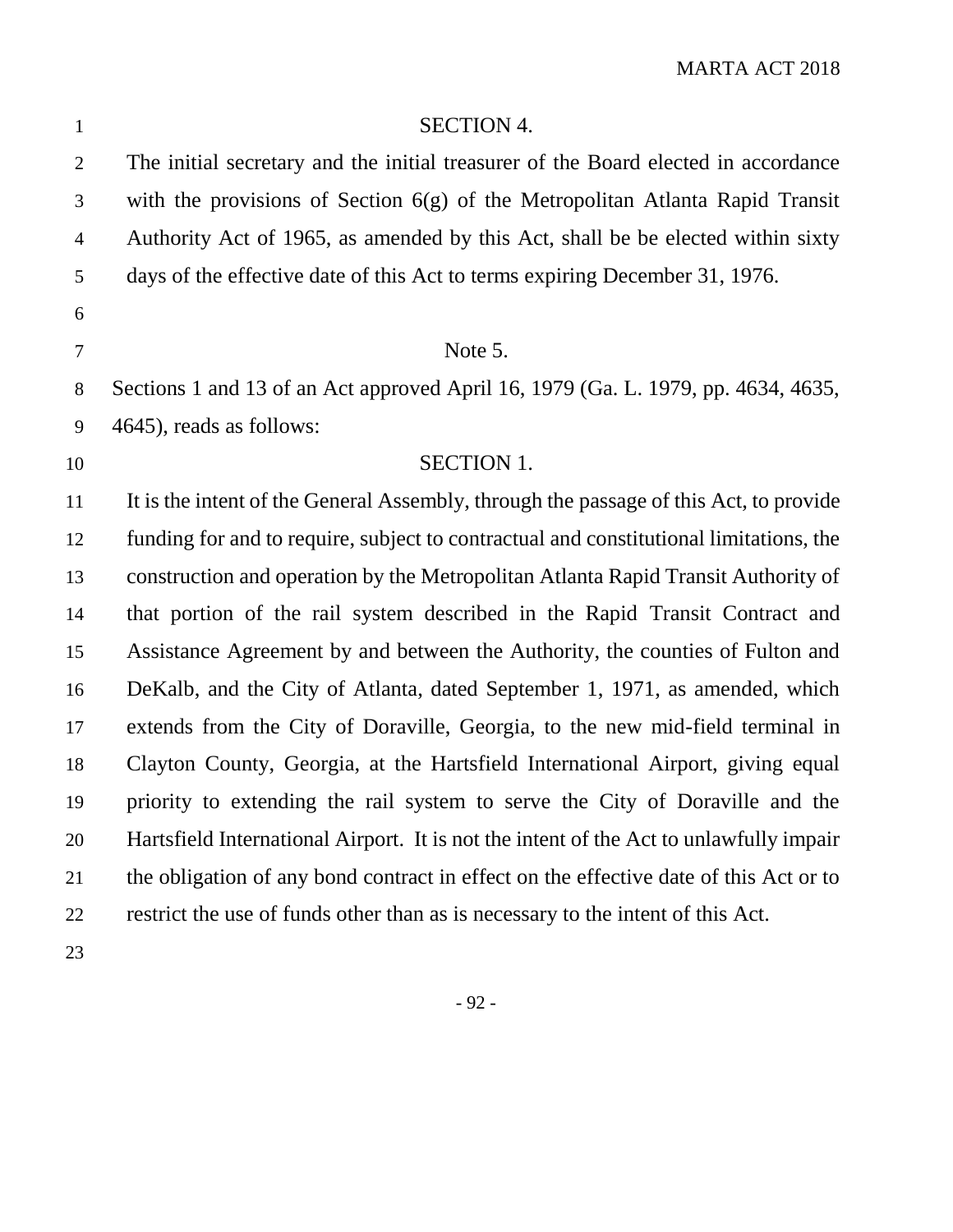SECTION 4.

The initial secretary and the initial treasurer of the Board elected in accordance with the provisions of Section 6(g) of the Metropolitan Atlanta Rapid Transit Authority Act of 1965, as amended by this Act, shall be be elected within sixty days of the effective date of this Act to terms expiring December 31, 1976.

Note 5.

Sections 1 and 13 of an Act approved April 16, 1979 (Ga. L. 1979, pp. 4634, 4635, 4645), reads as follows:

SECTION 1.

It is the intent of the General Assembly, through the passage of this Act, to provide funding for and to require, subject to contractual and constitutional limitations, the construction and operation by the Metropolitan Atlanta Rapid Transit Authority of that portion of the rail system described in the Rapid Transit Contract and Assistance Agreement by and between the Authority, the counties of Fulton and DeKalb, and the City of Atlanta, dated September 1, 1971, as amended, which extends from the City of Doraville, Georgia, to the new mid-field terminal in Clayton County, Georgia, at the Hartsfield International Airport, giving equal priority to extending the rail system to serve the City of Doraville and the Hartsfield International Airport. It is not the intent of the Act to unlawfully impair the obligation of any bond contract in effect on the effective date of this Act or to restrict the use of funds other than as is necessary to the intent of this Act.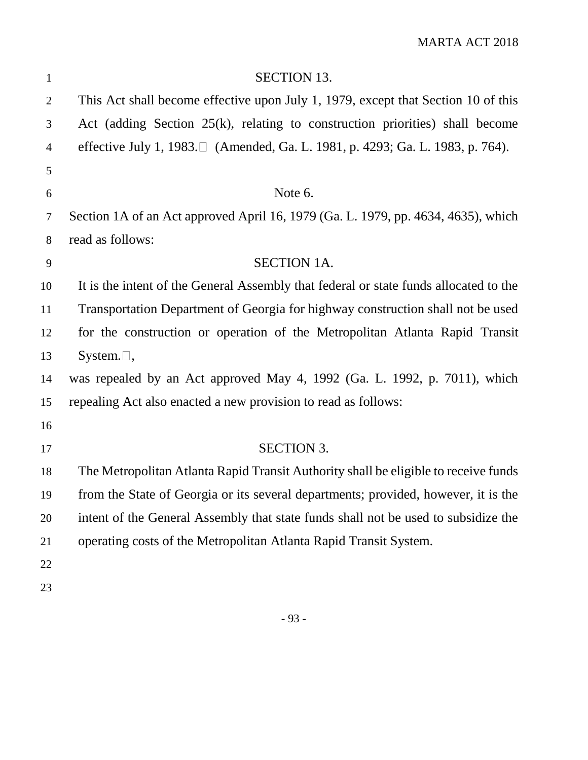SECTION 13.

This Act shall become effective upon July 1, 1979, except that Section 10 of this Act (adding Section 25(k), relating to construction priorities) shall become effective July 1, 1983.  (Amended, Ga. L. 1981, p. 4293; Ga. L. 1983, p. 764).

Note 6.

Section 1A of an Act approved April 16, 1979 (Ga. L. 1979, pp. 4634, 4635), which read as follows:

SECTION 1A.

It is the intent of the General Assembly that federal or state funds allocated to the Transportation Department of Georgia for highway construction shall not be used for the construction or operation of the Metropolitan Atlanta Rapid Transit System. ,

was repealed by an Act approved May 4, 1992 (Ga. L. 1992, p. 7011), which repealing Act also enacted a new provision to read as follows:

SECTION 3.

The Metropolitan Atlanta Rapid Transit Authority shall be eligible to receive funds from the State of Georgia or its several departments; provided, however, it is the intent of the General Assembly that state funds shall not be used to subsidize the operating costs of the Metropolitan Atlanta Rapid Transit System.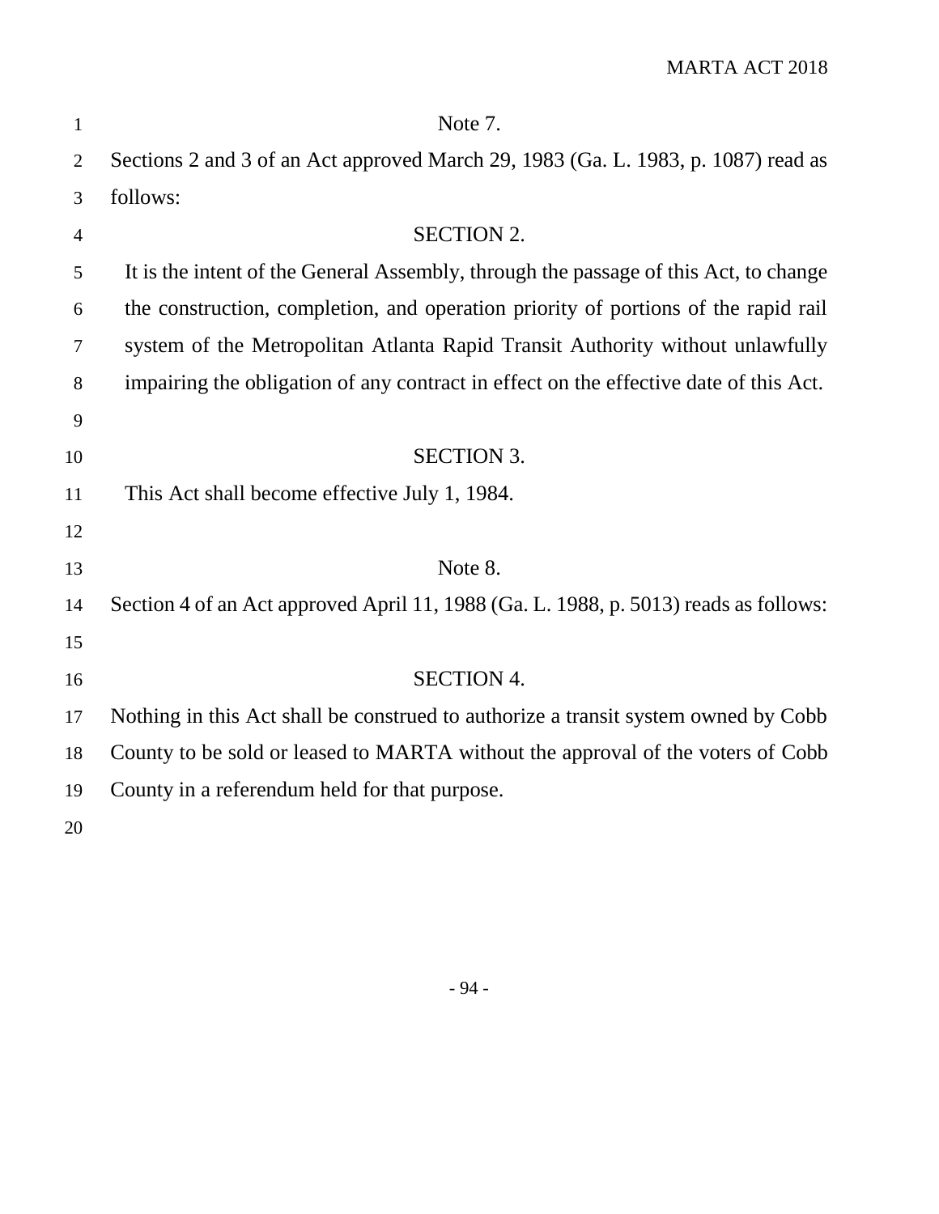Note 7.

Sections 2 and 3 of an Act approved March 29, 1983 (Ga. L. 1983, p. 1087) read as follows:

SECTION 2.

It is the intent of the General Assembly, through the passage of this Act, to change the construction, completion, and operation priority of portions of the rapid rail system of the Metropolitan Atlanta Rapid Transit Authority without unlawfully impairing the obligation of any contract in effect on the effective date of this Act.

SECTION 3.

This Act shall become effective July 1, 1984.

Note 8.

Section 4 of an Act approved April 11, 1988 (Ga. L. 1988, p. 5013) reads as follows:

SECTION 4.

Nothing in this Act shall be construed to authorize a transit system owned by Cobb County to be sold or leased to MARTA without the approval of the voters of Cobb County in a referendum held for that purpose.